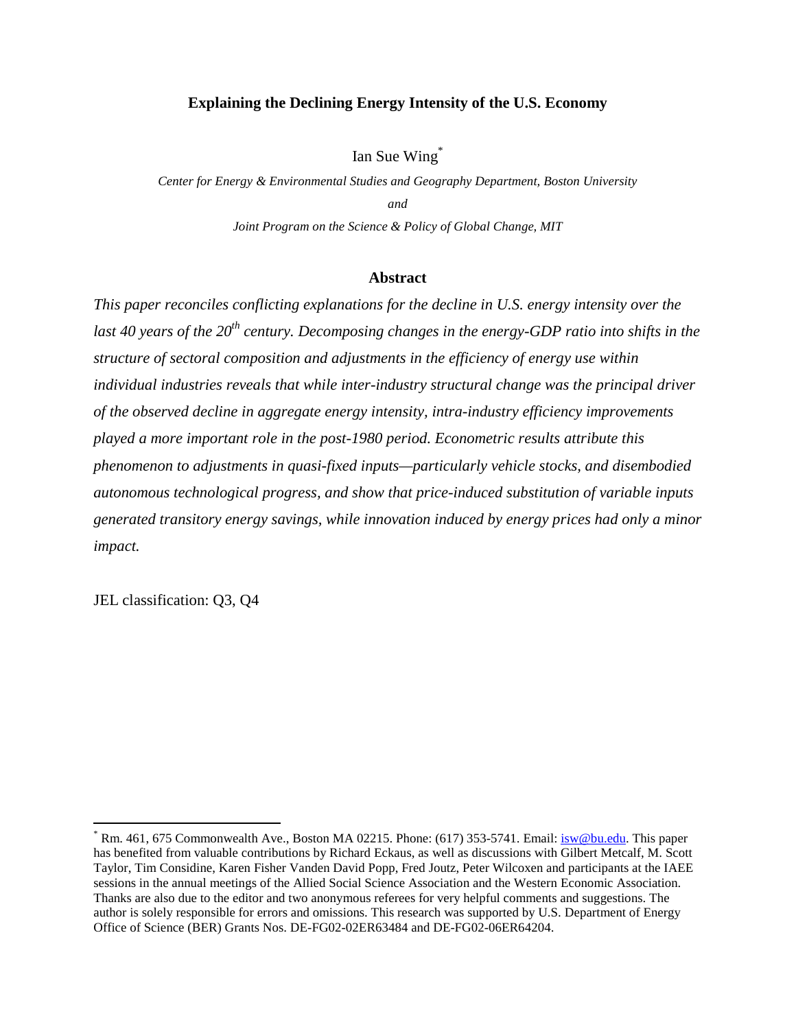# Explaining the Declining Energy Intensity of the U.S. Economy

Ian Sue Wing[*]

*Center for Energy & Environmental Studies and Geography Department, Boston University*

*and*

*Joint Program on the Science & Policy of Global Change, MIT*

## Abstract

*This paper reconciles conflicting explanations for the decline in U.S. energy intensity over the last 40 years of the 20$^{th}$ century. Decomposing changes in the energy-GDP ratio into shifts in the structure of sectoral composition and adjustments in the efficiency of energy use within individual industries reveals that while inter-industry structural change was the principal driver of the observed decline in aggregate energy intensity, intra-industry efficiency improvements played a more important role in the post-1980 period. Econometric results attribute this phenomenon to adjustments in quasi-fixed inputs—particularly vehicle stocks, and disembodied autonomous technological progress, and show that price-induced substitution of variable inputs generated transitory energy savings, while innovation induced by energy prices had only a minor impact.*

JEL classification: Q3, Q4

---

[*] Rm. 461, 675 Commonwealth Ave., Boston MA 02215. Phone: (617) 353-5741. Email: isw@bu.edu. This paper has benefited from valuable contributions by Richard Eckaus, as well as discussions with Gilbert Metcalf, M. Scott Taylor, Tim Considine, Karen Fisher Vanden David Popp, Fred Joutz, Peter Wilcoxen and participants at the IAEE sessions in the annual meetings of the Allied Social Science Association and the Western Economic Association. Thanks are also due to the editor and two anonymous referees for very helpful comments and suggestions. The author is solely responsible for errors and omissions. This research was supported by U.S. Department of Energy Office of Science (BER) Grants Nos. DE-FG02-02ER63484 and DE-FG02-06ER64204.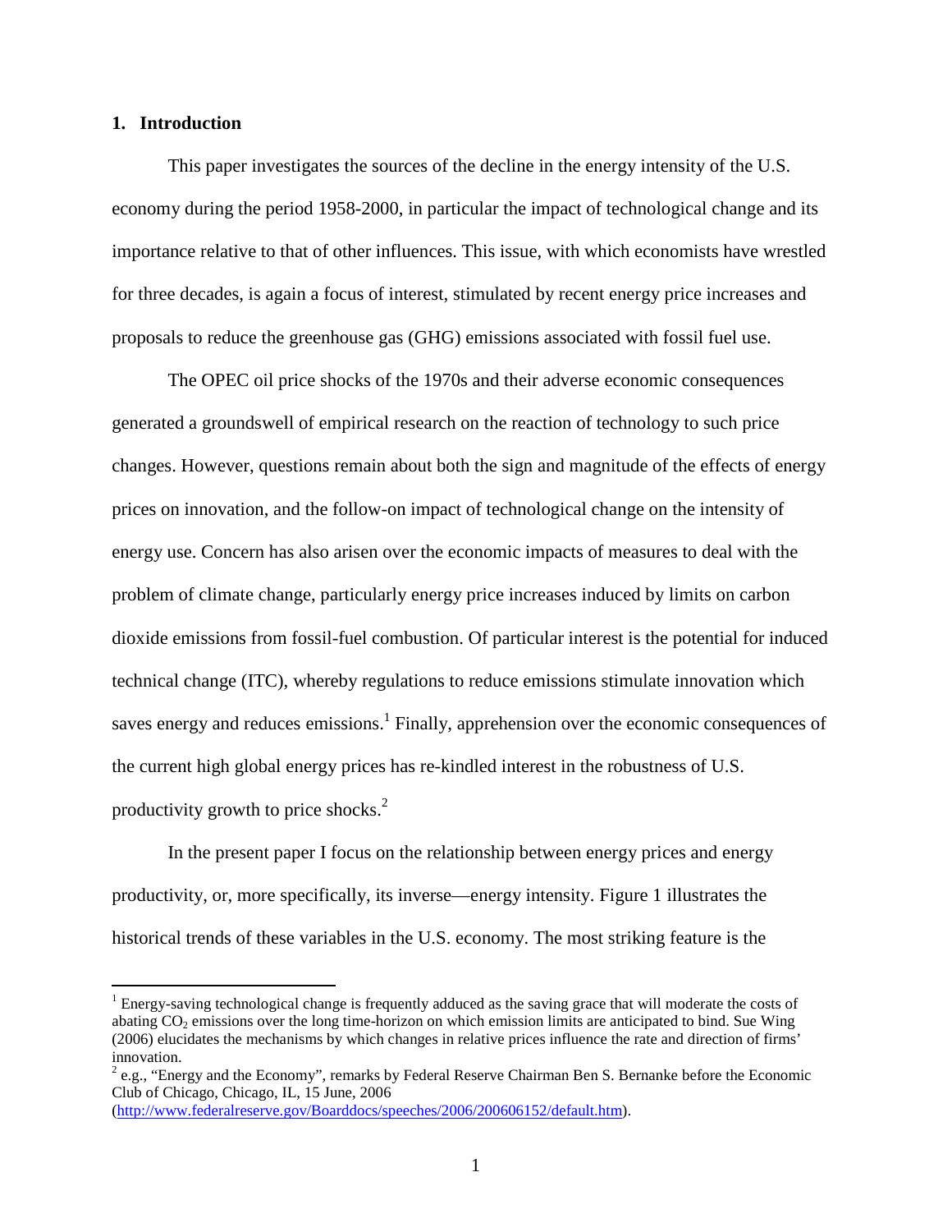## 1. Introduction

This paper investigates the sources of the decline in the energy intensity of the U.S. economy during the period 1958-2000, in particular the impact of technological change and its importance relative to that of other influences. This issue, with which economists have wrestled for three decades, is again a focus of interest, stimulated by recent energy price increases and proposals to reduce the greenhouse gas (GHG) emissions associated with fossil fuel use.

The OPEC oil price shocks of the 1970s and their adverse economic consequences generated a groundswell of empirical research on the reaction of technology to such price changes. However, questions remain about both the sign and magnitude of the effects of energy prices on innovation, and the follow-on impact of technological change on the intensity of energy use. Concern has also arisen over the economic impacts of measures to deal with the problem of climate change, particularly energy price increases induced by limits on carbon dioxide emissions from fossil-fuel combustion. Of particular interest is the potential for induced technical change (ITC), whereby regulations to reduce emissions stimulate innovation which saves energy and reduces emissions.[1] Finally, apprehension over the economic consequences of the current high global energy prices has re-kindled interest in the robustness of U.S. productivity growth to price shocks.[2]

In the present paper I focus on the relationship between energy prices and energy productivity, or, more specifically, its inverse—energy intensity. Figure 1 illustrates the historical trends of these variables in the U.S. economy. The most striking feature is the

---

[1] Energy-saving technological change is frequently adduced as the saving grace that will moderate the costs of abating $CO_2$ emissions over the long time-horizon on which emission limits are anticipated to bind. Sue Wing (2006) elucidates the mechanisms by which changes in relative prices influence the rate and direction of firms' innovation.

[2] e.g., "Energy and the Economy", remarks by Federal Reserve Chairman Ben S. Bernanke before the Economic Club of Chicago, Chicago, IL, 15 June, 2006 (http://www.federalreserve.gov/Boarddocs/speeches/2006/200606152/default.htm).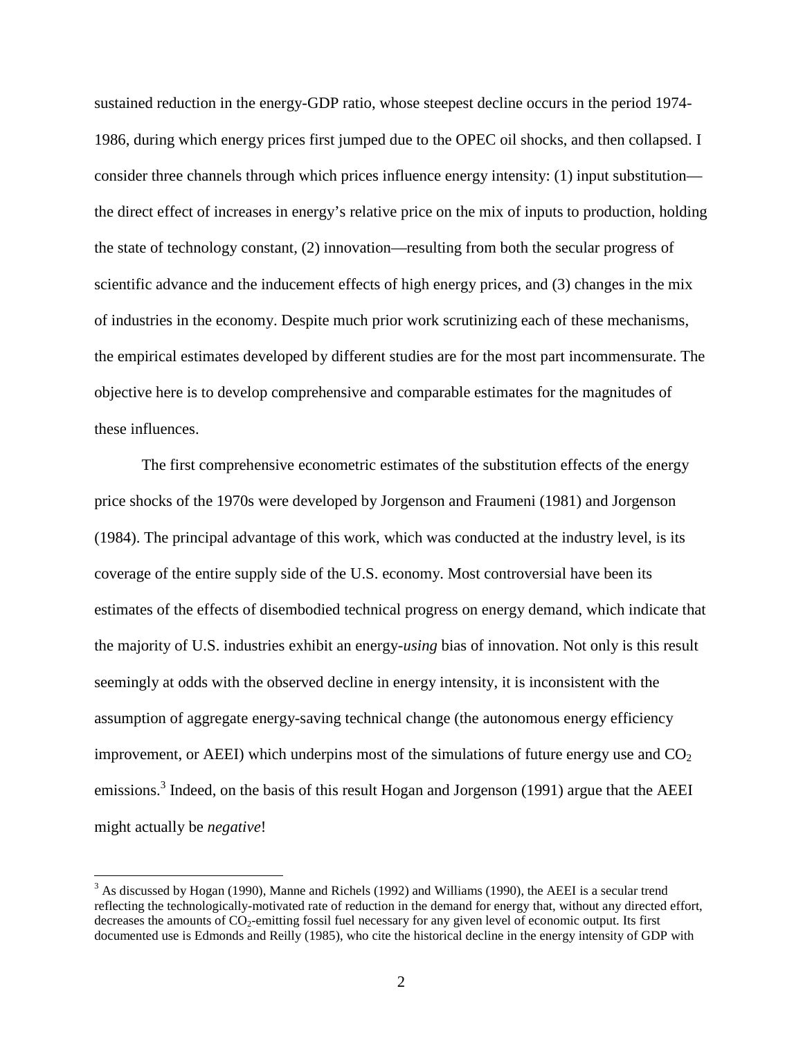sustained reduction in the energy-GDP ratio, whose steepest decline occurs in the period 1974-1986, during which energy prices first jumped due to the OPEC oil shocks, and then collapsed. I consider three channels through which prices influence energy intensity: (1) input substitution—the direct effect of increases in energy's relative price on the mix of inputs to production, holding the state of technology constant, (2) innovation—resulting from both the secular progress of scientific advance and the inducement effects of high energy prices, and (3) changes in the mix of industries in the economy. Despite much prior work scrutinizing each of these mechanisms, the empirical estimates developed by different studies are for the most part incommensurate. The objective here is to develop comprehensive and comparable estimates for the magnitudes of these influences.

The first comprehensive econometric estimates of the substitution effects of the energy price shocks of the 1970s were developed by Jorgenson and Fraumeni (1981) and Jorgenson (1984). The principal advantage of this work, which was conducted at the industry level, is its coverage of the entire supply side of the U.S. economy. Most controversial have been its estimates of the effects of disembodied technical progress on energy demand, which indicate that the majority of U.S. industries exhibit an energy-*using* bias of innovation. Not only is this result seemingly at odds with the observed decline in energy intensity, it is inconsistent with the assumption of aggregate energy-saving technical change (the autonomous energy efficiency improvement, or AEEI) which underpins most of the simulations of future energy use and $CO_2$ emissions.[3] Indeed, on the basis of this result Hogan and Jorgenson (1991) argue that the AEEI might actually be *negative*!

[3] As discussed by Hogan (1990), Manne and Richels (1992) and Williams (1990), the AEEI is a secular trend reflecting the technologically-motivated rate of reduction in the demand for energy that, without any directed effort, decreases the amounts of $CO_2$-emitting fossil fuel necessary for any given level of economic output. Its first documented use is Edmonds and Reilly (1985), who cite the historical decline in the energy intensity of GDP with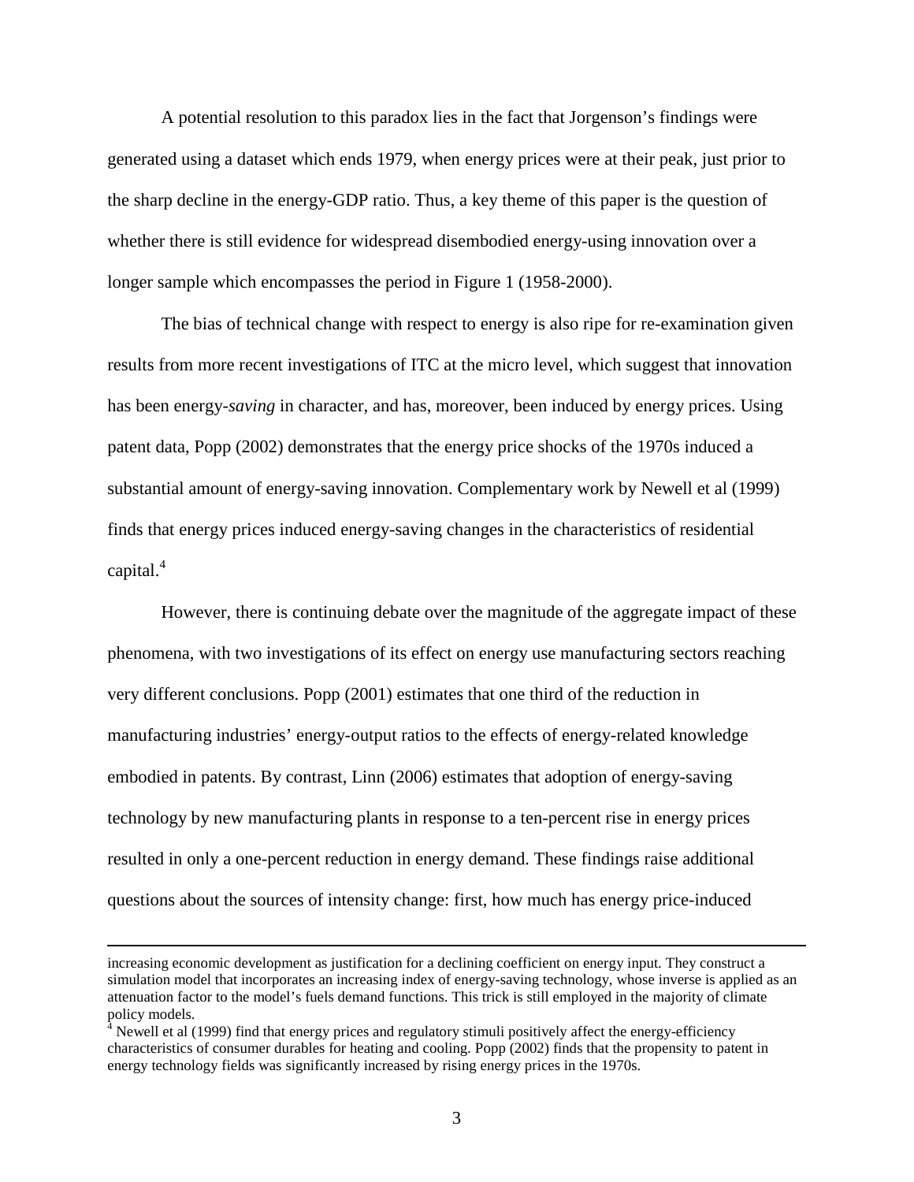A potential resolution to this paradox lies in the fact that Jorgenson's findings were generated using a dataset which ends 1979, when energy prices were at their peak, just prior to the sharp decline in the energy-GDP ratio. Thus, a key theme of this paper is the question of whether there is still evidence for widespread disembodied energy-using innovation over a longer sample which encompasses the period in Figure 1 (1958-2000).

The bias of technical change with respect to energy is also ripe for re-examination given results from more recent investigations of ITC at the micro level, which suggest that innovation has been energy-*saving* in character, and has, moreover, been induced by energy prices. Using patent data, Popp (2002) demonstrates that the energy price shocks of the 1970s induced a substantial amount of energy-saving innovation. Complementary work by Newell et al (1999) finds that energy prices induced energy-saving changes in the characteristics of residential capital.[4]

However, there is continuing debate over the magnitude of the aggregate impact of these phenomena, with two investigations of its effect on energy use manufacturing sectors reaching very different conclusions. Popp (2001) estimates that one third of the reduction in manufacturing industries' energy-output ratios to the effects of energy-related knowledge embodied in patents. By contrast, Linn (2006) estimates that adoption of energy-saving technology by new manufacturing plants in response to a ten-percent rise in energy prices resulted in only a one-percent reduction in energy demand. These findings raise additional questions about the sources of intensity change: first, how much has energy price-induced

---

increasing economic development as justification for a declining coefficient on energy input. They construct a simulation model that incorporates an increasing index of energy-saving technology, whose inverse is applied as an attenuation factor to the model's fuels demand functions. This trick is still employed in the majority of climate policy models.

[4] Newell et al (1999) find that energy prices and regulatory stimuli positively affect the energy-efficiency characteristics of consumer durables for heating and cooling. Popp (2002) finds that the propensity to patent in energy technology fields was significantly increased by rising energy prices in the 1970s.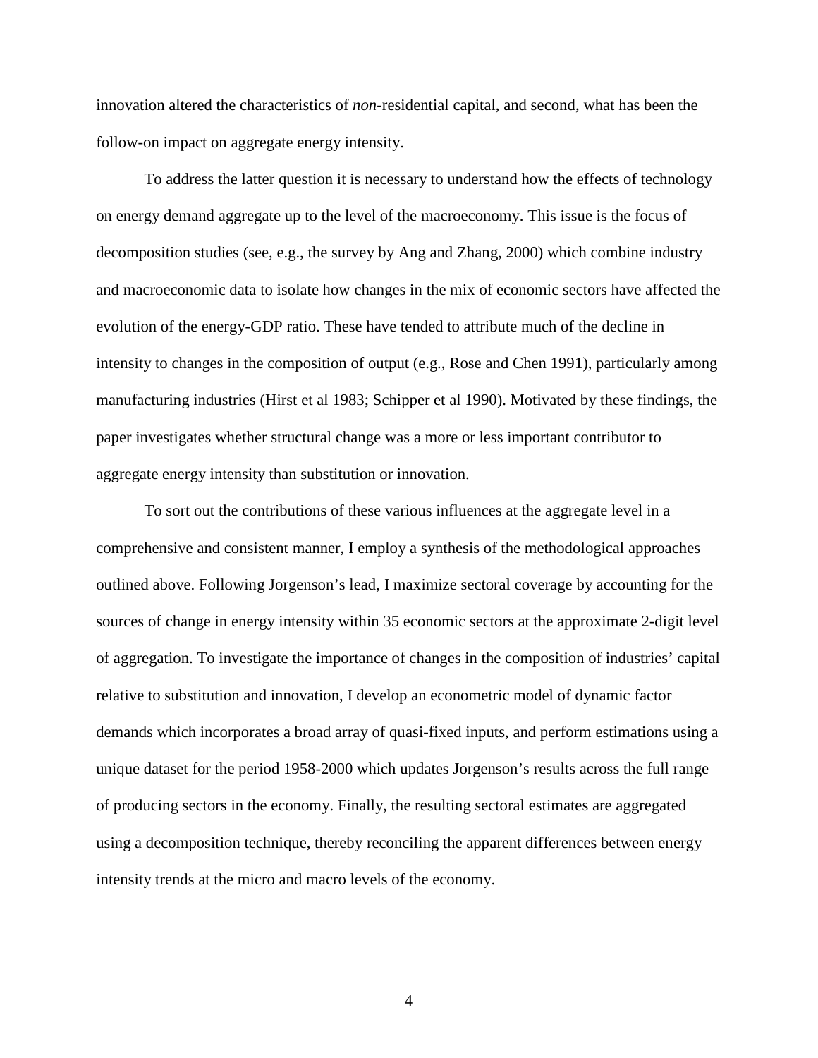innovation altered the characteristics of *non*-residential capital, and second, what has been the follow-on impact on aggregate energy intensity.

To address the latter question it is necessary to understand how the effects of technology on energy demand aggregate up to the level of the macroeconomy. This issue is the focus of decomposition studies (see, e.g., the survey by Ang and Zhang, 2000) which combine industry and macroeconomic data to isolate how changes in the mix of economic sectors have affected the evolution of the energy-GDP ratio. These have tended to attribute much of the decline in intensity to changes in the composition of output (e.g., Rose and Chen 1991), particularly among manufacturing industries (Hirst et al 1983; Schipper et al 1990). Motivated by these findings, the paper investigates whether structural change was a more or less important contributor to aggregate energy intensity than substitution or innovation.

To sort out the contributions of these various influences at the aggregate level in a comprehensive and consistent manner, I employ a synthesis of the methodological approaches outlined above. Following Jorgenson's lead, I maximize sectoral coverage by accounting for the sources of change in energy intensity within 35 economic sectors at the approximate 2-digit level of aggregation. To investigate the importance of changes in the composition of industries' capital relative to substitution and innovation, I develop an econometric model of dynamic factor demands which incorporates a broad array of quasi-fixed inputs, and perform estimations using a unique dataset for the period 1958-2000 which updates Jorgenson's results across the full range of producing sectors in the economy. Finally, the resulting sectoral estimates are aggregated using a decomposition technique, thereby reconciling the apparent differences between energy intensity trends at the micro and macro levels of the economy.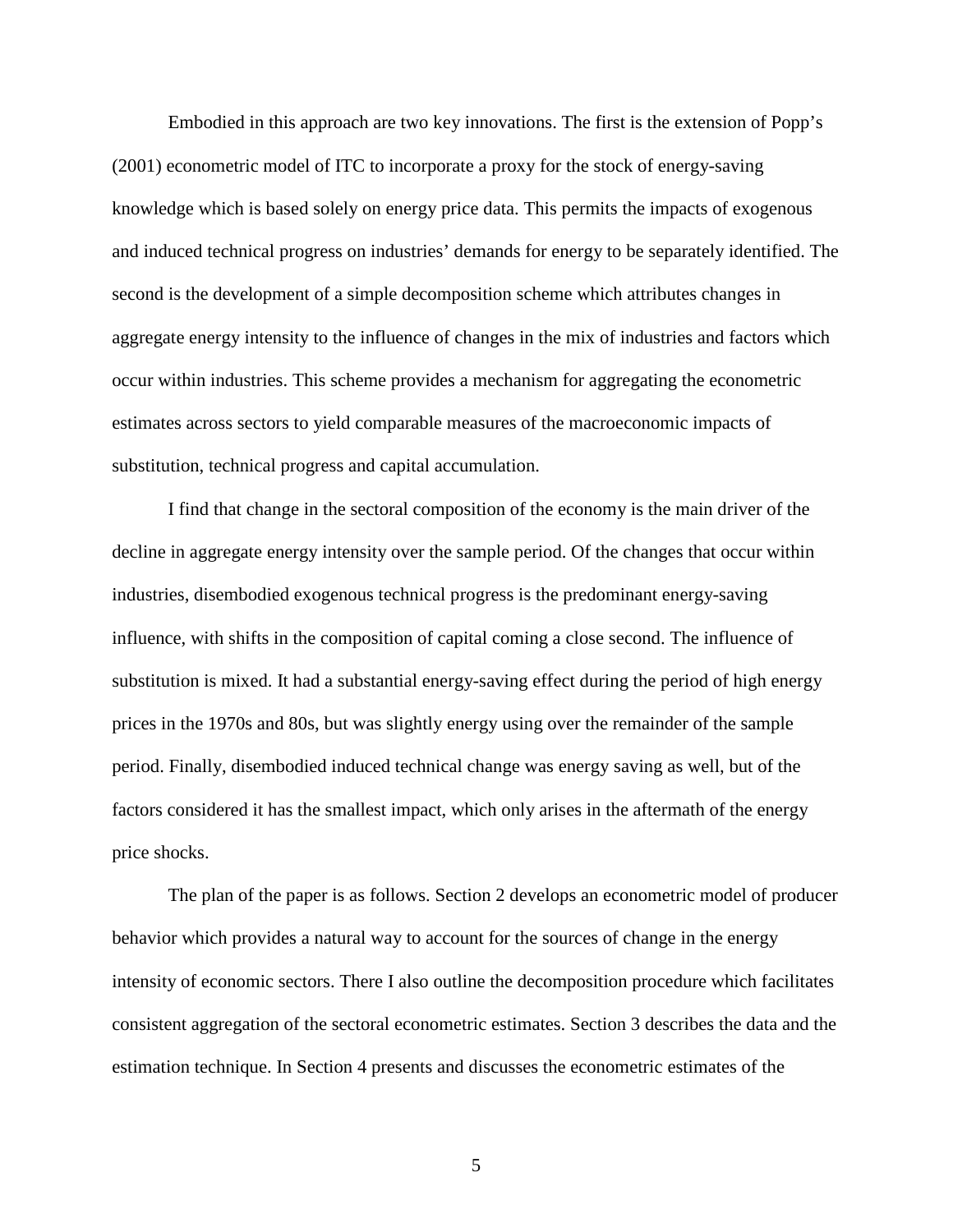Embodied in this approach are two key innovations. The first is the extension of Popp's (2001) econometric model of ITC to incorporate a proxy for the stock of energy-saving knowledge which is based solely on energy price data. This permits the impacts of exogenous and induced technical progress on industries' demands for energy to be separately identified. The second is the development of a simple decomposition scheme which attributes changes in aggregate energy intensity to the influence of changes in the mix of industries and factors which occur within industries. This scheme provides a mechanism for aggregating the econometric estimates across sectors to yield comparable measures of the macroeconomic impacts of substitution, technical progress and capital accumulation.

I find that change in the sectoral composition of the economy is the main driver of the decline in aggregate energy intensity over the sample period. Of the changes that occur within industries, disembodied exogenous technical progress is the predominant energy-saving influence, with shifts in the composition of capital coming a close second. The influence of substitution is mixed. It had a substantial energy-saving effect during the period of high energy prices in the 1970s and 80s, but was slightly energy using over the remainder of the sample period. Finally, disembodied induced technical change was energy saving as well, but of the factors considered it has the smallest impact, which only arises in the aftermath of the energy price shocks.

The plan of the paper is as follows. Section 2 develops an econometric model of producer behavior which provides a natural way to account for the sources of change in the energy intensity of economic sectors. There I also outline the decomposition procedure which facilitates consistent aggregation of the sectoral econometric estimates. Section 3 describes the data and the estimation technique. In Section 4 presents and discusses the econometric estimates of the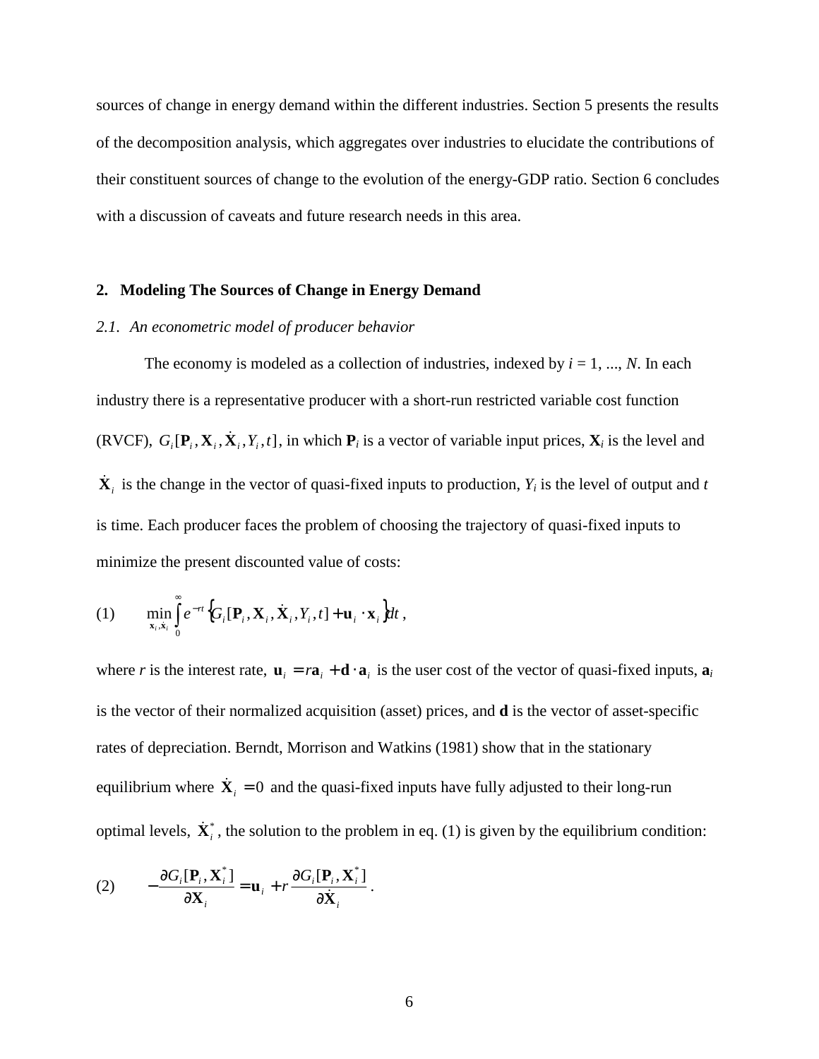sources of change in energy demand within the different industries. Section 5 presents the results of the decomposition analysis, which aggregates over industries to elucidate the contributions of their constituent sources of change to the evolution of the energy-GDP ratio. Section 6 concludes with a discussion of caveats and future research needs in this area.

## 2. Modeling The Sources of Change in Energy Demand

### *2.1. An econometric model of producer behavior*

The economy is modeled as a collection of industries, indexed by $i = 1, ..., N$. In each industry there is a representative producer with a short-run restricted variable cost function (RVCF), $G_i[\mathbf{P}_i, \mathbf{X}_i, \dot{\mathbf{X}}_i, Y_i, t]$, in which $\mathbf{P}_i$ is a vector of variable input prices, $\mathbf{X}_i$ is the level and $\dot{\mathbf{X}}_i$ is the change in the vector of quasi-fixed inputs to production, $Y_i$ is the level of output and $t$ is time. Each producer faces the problem of choosing the trajectory of quasi-fixed inputs to minimize the present discounted value of costs:

$$\text{(1)} \qquad \min_{\mathbf{x}_i, \dot{\mathbf{x}}_i} \int_0^\infty e^{-rt} \left\{ G_i[\mathbf{P}_i, \mathbf{X}_i, \dot{\mathbf{X}}_i, Y_i, t] + \mathbf{u}_i \cdot \mathbf{x}_i \right\} dt \,,$$

where $r$ is the interest rate, $\mathbf{u}_i = r\mathbf{a}_i + \mathbf{d} \cdot \mathbf{a}_i$ is the user cost of the vector of quasi-fixed inputs, $\mathbf{a}_i$ is the vector of their normalized acquisition (asset) prices, and $\mathbf{d}$ is the vector of asset-specific rates of depreciation. Berndt, Morrison and Watkins (1981) show that in the stationary equilibrium where $\dot{\mathbf{X}}_i = 0$ and the quasi-fixed inputs have fully adjusted to their long-run optimal levels, $\dot{\mathbf{X}}_i^*$, the solution to the problem in eq. (1) is given by the equilibrium condition:

$$\text{(2)} \qquad -\frac{\partial G_i[\mathbf{P}_i, \mathbf{X}_i^*]}{\partial \mathbf{X}_i} = \mathbf{u}_i + r \frac{\partial G_i[\mathbf{P}_i, \mathbf{X}_i^*]}{\partial \dot{\mathbf{X}}_i} \,.$$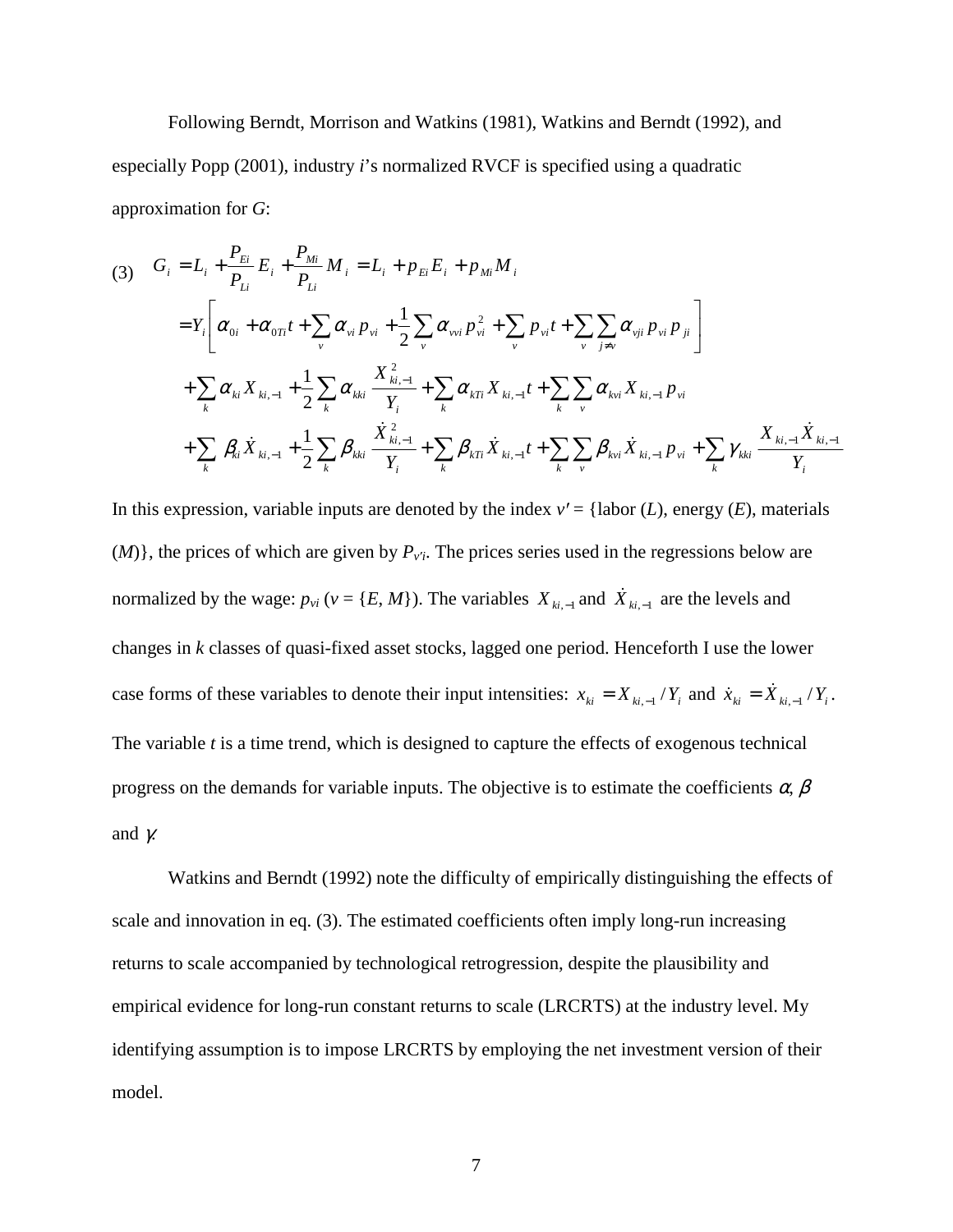Following Berndt, Morrison and Watkins (1981), Watkins and Berndt (1992), and especially Popp (2001), industry *i*'s normalized RVCF is specified using a quadratic approximation for *G*:

$$
\begin{aligned}
(3) \quad G_i &= L_i + \frac{P_{Ei}}{P_{Li}} E_i + \frac{P_{Mi}}{P_{Li}} M_i = L_i + p_{Ei} E_i + p_{Mi} M_i \\
&= Y_i \left[ \alpha_{0i} + \alpha_{0Ti} t + \sum_v \alpha_{vi} p_{vi} + \frac{1}{2} \sum_v \alpha_{vvi} p_{vi}^2 + \sum_v p_{vi} t + \sum_v \sum_{j \neq v} \alpha_{vji} p_{vi} p_{ji} \right] \\
&+ \sum_k \alpha_{ki} X_{ki,-1} + \frac{1}{2} \sum_k \alpha_{kki} \frac{X_{ki,-1}^2}{Y_i} + \sum_k \alpha_{kTi} X_{ki,-1} t + \sum_k \sum_v \alpha_{kvi} X_{ki,-1} p_{vi} \\
&+ \sum_k \beta_{ki} \dot{X}_{ki,-1} + \frac{1}{2} \sum_k \beta_{kki} \frac{\dot{X}_{ki,-1}^2}{Y_i} + \sum_k \beta_{kTi} \dot{X}_{ki,-1} t + \sum_k \sum_v \beta_{kvi} \dot{X}_{ki,-1} p_{vi} + \sum_k \gamma_{kki} \frac{X_{ki,-1} \dot{X}_{ki,-1}}{Y_i}
\end{aligned}
$$

In this expression, variable inputs are denoted by the index $v'$ = {labor ($L$), energy ($E$), materials ($M$)}, the prices of which are given by $P_{v'i}$. The prices series used in the regressions below are normalized by the wage: $p_{vi}$ ($v$ = {$E$, $M$}). The variables $X_{ki,-1}$ and $\dot{X}_{ki,-1}$ are the levels and changes in $k$ classes of quasi-fixed asset stocks, lagged one period. Henceforth I use the lower case forms of these variables to denote their input intensities: $x_{ki} = X_{ki,-1} / Y_i$ and $\dot{x}_{ki} = \dot{X}_{ki,-1} / Y_i$. The variable $t$ is a time trend, which is designed to capture the effects of exogenous technical progress on the demands for variable inputs. The objective is to estimate the coefficients $\alpha$, $\beta$ and $\gamma$.

Watkins and Berndt (1992) note the difficulty of empirically distinguishing the effects of scale and innovation in eq. (3). The estimated coefficients often imply long-run increasing returns to scale accompanied by technological retrogression, despite the plausibility and empirical evidence for long-run constant returns to scale (LRCRTS) at the industry level. My identifying assumption is to impose LRCRTS by employing the net investment version of their model.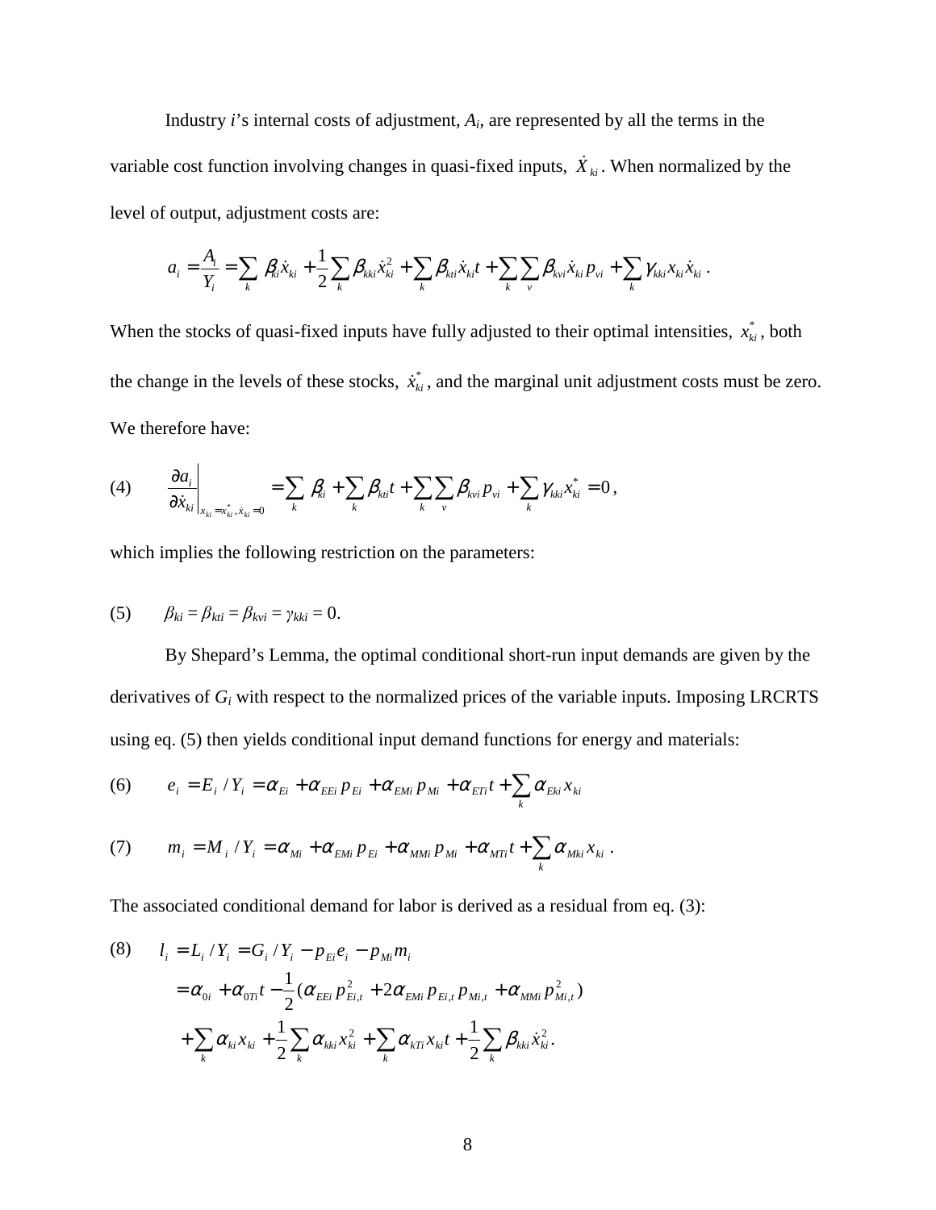Industry $i$'s internal costs of adjustment, $A_i$, are represented by all the terms in the variable cost function involving changes in quasi-fixed inputs, $\dot{X}_{ki}$. When normalized by the level of output, adjustment costs are:

$$a_i = \frac{A_i}{Y_i} = \sum_k \beta_{ki}\dot{x}_{ki} + \frac{1}{2}\sum_k \beta_{kki}\dot{x}_{ki}^2 + \sum_k \beta_{kti}\dot{x}_{ki}t + \sum_k\sum_v \beta_{kvi}\dot{x}_{ki}p_{vi} + \sum_k \gamma_{kki}x_{ki}\dot{x}_{ki}\,.$$

When the stocks of quasi-fixed inputs have fully adjusted to their optimal intensities, $x_{ki}^*$, both the change in the levels of these stocks, $\dot{x}_{ki}^*$, and the marginal unit adjustment costs must be zero. We therefore have:

$$\text{(4)} \qquad \left.\frac{\partial a_i}{\partial \dot{x}_{ki}}\right|_{x_{ki}=x_{ki}^*,\,\dot{x}_{ki}=0} = \sum_k \beta_{ki} + \sum_k \beta_{kti}t + \sum_k\sum_v \beta_{kvi}p_{vi} + \sum_k \gamma_{kki}x_{ki}^* = 0\,,$$

which implies the following restriction on the parameters:

$$\text{(5)} \qquad \beta_{ki} = \beta_{kti} = \beta_{kvi} = \gamma_{kki} = 0.$$

By Shepard's Lemma, the optimal conditional short-run input demands are given by the derivatives of $G_i$ with respect to the normalized prices of the variable inputs. Imposing LRCRTS using eq. (5) then yields conditional input demand functions for energy and materials:

$$\text{(6)} \qquad e_i = E_i / Y_i = \alpha_{Ei} + \alpha_{EEi}p_{Ei} + \alpha_{EMi}p_{Mi} + \alpha_{ETi}t + \sum_k \alpha_{Eki}x_{ki}$$

$$\text{(7)} \qquad m_i = M_i / Y_i = \alpha_{Mi} + \alpha_{EMi}p_{Ei} + \alpha_{MMi}p_{Mi} + \alpha_{MTi}t + \sum_k \alpha_{Mki}x_{ki}\,.$$

The associated conditional demand for labor is derived as a residual from eq. (3):

$$\begin{aligned}\text{(8)} \qquad l_i &= L_i / Y_i = G_i / Y_i - p_{Ei}e_i - p_{Mi}m_i \\ &= \alpha_{0i} + \alpha_{0Ti}t - \frac{1}{2}(\alpha_{EEi}p_{Ei,t}^2 + 2\alpha_{EMi}p_{Ei,t}p_{Mi,t} + \alpha_{MMi}p_{Mi,t}^2) \\ &\quad + \sum_k \alpha_{ki}x_{ki} + \frac{1}{2}\sum_k \alpha_{kki}x_{ki}^2 + \sum_k \alpha_{kTi}x_{ki}t + \frac{1}{2}\sum_k \beta_{kki}\dot{x}_{ki}^2.\end{aligned}$$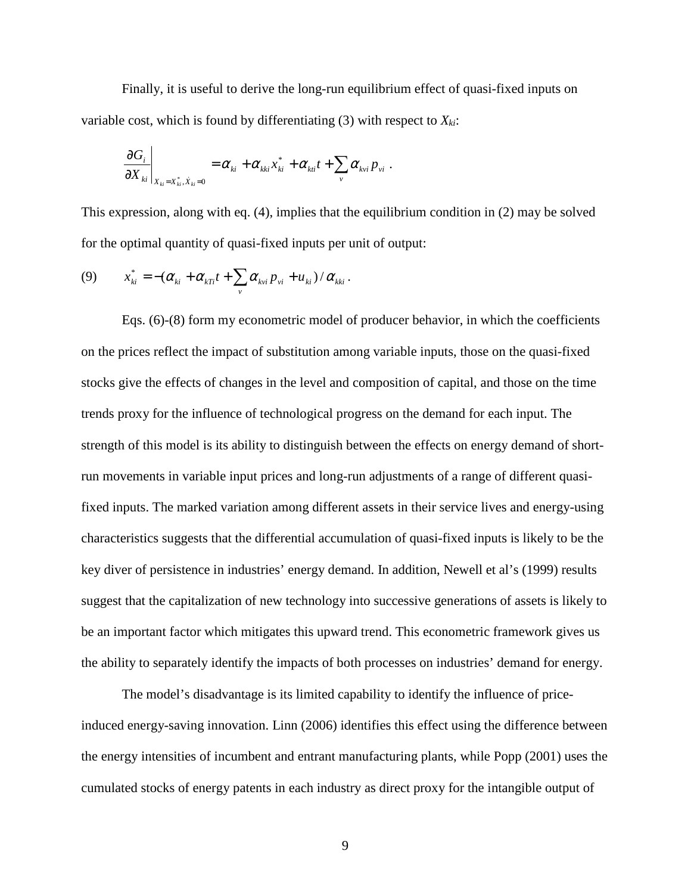Finally, it is useful to derive the long-run equilibrium effect of quasi-fixed inputs on variable cost, which is found by differentiating (3) with respect to $X_{ki}$:

$$\left.\frac{\partial G_i}{\partial X_{ki}}\right|_{X_{ki}=X_{ki}^*, \dot{X}_{ki}=0} = \alpha_{ki} + \alpha_{kki} x_{ki}^* + \alpha_{kti} t + \sum_v \alpha_{kvi} p_{vi} \ .$$

This expression, along with eq. (4), implies that the equilibrium condition in (2) may be solved for the optimal quantity of quasi-fixed inputs per unit of output:

$$(9) \qquad x_{ki}^* = -(\alpha_{ki} + \alpha_{kTi} t + \sum_v \alpha_{kvi} p_{vi} + u_{ki}) / \alpha_{kki} \ .$$

Eqs. (6)-(8) form my econometric model of producer behavior, in which the coefficients on the prices reflect the impact of substitution among variable inputs, those on the quasi-fixed stocks give the effects of changes in the level and composition of capital, and those on the time trends proxy for the influence of technological progress on the demand for each input. The strength of this model is its ability to distinguish between the effects on energy demand of short-run movements in variable input prices and long-run adjustments of a range of different quasi-fixed inputs. The marked variation among different assets in their service lives and energy-using characteristics suggests that the differential accumulation of quasi-fixed inputs is likely to be the key diver of persistence in industries' energy demand. In addition, Newell et al's (1999) results suggest that the capitalization of new technology into successive generations of assets is likely to be an important factor which mitigates this upward trend. This econometric framework gives us the ability to separately identify the impacts of both processes on industries' demand for energy.

The model's disadvantage is its limited capability to identify the influence of price-induced energy-saving innovation. Linn (2006) identifies this effect using the difference between the energy intensities of incumbent and entrant manufacturing plants, while Popp (2001) uses the cumulated stocks of energy patents in each industry as direct proxy for the intangible output of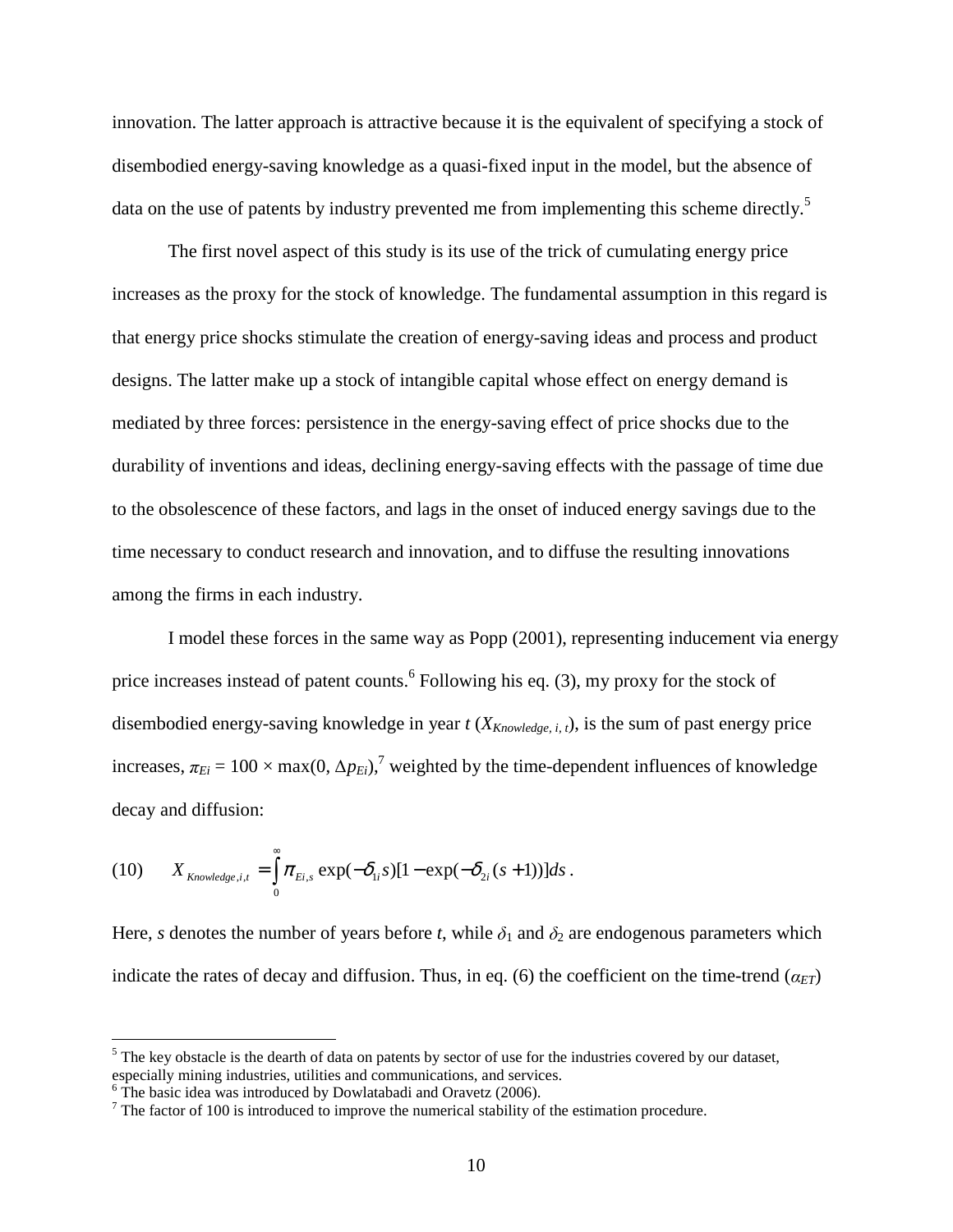innovation. The latter approach is attractive because it is the equivalent of specifying a stock of disembodied energy-saving knowledge as a quasi-fixed input in the model, but the absence of data on the use of patents by industry prevented me from implementing this scheme directly.[5]

The first novel aspect of this study is its use of the trick of cumulating energy price increases as the proxy for the stock of knowledge. The fundamental assumption in this regard is that energy price shocks stimulate the creation of energy-saving ideas and process and product designs. The latter make up a stock of intangible capital whose effect on energy demand is mediated by three forces: persistence in the energy-saving effect of price shocks due to the durability of inventions and ideas, declining energy-saving effects with the passage of time due to the obsolescence of these factors, and lags in the onset of induced energy savings due to the time necessary to conduct research and innovation, and to diffuse the resulting innovations among the firms in each industry.

I model these forces in the same way as Popp (2001), representing inducement via energy price increases instead of patent counts.[6] Following his eq. (3), my proxy for the stock of disembodied energy-saving knowledge in year $t$ ($X_{Knowledge,\,i,\,t}$), is the sum of past energy price increases, $\pi_{Ei} = 100 \times \max(0, \Delta p_{Ei})$,[7] weighted by the time-dependent influences of knowledge decay and diffusion:

$$(10) \qquad X_{Knowledge,i,t} = \int_0^{\infty} \pi_{Ei,s} \exp(-\delta_{1i} s)[1 - \exp(-\delta_{2i}(s+1))]ds\,.$$

Here, $s$ denotes the number of years before $t$, while $\delta_1$ and $\delta_2$ are endogenous parameters which indicate the rates of decay and diffusion. Thus, in eq. (6) the coefficient on the time-trend ($\alpha_{ET}$)

---

[5] The key obstacle is the dearth of data on patents by sector of use for the industries covered by our dataset, especially mining industries, utilities and communications, and services.

[6] The basic idea was introduced by Dowlatabadi and Oravetz (2006).

[7] The factor of 100 is introduced to improve the numerical stability of the estimation procedure.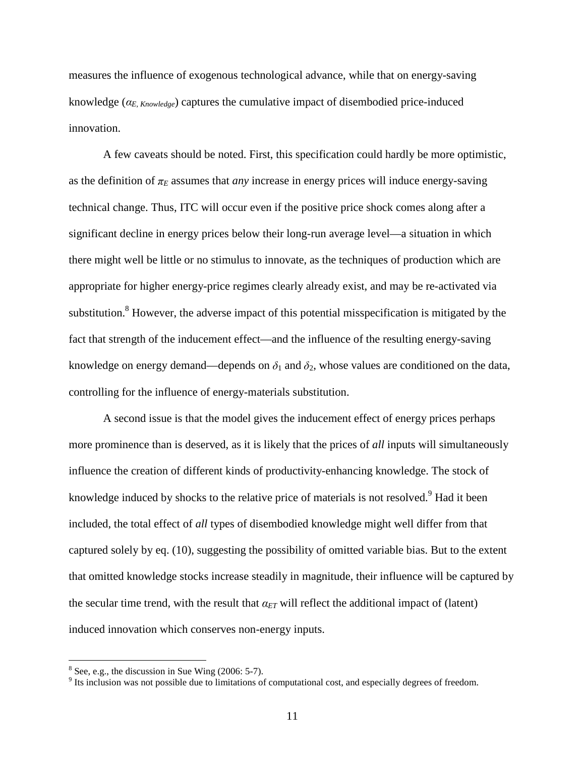measures the influence of exogenous technological advance, while that on energy-saving knowledge ($\alpha_{E,\,Knowledge}$) captures the cumulative impact of disembodied price-induced innovation.

A few caveats should be noted. First, this specification could hardly be more optimistic, as the definition of $\pi_E$ assumes that *any* increase in energy prices will induce energy-saving technical change. Thus, ITC will occur even if the positive price shock comes along after a significant decline in energy prices below their long-run average level—a situation in which there might well be little or no stimulus to innovate, as the techniques of production which are appropriate for higher energy-price regimes clearly already exist, and may be re-activated via substitution.[8] However, the adverse impact of this potential misspecification is mitigated by the fact that strength of the inducement effect—and the influence of the resulting energy-saving knowledge on energy demand—depends on $\delta_1$ and $\delta_2$, whose values are conditioned on the data, controlling for the influence of energy-materials substitution.

A second issue is that the model gives the inducement effect of energy prices perhaps more prominence than is deserved, as it is likely that the prices of *all* inputs will simultaneously influence the creation of different kinds of productivity-enhancing knowledge. The stock of knowledge induced by shocks to the relative price of materials is not resolved.[9] Had it been included, the total effect of *all* types of disembodied knowledge might well differ from that captured solely by eq. (10), suggesting the possibility of omitted variable bias. But to the extent that omitted knowledge stocks increase steadily in magnitude, their influence will be captured by the secular time trend, with the result that $\alpha_{ET}$ will reflect the additional impact of (latent) induced innovation which conserves non-energy inputs.

[8] See, e.g., the discussion in Sue Wing (2006: 5-7).

[9] Its inclusion was not possible due to limitations of computational cost, and especially degrees of freedom.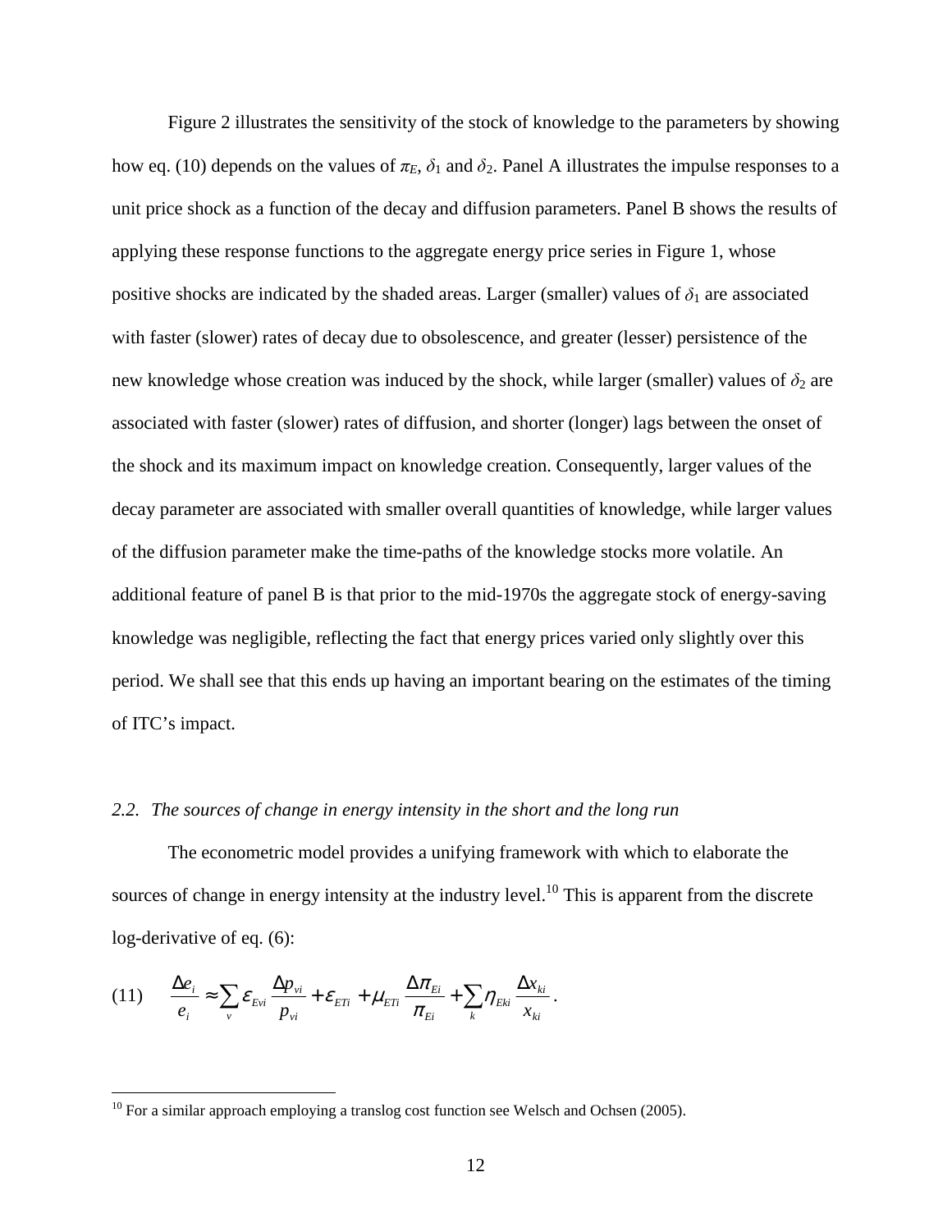Figure 2 illustrates the sensitivity of the stock of knowledge to the parameters by showing how eq. (10) depends on the values of $\pi_E$, $\delta_1$ and $\delta_2$. Panel A illustrates the impulse responses to a unit price shock as a function of the decay and diffusion parameters. Panel B shows the results of applying these response functions to the aggregate energy price series in Figure 1, whose positive shocks are indicated by the shaded areas. Larger (smaller) values of $\delta_1$ are associated with faster (slower) rates of decay due to obsolescence, and greater (lesser) persistence of the new knowledge whose creation was induced by the shock, while larger (smaller) values of $\delta_2$ are associated with faster (slower) rates of diffusion, and shorter (longer) lags between the onset of the shock and its maximum impact on knowledge creation. Consequently, larger values of the decay parameter are associated with smaller overall quantities of knowledge, while larger values of the diffusion parameter make the time-paths of the knowledge stocks more volatile. An additional feature of panel B is that prior to the mid-1970s the aggregate stock of energy-saving knowledge was negligible, reflecting the fact that energy prices varied only slightly over this period. We shall see that this ends up having an important bearing on the estimates of the timing of ITC's impact.

## *2.2. The sources of change in energy intensity in the short and the long run*

The econometric model provides a unifying framework with which to elaborate the sources of change in energy intensity at the industry level.[10] This is apparent from the discrete log-derivative of eq. (6):

$$(11) \qquad \frac{\Delta e_i}{e_i} \approx \sum_v \varepsilon_{Evi} \frac{\Delta p_{vi}}{p_{vi}} + \varepsilon_{ETi} + \mu_{ETi} \frac{\Delta \pi_{Ei}}{\pi_{Ei}} + \sum_k \eta_{Eki} \frac{\Delta x_{ki}}{x_{ki}}.$$

[10] For a similar approach employing a translog cost function see Welsch and Ochsen (2005).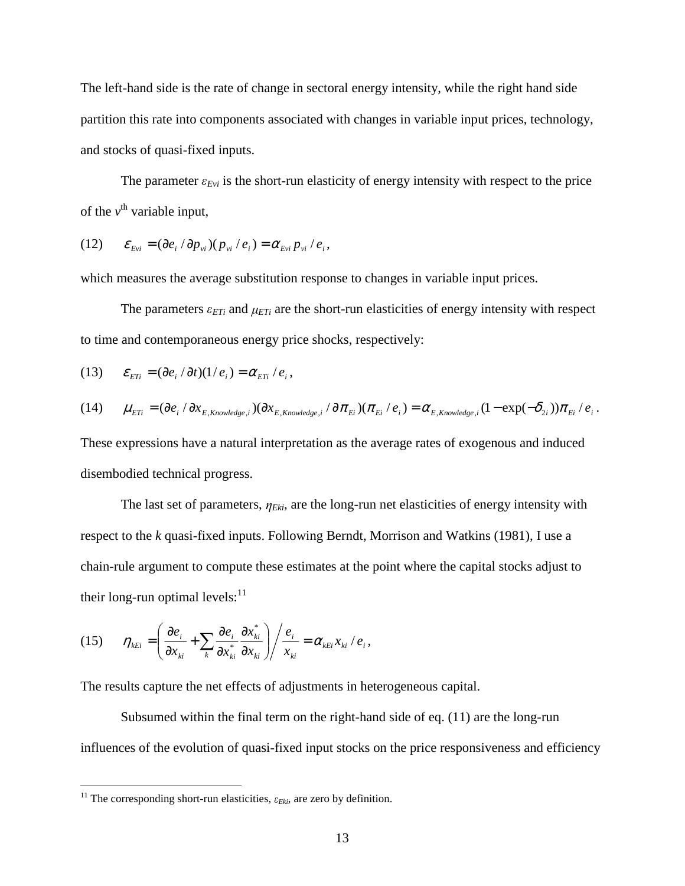The left-hand side is the rate of change in sectoral energy intensity, while the right hand side partition this rate into components associated with changes in variable input prices, technology, and stocks of quasi-fixed inputs.

The parameter $\varepsilon_{Evi}$ is the short-run elasticity of energy intensity with respect to the price of the $v^{\text{th}}$ variable input,

$$\text{(12)} \qquad \varepsilon_{Evi} = (\partial e_i / \partial p_{vi})(p_{vi} / e_i) = \alpha_{Evi}\, p_{vi} / e_i \,,$$

which measures the average substitution response to changes in variable input prices.

The parameters $\varepsilon_{ETi}$ and $\mu_{ETi}$ are the short-run elasticities of energy intensity with respect to time and contemporaneous energy price shocks, respectively:

$$\text{(13)} \qquad \varepsilon_{ETi} = (\partial e_i / \partial t)(1/ e_i) = \alpha_{ETi} / e_i \,,$$

$$\text{(14)} \qquad \mu_{ETi} = (\partial e_i / \partial x_{E,Knowledge,i})(\partial x_{E,Knowledge,i} / \partial \pi_{Ei})(\pi_{Ei} / e_i) = \alpha_{E,Knowledge,i}(1 - \exp(-\delta_{2i}))\pi_{Ei} / e_i \,.$$

These expressions have a natural interpretation as the average rates of exogenous and induced disembodied technical progress.

The last set of parameters, $\eta_{Eki}$, are the long-run net elasticities of energy intensity with respect to the $k$ quasi-fixed inputs. Following Berndt, Morrison and Watkins (1981), I use a chain-rule argument to compute these estimates at the point where the capital stocks adjust to their long-run optimal levels:[11]

$$\text{(15)} \qquad \eta_{kEi} = \left( \frac{\partial e_i}{\partial x_{ki}} + \sum_k \frac{\partial e_i}{\partial x^*_{ki}} \frac{\partial x^*_{ki}}{\partial x_{ki}} \right) \Bigg/ \frac{e_i}{x_{ki}} = \alpha_{kEi}\, x_{ki} / e_i \,,$$

The results capture the net effects of adjustments in heterogeneous capital.

Subsumed within the final term on the right-hand side of eq. (11) are the long-run influences of the evolution of quasi-fixed input stocks on the price responsiveness and efficiency

[11] The corresponding short-run elasticities, $\varepsilon_{Eki}$, are zero by definition.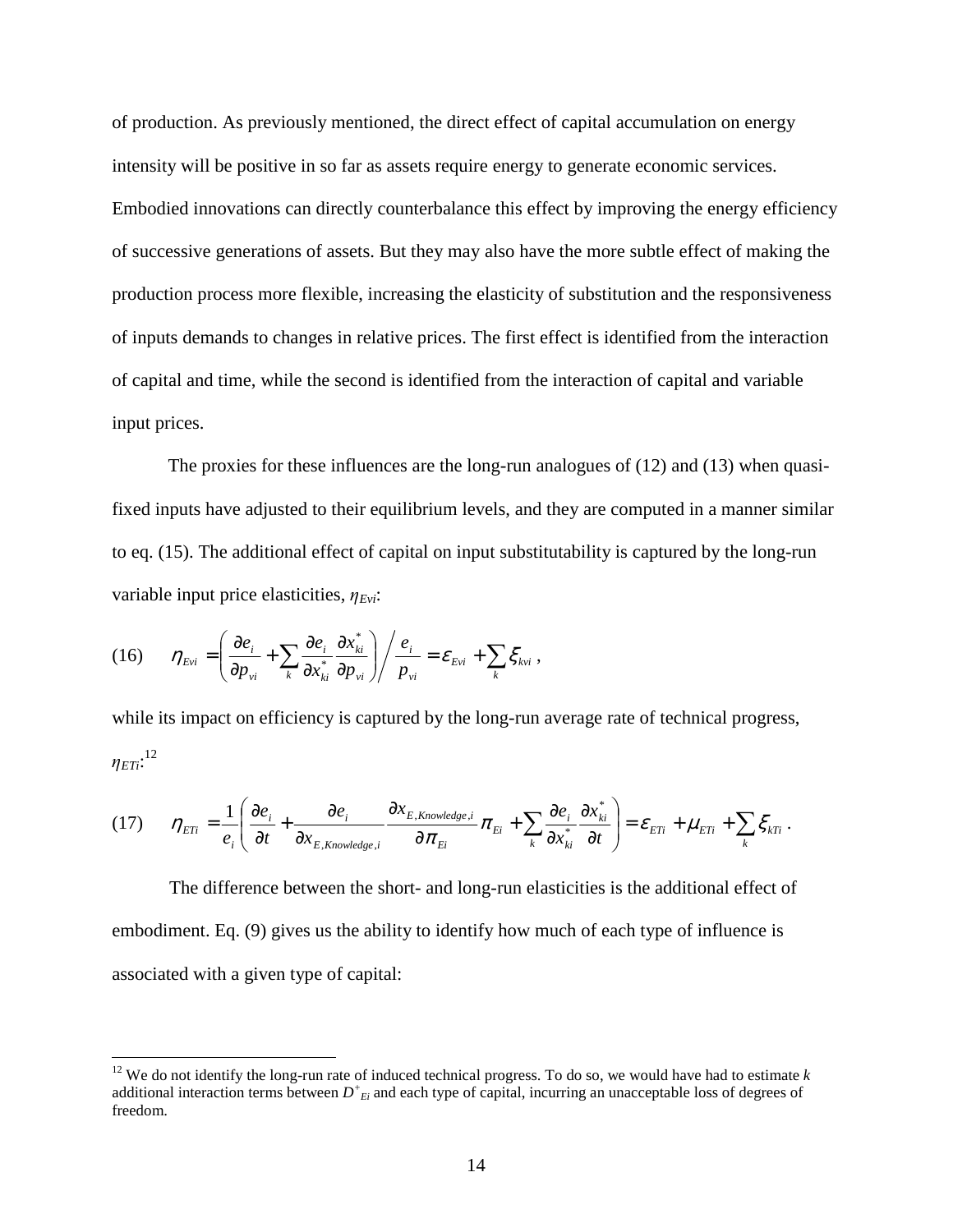of production. As previously mentioned, the direct effect of capital accumulation on energy intensity will be positive in so far as assets require energy to generate economic services. Embodied innovations can directly counterbalance this effect by improving the energy efficiency of successive generations of assets. But they may also have the more subtle effect of making the production process more flexible, increasing the elasticity of substitution and the responsiveness of inputs demands to changes in relative prices. The first effect is identified from the interaction of capital and time, while the second is identified from the interaction of capital and variable input prices.

The proxies for these influences are the long-run analogues of (12) and (13) when quasi-fixed inputs have adjusted to their equilibrium levels, and they are computed in a manner similar to eq. (15). The additional effect of capital on input substitutability is captured by the long-run variable input price elasticities, $\eta_{Evi}$:

$$\text{(16)} \qquad \eta_{Evi} = \left( \frac{\partial e_i}{\partial p_{vi}} + \sum_k \frac{\partial e_i}{\partial x^*_{ki}} \frac{\partial x^*_{ki}}{\partial p_{vi}} \right) \Bigg/ \frac{e_i}{p_{vi}} = \varepsilon_{Evi} + \sum_k \xi_{kvi} \,,$$

while its impact on efficiency is captured by the long-run average rate of technical progress, $\eta_{ETi}$:[12]

$$\text{(17)} \qquad \eta_{ETi} = \frac{1}{e_i} \left( \frac{\partial e_i}{\partial t} + \frac{\partial e_i}{\partial x_{E,Knowledge,i}} \frac{\partial x_{E,Knowledge,i}}{\partial \pi_{Ei}} \pi_{Ei} + \sum_k \frac{\partial e_i}{\partial x^*_{ki}} \frac{\partial x^*_{ki}}{\partial t} \right) = \varepsilon_{ETi} + \mu_{ETi} + \sum_k \xi_{kTi} \,.$$

The difference between the short- and long-run elasticities is the additional effect of embodiment. Eq. (9) gives us the ability to identify how much of each type of influence is associated with a given type of capital:

[12] We do not identify the long-run rate of induced technical progress. To do so, we would have had to estimate $k$ additional interaction terms between $D^+_{Ei}$ and each type of capital, incurring an unacceptable loss of degrees of freedom.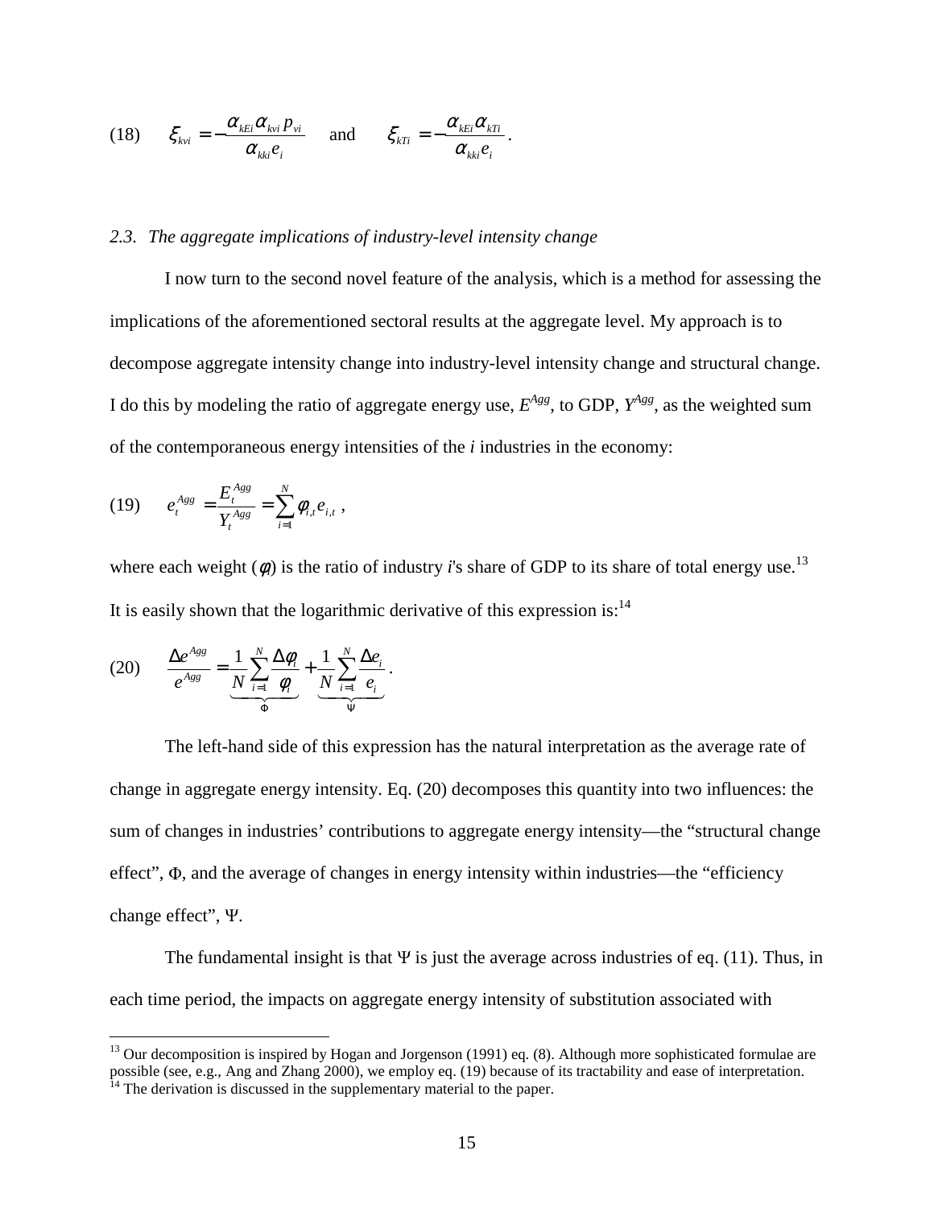$$(18) \quad \xi_{kvi} = -\frac{\alpha_{kEi}\alpha_{kvi}p_{vi}}{\alpha_{kki}e_i} \quad \text{and} \quad \xi_{kTi} = -\frac{\alpha_{kEi}\alpha_{kTi}}{\alpha_{kki}e_i}.$$

### 2.3. *The aggregate implications of industry-level intensity change*

I now turn to the second novel feature of the analysis, which is a method for assessing the implications of the aforementioned sectoral results at the aggregate level. My approach is to decompose aggregate intensity change into industry-level intensity change and structural change. I do this by modeling the ratio of aggregate energy use, $E^{Agg}$, to GDP, $Y^{Agg}$, as the weighted sum of the contemporaneous energy intensities of the *i* industries in the economy:

$$(19) \quad e_t^{Agg} = \frac{E_t^{Agg}}{Y_t^{Agg}} = \sum_{i=1}^{N} \phi_{i,t} e_{i,t} \,,$$

where each weight ($\phi_i$) is the ratio of industry *i*'s share of GDP to its share of total energy use.[13] It is easily shown that the logarithmic derivative of this expression is:[14]

$$(20) \quad \frac{\Delta e^{Agg}}{e^{Agg}} = \underbrace{\frac{1}{N}\sum_{i=1}^{N}\frac{\Delta \phi_i}{\phi_i}}_{\Phi} + \underbrace{\frac{1}{N}\sum_{i=1}^{N}\frac{\Delta e_i}{e_i}}_{\Psi}.$$

The left-hand side of this expression has the natural interpretation as the average rate of change in aggregate energy intensity. Eq. (20) decomposes this quantity into two influences: the sum of changes in industries' contributions to aggregate energy intensity—the "structural change effect", $\Phi$, and the average of changes in energy intensity within industries—the "efficiency change effect", $\Psi$.

The fundamental insight is that $\Psi$ is just the average across industries of eq. (11). Thus, in each time period, the impacts on aggregate energy intensity of substitution associated with

[13] Our decomposition is inspired by Hogan and Jorgenson (1991) eq. (8). Although more sophisticated formulae are possible (see, e.g., Ang and Zhang 2000), we employ eq. (19) because of its tractability and ease of interpretation.

[14] The derivation is discussed in the supplementary material to the paper.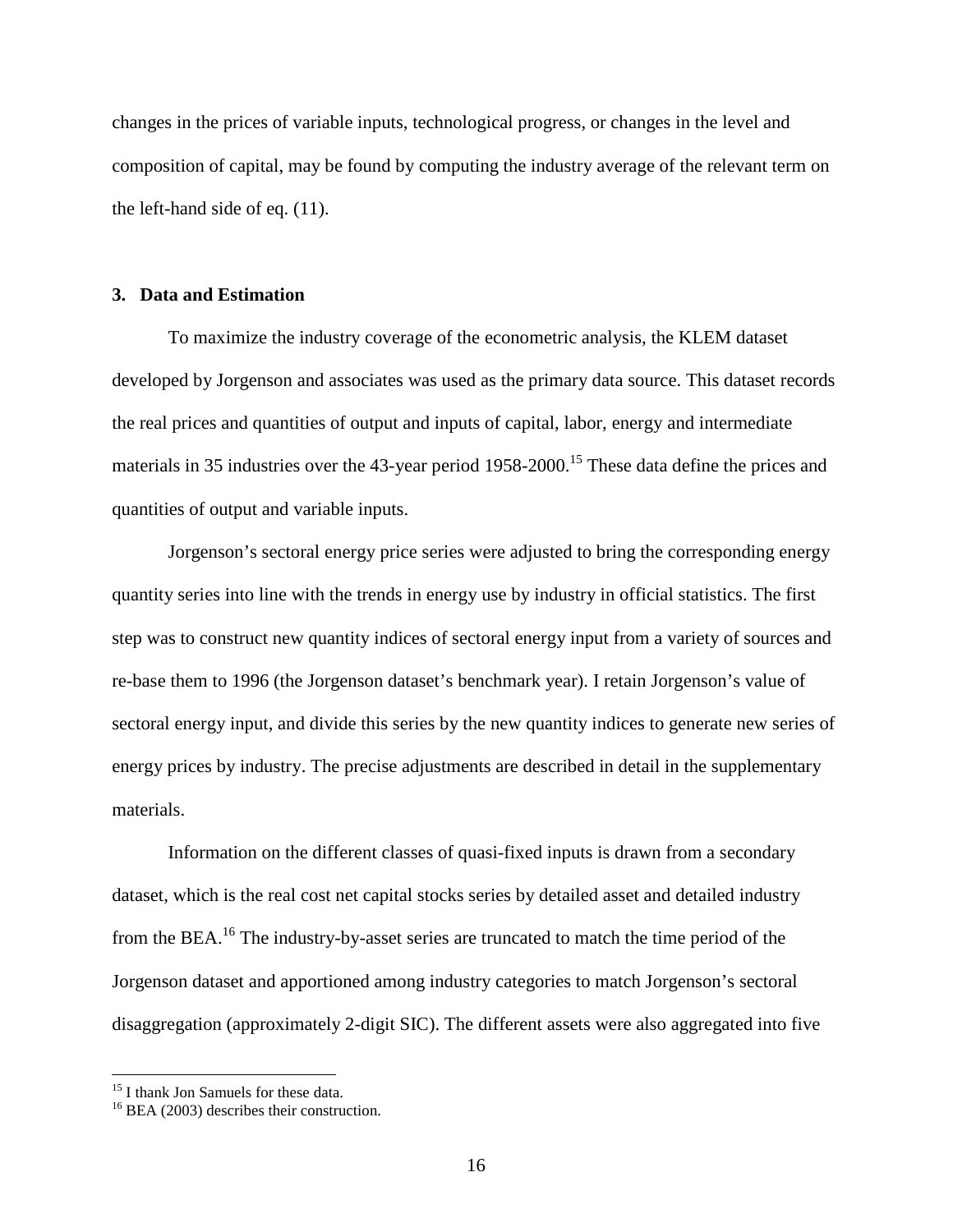changes in the prices of variable inputs, technological progress, or changes in the level and composition of capital, may be found by computing the industry average of the relevant term on the left-hand side of eq. (11).

## 3. Data and Estimation

To maximize the industry coverage of the econometric analysis, the KLEM dataset developed by Jorgenson and associates was used as the primary data source. This dataset records the real prices and quantities of output and inputs of capital, labor, energy and intermediate materials in 35 industries over the 43-year period 1958-2000.[15] These data define the prices and quantities of output and variable inputs.

Jorgenson's sectoral energy price series were adjusted to bring the corresponding energy quantity series into line with the trends in energy use by industry in official statistics. The first step was to construct new quantity indices of sectoral energy input from a variety of sources and re-base them to 1996 (the Jorgenson dataset's benchmark year). I retain Jorgenson's value of sectoral energy input, and divide this series by the new quantity indices to generate new series of energy prices by industry. The precise adjustments are described in detail in the supplementary materials.

Information on the different classes of quasi-fixed inputs is drawn from a secondary dataset, which is the real cost net capital stocks series by detailed asset and detailed industry from the BEA.[16] The industry-by-asset series are truncated to match the time period of the Jorgenson dataset and apportioned among industry categories to match Jorgenson's sectoral disaggregation (approximately 2-digit SIC). The different assets were also aggregated into five

[15] I thank Jon Samuels for these data.

[16] BEA (2003) describes their construction.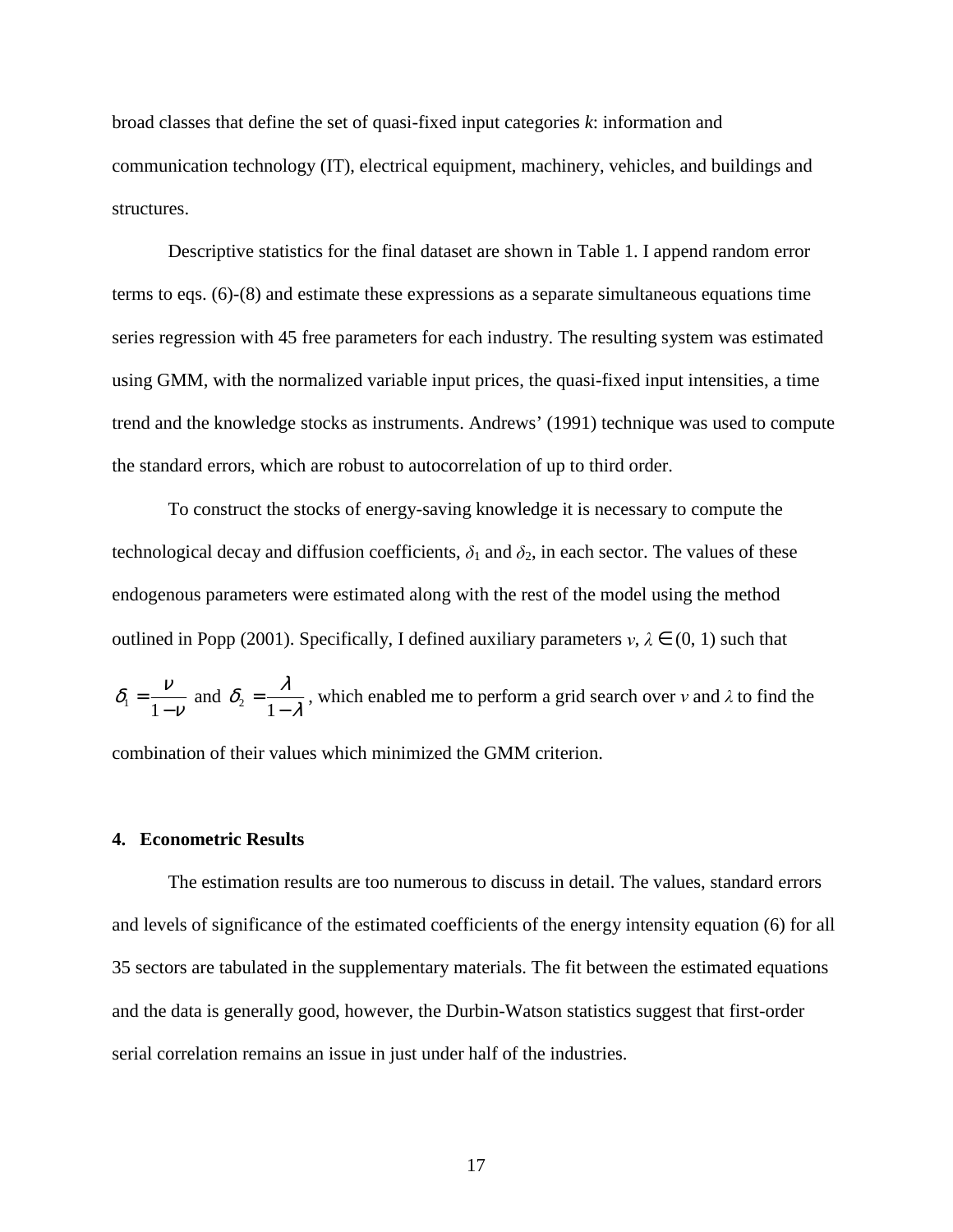broad classes that define the set of quasi-fixed input categories $k$: information and communication technology (IT), electrical equipment, machinery, vehicles, and buildings and structures.

Descriptive statistics for the final dataset are shown in Table 1. I append random error terms to eqs. (6)-(8) and estimate these expressions as a separate simultaneous equations time series regression with 45 free parameters for each industry. The resulting system was estimated using GMM, with the normalized variable input prices, the quasi-fixed input intensities, a time trend and the knowledge stocks as instruments. Andrews' (1991) technique was used to compute the standard errors, which are robust to autocorrelation of up to third order.

To construct the stocks of energy-saving knowledge it is necessary to compute the technological decay and diffusion coefficients, $\delta_1$ and $\delta_2$, in each sector. The values of these endogenous parameters were estimated along with the rest of the model using the method outlined in Popp (2001). Specifically, I defined auxiliary parameters $\nu, \lambda \in (0, 1)$ such that $\delta_1 = \frac{\nu}{1-\nu}$ and $\delta_2 = \frac{\lambda}{1-\lambda}$, which enabled me to perform a grid search over $\nu$ and $\lambda$ to find the combination of their values which minimized the GMM criterion.

## 4. Econometric Results

The estimation results are too numerous to discuss in detail. The values, standard errors and levels of significance of the estimated coefficients of the energy intensity equation (6) for all 35 sectors are tabulated in the supplementary materials. The fit between the estimated equations and the data is generally good, however, the Durbin-Watson statistics suggest that first-order serial correlation remains an issue in just under half of the industries.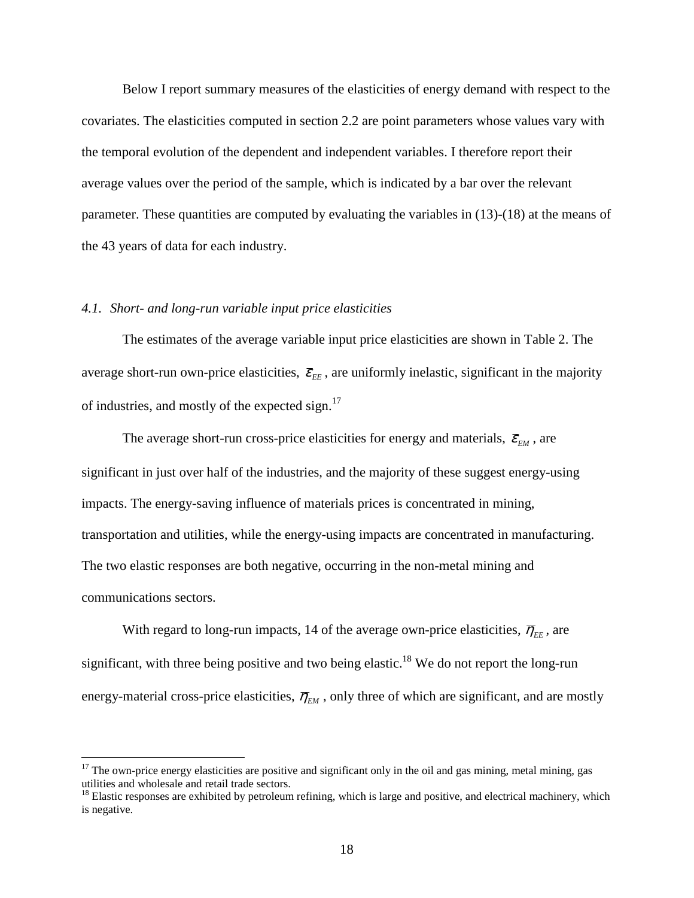Below I report summary measures of the elasticities of energy demand with respect to the covariates. The elasticities computed in section 2.2 are point parameters whose values vary with the temporal evolution of the dependent and independent variables. I therefore report their average values over the period of the sample, which is indicated by a bar over the relevant parameter. These quantities are computed by evaluating the variables in (13)-(18) at the means of the 43 years of data for each industry.

### *4.1. Short- and long-run variable input price elasticities*

The estimates of the average variable input price elasticities are shown in Table 2. The average short-run own-price elasticities, $\bar{\varepsilon}_{EE}$, are uniformly inelastic, significant in the majority of industries, and mostly of the expected sign.[17]

The average short-run cross-price elasticities for energy and materials, $\bar{\varepsilon}_{EM}$, are significant in just over half of the industries, and the majority of these suggest energy-using impacts. The energy-saving influence of materials prices is concentrated in mining, transportation and utilities, while the energy-using impacts are concentrated in manufacturing. The two elastic responses are both negative, occurring in the non-metal mining and communications sectors.

With regard to long-run impacts, 14 of the average own-price elasticities, $\bar{\eta}_{EE}$, are significant, with three being positive and two being elastic.[18] We do not report the long-run energy-material cross-price elasticities, $\bar{\eta}_{EM}$, only three of which are significant, and are mostly

---

[17] The own-price energy elasticities are positive and significant only in the oil and gas mining, metal mining, gas utilities and wholesale and retail trade sectors.

[18] Elastic responses are exhibited by petroleum refining, which is large and positive, and electrical machinery, which is negative.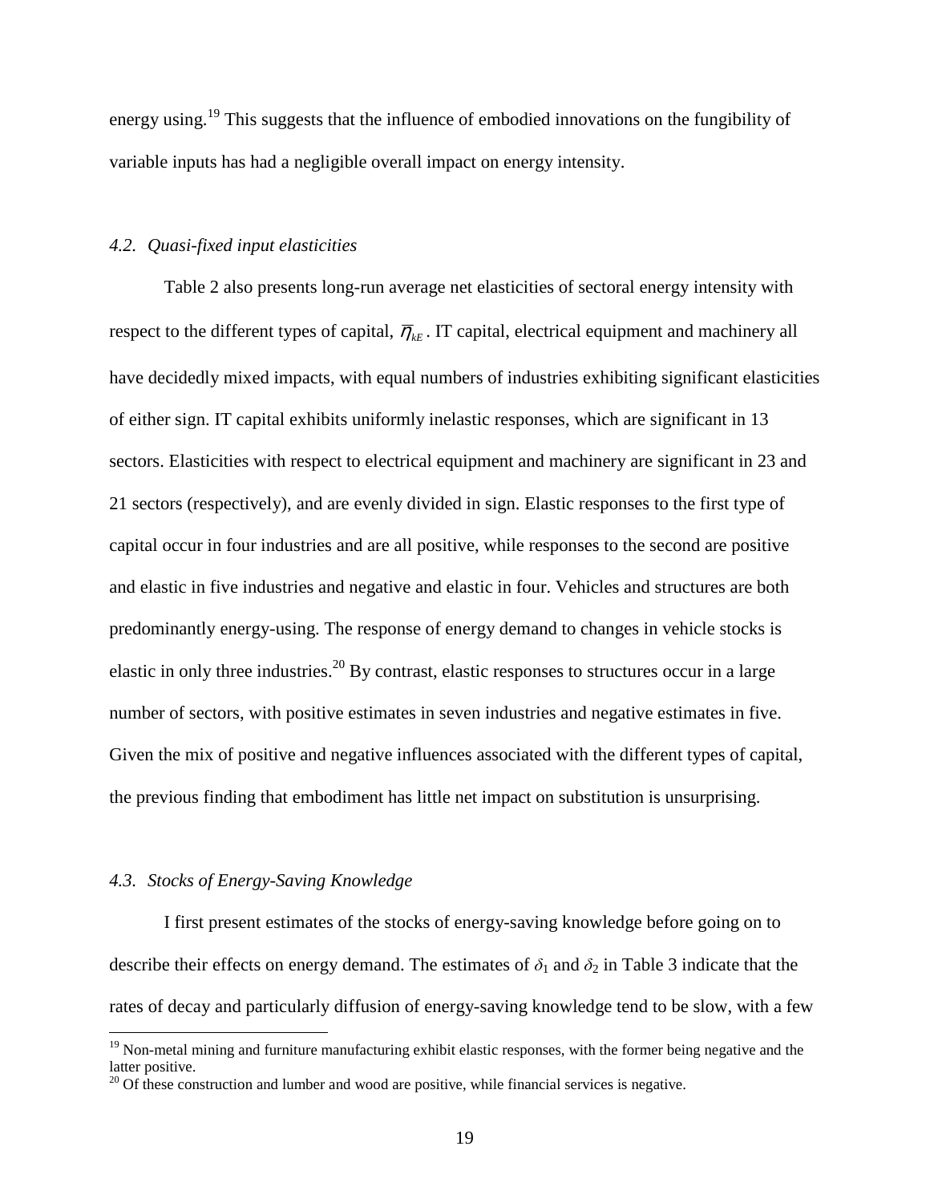energy using.[19] This suggests that the influence of embodied innovations on the fungibility of variable inputs has had a negligible overall impact on energy intensity.

### *4.2. Quasi-fixed input elasticities*

Table 2 also presents long-run average net elasticities of sectoral energy intensity with respect to the different types of capital, $\overline{\eta}_{kE}$. IT capital, electrical equipment and machinery all have decidedly mixed impacts, with equal numbers of industries exhibiting significant elasticities of either sign. IT capital exhibits uniformly inelastic responses, which are significant in 13 sectors. Elasticities with respect to electrical equipment and machinery are significant in 23 and 21 sectors (respectively), and are evenly divided in sign. Elastic responses to the first type of capital occur in four industries and are all positive, while responses to the second are positive and elastic in five industries and negative and elastic in four. Vehicles and structures are both predominantly energy-using. The response of energy demand to changes in vehicle stocks is elastic in only three industries.[20] By contrast, elastic responses to structures occur in a large number of sectors, with positive estimates in seven industries and negative estimates in five. Given the mix of positive and negative influences associated with the different types of capital, the previous finding that embodiment has little net impact on substitution is unsurprising.

### *4.3. Stocks of Energy-Saving Knowledge*

I first present estimates of the stocks of energy-saving knowledge before going on to describe their effects on energy demand. The estimates of $\delta_1$ and $\delta_2$ in Table 3 indicate that the rates of decay and particularly diffusion of energy-saving knowledge tend to be slow, with a few

---

[19] Non-metal mining and furniture manufacturing exhibit elastic responses, with the former being negative and the latter positive.

[20] Of these construction and lumber and wood are positive, while financial services is negative.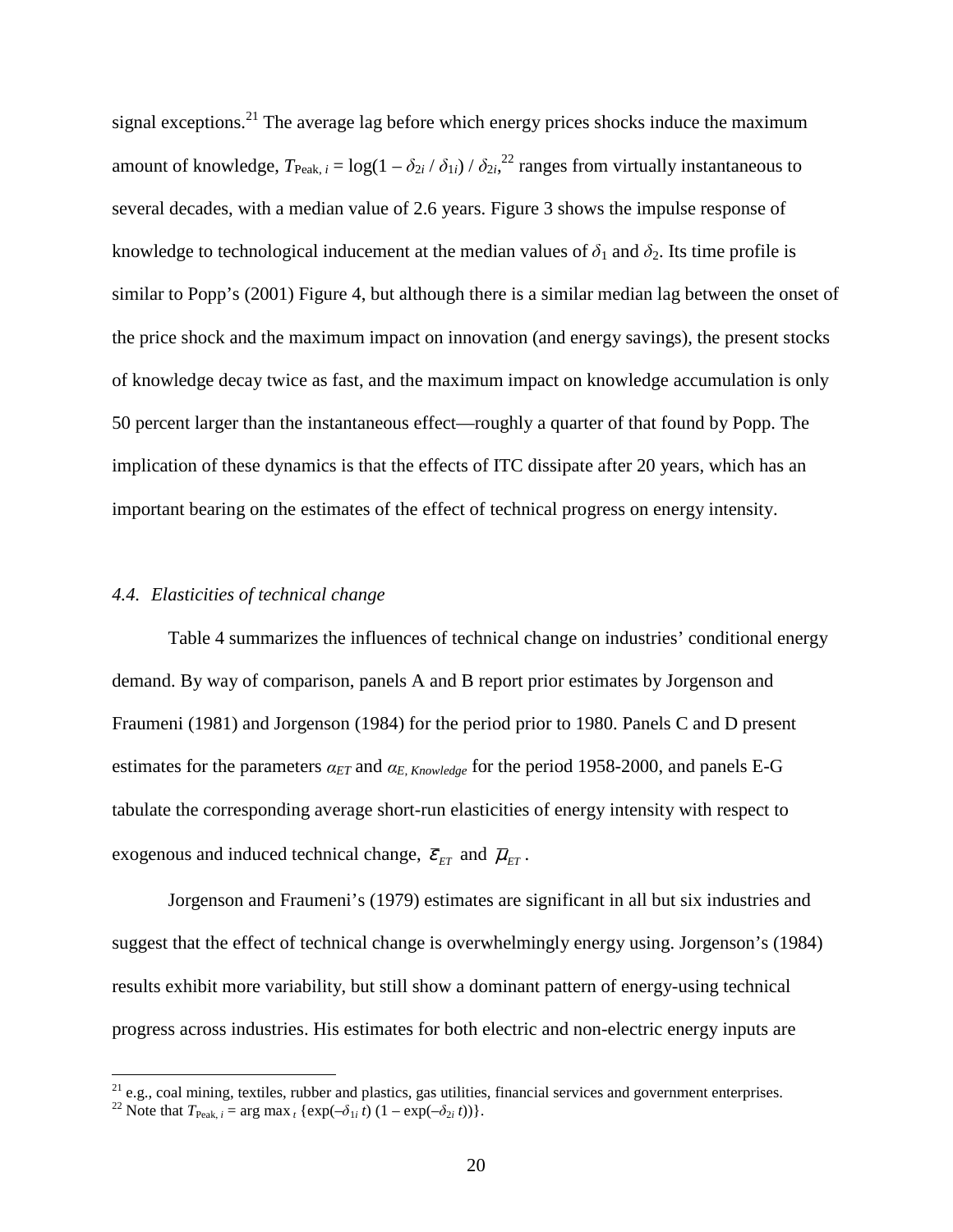signal exceptions.[21] The average lag before which energy prices shocks induce the maximum amount of knowledge, $T_{\text{Peak},\,i} = \log(1 - \delta_{2i} / \delta_{1i}) / \delta_{2i}$,[22] ranges from virtually instantaneous to several decades, with a median value of 2.6 years. Figure 3 shows the impulse response of knowledge to technological inducement at the median values of $\delta_1$ and $\delta_2$. Its time profile is similar to Popp's (2001) Figure 4, but although there is a similar median lag between the onset of the price shock and the maximum impact on innovation (and energy savings), the present stocks of knowledge decay twice as fast, and the maximum impact on knowledge accumulation is only 50 percent larger than the instantaneous effect—roughly a quarter of that found by Popp. The implication of these dynamics is that the effects of ITC dissipate after 20 years, which has an important bearing on the estimates of the effect of technical progress on energy intensity.

### *4.4. Elasticities of technical change*

Table 4 summarizes the influences of technical change on industries' conditional energy demand. By way of comparison, panels A and B report prior estimates by Jorgenson and Fraumeni (1981) and Jorgenson (1984) for the period prior to 1980. Panels C and D present estimates for the parameters $\alpha_{ET}$ and $\alpha_{E,\,Knowledge}$ for the period 1958-2000, and panels E-G tabulate the corresponding average short-run elasticities of energy intensity with respect to exogenous and induced technical change, $\bar{\varepsilon}_{ET}$ and $\bar{\mu}_{ET}$.

Jorgenson and Fraumeni's (1979) estimates are significant in all but six industries and suggest that the effect of technical change is overwhelmingly energy using. Jorgenson's (1984) results exhibit more variability, but still show a dominant pattern of energy-using technical progress across industries. His estimates for both electric and non-electric energy inputs are

---

[21] e.g., coal mining, textiles, rubber and plastics, gas utilities, financial services and government enterprises.

[22] Note that $T_{\text{Peak},\,i} = \arg\max_t \{\exp(-\delta_{1i}\, t)\,(1 - \exp(-\delta_{2i}\, t))\}$.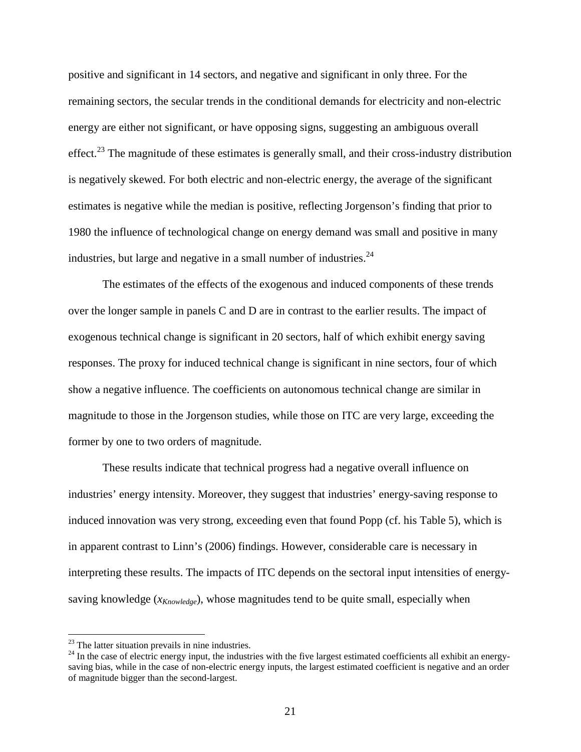positive and significant in 14 sectors, and negative and significant in only three. For the remaining sectors, the secular trends in the conditional demands for electricity and non-electric energy are either not significant, or have opposing signs, suggesting an ambiguous overall effect.[23] The magnitude of these estimates is generally small, and their cross-industry distribution is negatively skewed. For both electric and non-electric energy, the average of the significant estimates is negative while the median is positive, reflecting Jorgenson's finding that prior to 1980 the influence of technological change on energy demand was small and positive in many industries, but large and negative in a small number of industries.[24]

The estimates of the effects of the exogenous and induced components of these trends over the longer sample in panels C and D are in contrast to the earlier results. The impact of exogenous technical change is significant in 20 sectors, half of which exhibit energy saving responses. The proxy for induced technical change is significant in nine sectors, four of which show a negative influence. The coefficients on autonomous technical change are similar in magnitude to those in the Jorgenson studies, while those on ITC are very large, exceeding the former by one to two orders of magnitude.

These results indicate that technical progress had a negative overall influence on industries' energy intensity. Moreover, they suggest that industries' energy-saving response to induced innovation was very strong, exceeding even that found Popp (cf. his Table 5), which is in apparent contrast to Linn's (2006) findings. However, considerable care is necessary in interpreting these results. The impacts of ITC depends on the sectoral input intensities of energy-saving knowledge ($x_{Knowledge}$), whose magnitudes tend to be quite small, especially when

[23] The latter situation prevails in nine industries.

[24] In the case of electric energy input, the industries with the five largest estimated coefficients all exhibit an energy-saving bias, while in the case of non-electric energy inputs, the largest estimated coefficient is negative and an order of magnitude bigger than the second-largest.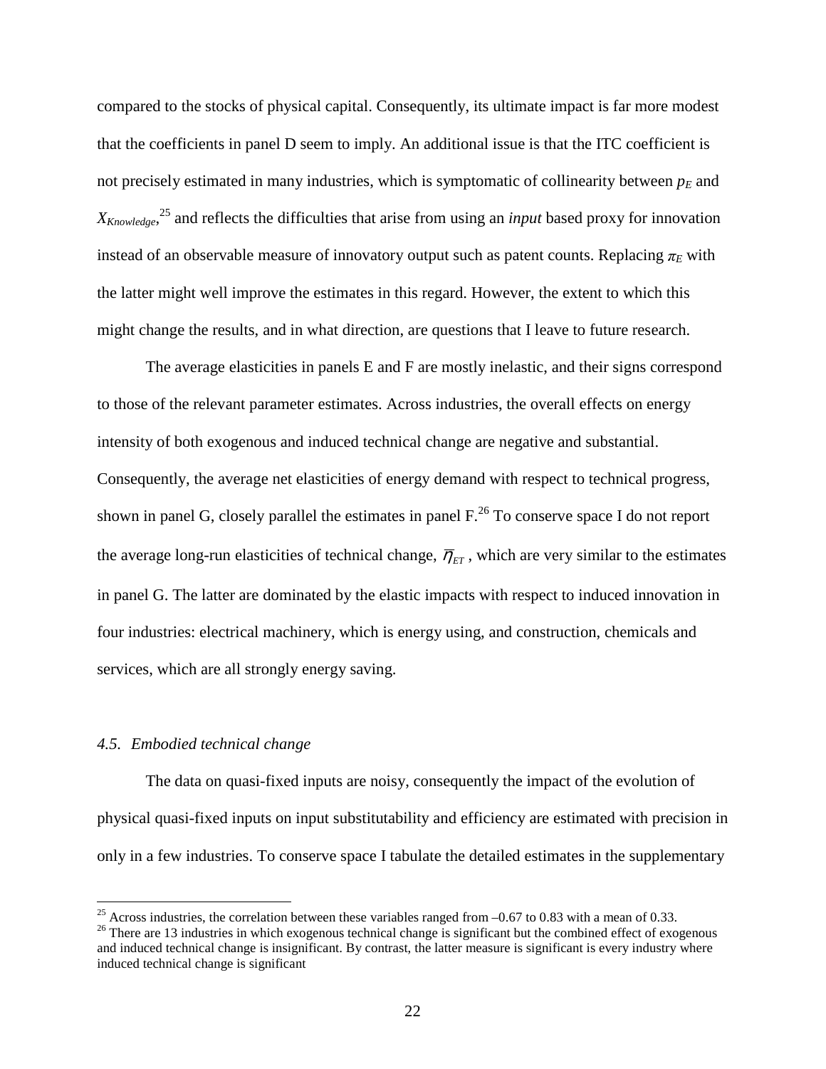compared to the stocks of physical capital. Consequently, its ultimate impact is far more modest that the coefficients in panel D seem to imply. An additional issue is that the ITC coefficient is not precisely estimated in many industries, which is symptomatic of collinearity between $p_E$ and $X_{Knowledge}$,[25] and reflects the difficulties that arise from using an *input* based proxy for innovation instead of an observable measure of innovatory output such as patent counts. Replacing $\pi_E$ with the latter might well improve the estimates in this regard. However, the extent to which this might change the results, and in what direction, are questions that I leave to future research.

The average elasticities in panels E and F are mostly inelastic, and their signs correspond to those of the relevant parameter estimates. Across industries, the overall effects on energy intensity of both exogenous and induced technical change are negative and substantial. Consequently, the average net elasticities of energy demand with respect to technical progress, shown in panel G, closely parallel the estimates in panel F.[26] To conserve space I do not report the average long-run elasticities of technical change, $\overline{\eta}_{ET}$, which are very similar to the estimates in panel G. The latter are dominated by the elastic impacts with respect to induced innovation in four industries: electrical machinery, which is energy using, and construction, chemicals and services, which are all strongly energy saving.

### *4.5. Embodied technical change*

The data on quasi-fixed inputs are noisy, consequently the impact of the evolution of physical quasi-fixed inputs on input substitutability and efficiency are estimated with precision in only in a few industries. To conserve space I tabulate the detailed estimates in the supplementary

---

[25] Across industries, the correlation between these variables ranged from –0.67 to 0.83 with a mean of 0.33.

[26] There are 13 industries in which exogenous technical change is significant but the combined effect of exogenous and induced technical change is insignificant. By contrast, the latter measure is significant is every industry where induced technical change is significant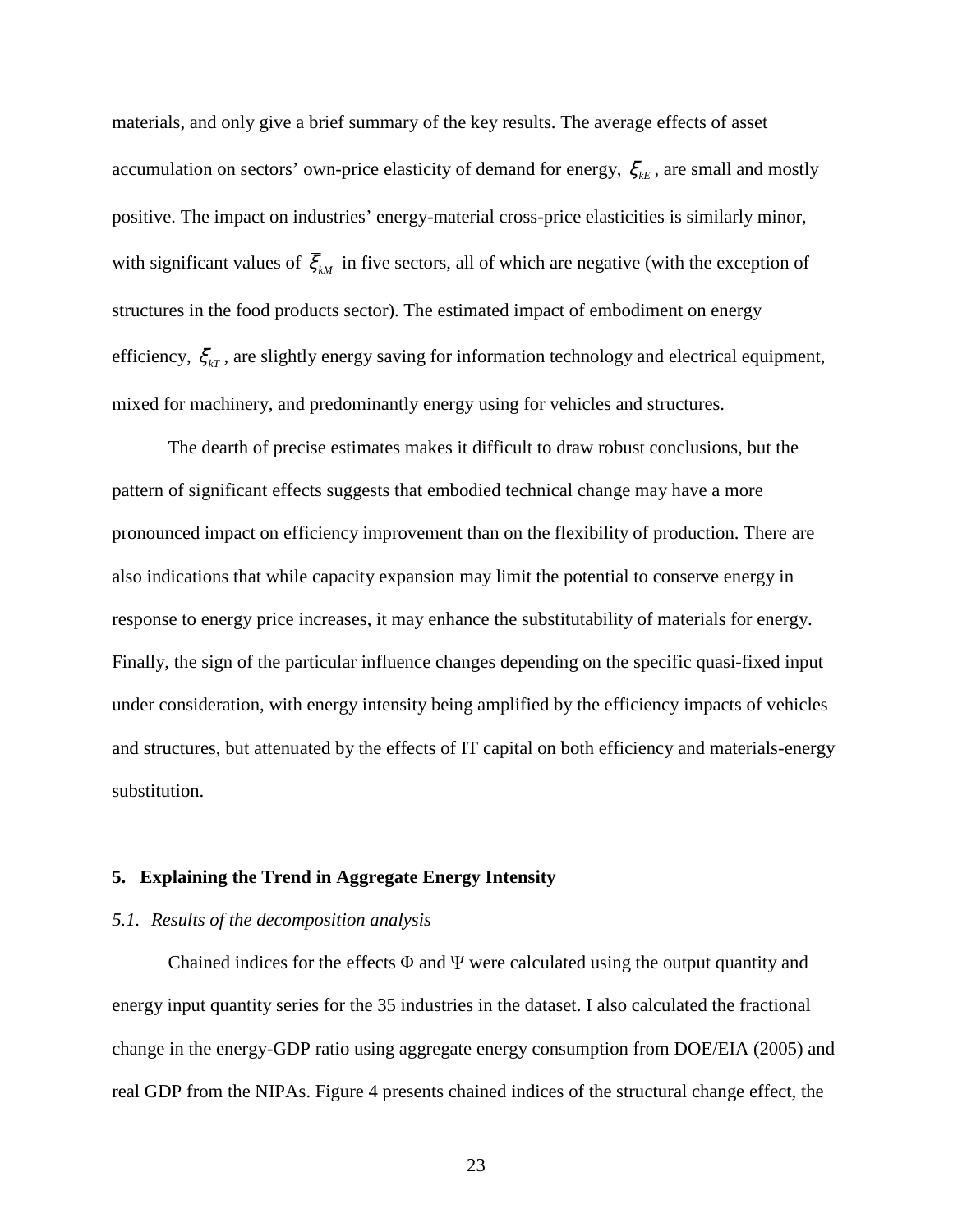materials, and only give a brief summary of the key results. The average effects of asset accumulation on sectors' own-price elasticity of demand for energy, $\bar{\xi}_{kE}$, are small and mostly positive. The impact on industries' energy-material cross-price elasticities is similarly minor, with significant values of $\bar{\xi}_{kM}$ in five sectors, all of which are negative (with the exception of structures in the food products sector). The estimated impact of embodiment on energy efficiency, $\bar{\xi}_{kT}$, are slightly energy saving for information technology and electrical equipment, mixed for machinery, and predominantly energy using for vehicles and structures.

The dearth of precise estimates makes it difficult to draw robust conclusions, but the pattern of significant effects suggests that embodied technical change may have a more pronounced impact on efficiency improvement than on the flexibility of production. There are also indications that while capacity expansion may limit the potential to conserve energy in response to energy price increases, it may enhance the substitutability of materials for energy. Finally, the sign of the particular influence changes depending on the specific quasi-fixed input under consideration, with energy intensity being amplified by the efficiency impacts of vehicles and structures, but attenuated by the effects of IT capital on both efficiency and materials-energy substitution.

## 5. Explaining the Trend in Aggregate Energy Intensity

### *5.1. Results of the decomposition analysis*

Chained indices for the effects $\Phi$ and $\Psi$ were calculated using the output quantity and energy input quantity series for the 35 industries in the dataset. I also calculated the fractional change in the energy-GDP ratio using aggregate energy consumption from DOE/EIA (2005) and real GDP from the NIPAs. Figure 4 presents chained indices of the structural change effect, the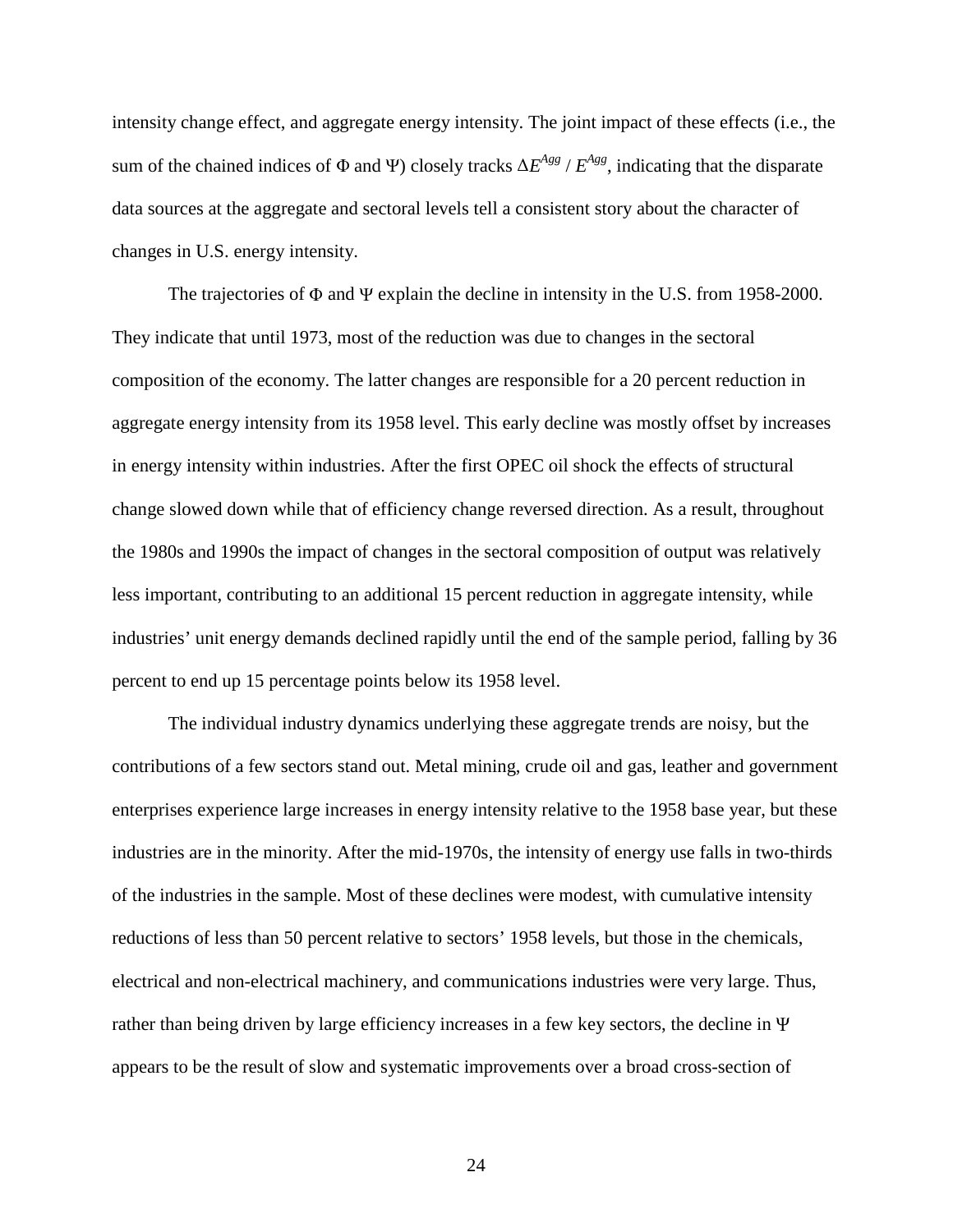intensity change effect, and aggregate energy intensity. The joint impact of these effects (i.e., the sum of the chained indices of $\Phi$ and $\Psi$) closely tracks $\Delta E^{Agg} / E^{Agg}$, indicating that the disparate data sources at the aggregate and sectoral levels tell a consistent story about the character of changes in U.S. energy intensity.

The trajectories of $\Phi$ and $\Psi$ explain the decline in intensity in the U.S. from 1958-2000. They indicate that until 1973, most of the reduction was due to changes in the sectoral composition of the economy. The latter changes are responsible for a 20 percent reduction in aggregate energy intensity from its 1958 level. This early decline was mostly offset by increases in energy intensity within industries. After the first OPEC oil shock the effects of structural change slowed down while that of efficiency change reversed direction. As a result, throughout the 1980s and 1990s the impact of changes in the sectoral composition of output was relatively less important, contributing to an additional 15 percent reduction in aggregate intensity, while industries' unit energy demands declined rapidly until the end of the sample period, falling by 36 percent to end up 15 percentage points below its 1958 level.

The individual industry dynamics underlying these aggregate trends are noisy, but the contributions of a few sectors stand out. Metal mining, crude oil and gas, leather and government enterprises experience large increases in energy intensity relative to the 1958 base year, but these industries are in the minority. After the mid-1970s, the intensity of energy use falls in two-thirds of the industries in the sample. Most of these declines were modest, with cumulative intensity reductions of less than 50 percent relative to sectors' 1958 levels, but those in the chemicals, electrical and non-electrical machinery, and communications industries were very large. Thus, rather than being driven by large efficiency increases in a few key sectors, the decline in $\Psi$ appears to be the result of slow and systematic improvements over a broad cross-section of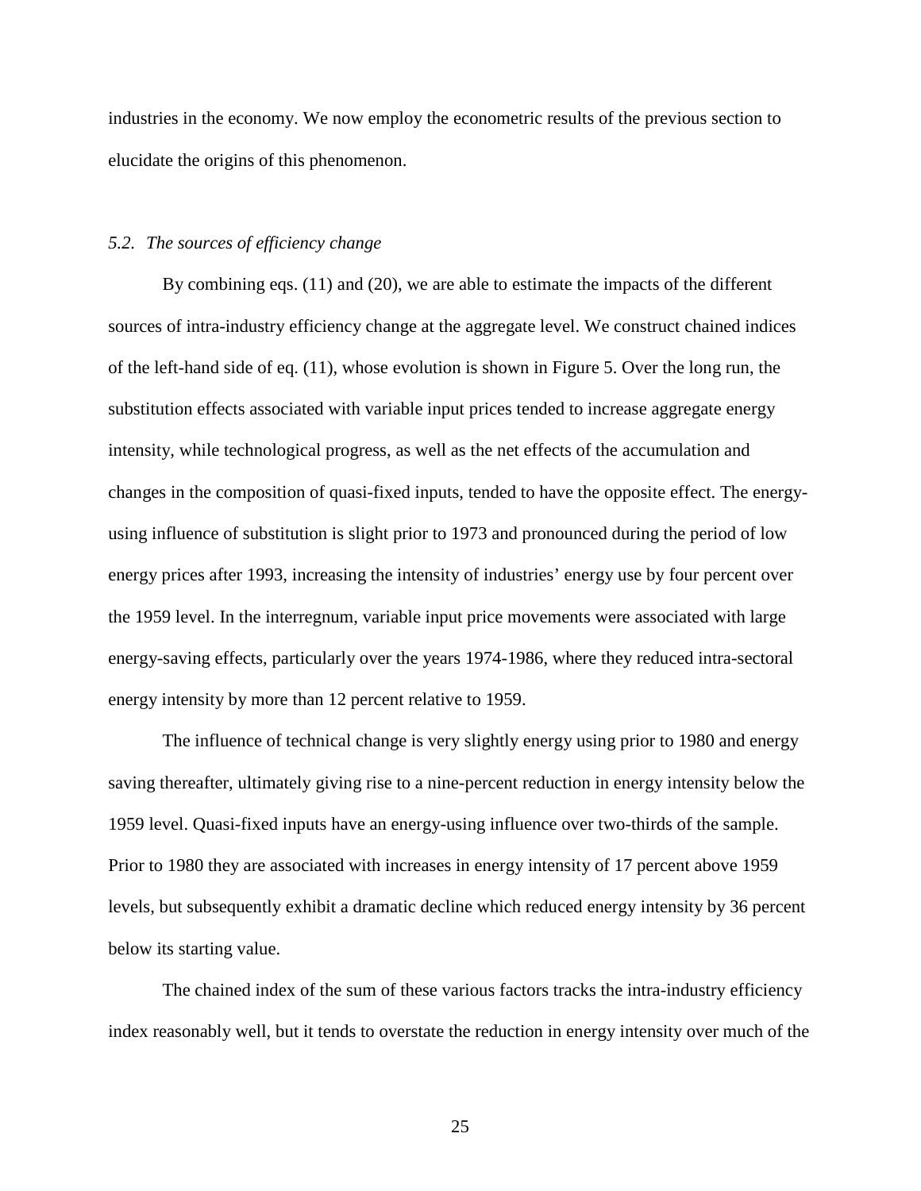industries in the economy. We now employ the econometric results of the previous section to elucidate the origins of this phenomenon.

### *5.2. The sources of efficiency change*

By combining eqs. (11) and (20), we are able to estimate the impacts of the different sources of intra-industry efficiency change at the aggregate level. We construct chained indices of the left-hand side of eq. (11), whose evolution is shown in Figure 5. Over the long run, the substitution effects associated with variable input prices tended to increase aggregate energy intensity, while technological progress, as well as the net effects of the accumulation and changes in the composition of quasi-fixed inputs, tended to have the opposite effect. The energy-using influence of substitution is slight prior to 1973 and pronounced during the period of low energy prices after 1993, increasing the intensity of industries' energy use by four percent over the 1959 level. In the interregnum, variable input price movements were associated with large energy-saving effects, particularly over the years 1974-1986, where they reduced intra-sectoral energy intensity by more than 12 percent relative to 1959.

The influence of technical change is very slightly energy using prior to 1980 and energy saving thereafter, ultimately giving rise to a nine-percent reduction in energy intensity below the 1959 level. Quasi-fixed inputs have an energy-using influence over two-thirds of the sample. Prior to 1980 they are associated with increases in energy intensity of 17 percent above 1959 levels, but subsequently exhibit a dramatic decline which reduced energy intensity by 36 percent below its starting value.

The chained index of the sum of these various factors tracks the intra-industry efficiency index reasonably well, but it tends to overstate the reduction in energy intensity over much of the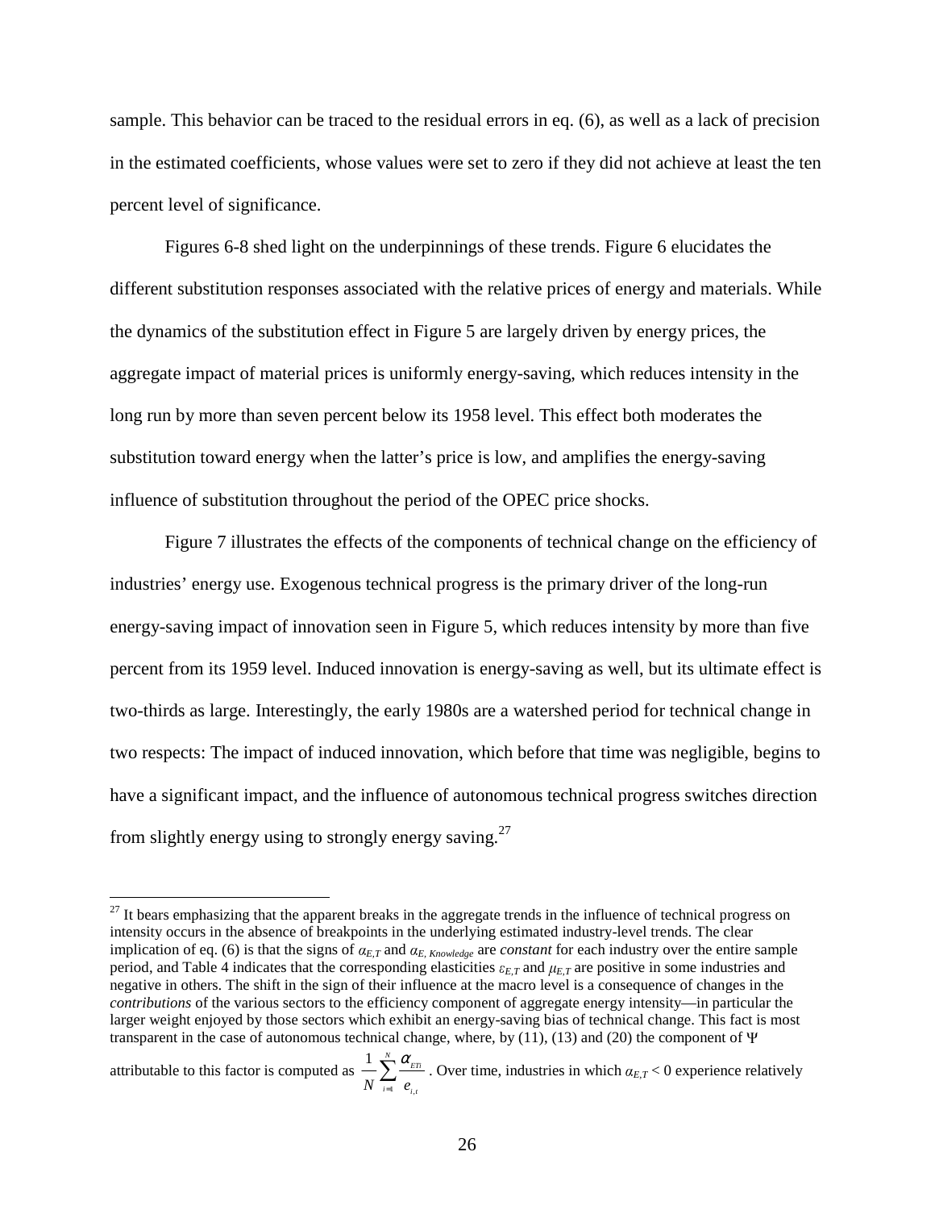sample. This behavior can be traced to the residual errors in eq. (6), as well as a lack of precision in the estimated coefficients, whose values were set to zero if they did not achieve at least the ten percent level of significance.

Figures 6-8 shed light on the underpinnings of these trends. Figure 6 elucidates the different substitution responses associated with the relative prices of energy and materials. While the dynamics of the substitution effect in Figure 5 are largely driven by energy prices, the aggregate impact of material prices is uniformly energy-saving, which reduces intensity in the long run by more than seven percent below its 1958 level. This effect both moderates the substitution toward energy when the latter's price is low, and amplifies the energy-saving influence of substitution throughout the period of the OPEC price shocks.

Figure 7 illustrates the effects of the components of technical change on the efficiency of industries' energy use. Exogenous technical progress is the primary driver of the long-run energy-saving impact of innovation seen in Figure 5, which reduces intensity by more than five percent from its 1959 level. Induced innovation is energy-saving as well, but its ultimate effect is two-thirds as large. Interestingly, the early 1980s are a watershed period for technical change in two respects: The impact of induced innovation, which before that time was negligible, begins to have a significant impact, and the influence of autonomous technical progress switches direction from slightly energy using to strongly energy saving.[27]

---

[27] It bears emphasizing that the apparent breaks in the aggregate trends in the influence of technical progress on intensity occurs in the absence of breakpoints in the underlying estimated industry-level trends. The clear implication of eq. (6) is that the signs of $\alpha_{E,T}$ and $\alpha_{E,\,Knowledge}$ are *constant* for each industry over the entire sample period, and Table 4 indicates that the corresponding elasticities $\varepsilon_{E,T}$ and $\mu_{E,T}$ are positive in some industries and negative in others. The shift in the sign of their influence at the macro level is a consequence of changes in the *contributions* of the various sectors to the efficiency component of aggregate energy intensity—in particular the larger weight enjoyed by those sectors which exhibit an energy-saving bias of technical change. This fact is most transparent in the case of autonomous technical change, where, by (11), (13) and (20) the component of $\Psi$ attributable to this factor is computed as $\frac{1}{N}\sum_{i=1}^{N}\frac{\alpha_{ETi}}{e_{i,t}}$. Over time, industries in which $\alpha_{E,T} < 0$ experience relatively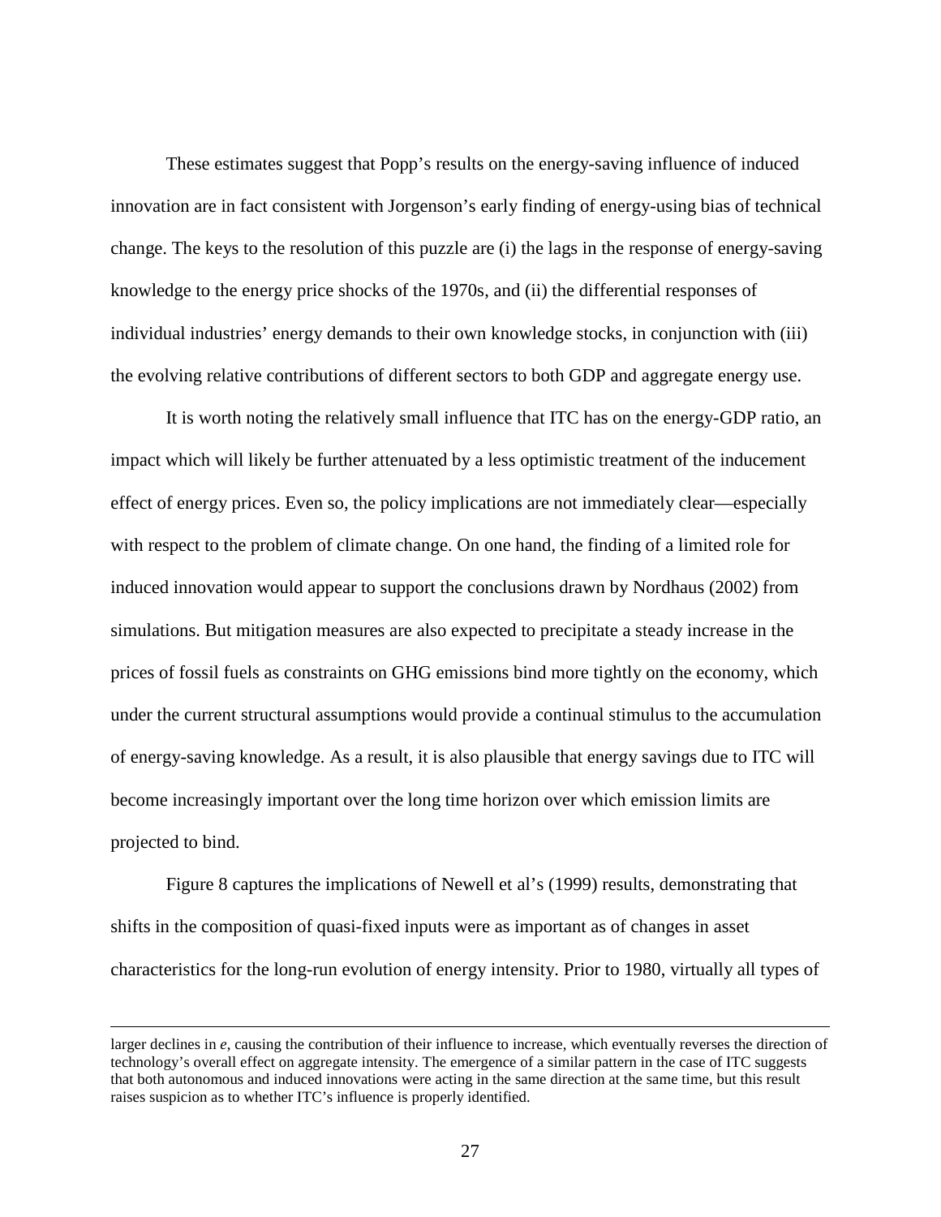These estimates suggest that Popp's results on the energy-saving influence of induced innovation are in fact consistent with Jorgenson's early finding of energy-using bias of technical change. The keys to the resolution of this puzzle are (i) the lags in the response of energy-saving knowledge to the energy price shocks of the 1970s, and (ii) the differential responses of individual industries' energy demands to their own knowledge stocks, in conjunction with (iii) the evolving relative contributions of different sectors to both GDP and aggregate energy use.

It is worth noting the relatively small influence that ITC has on the energy-GDP ratio, an impact which will likely be further attenuated by a less optimistic treatment of the inducement effect of energy prices. Even so, the policy implications are not immediately clear—especially with respect to the problem of climate change. On one hand, the finding of a limited role for induced innovation would appear to support the conclusions drawn by Nordhaus (2002) from simulations. But mitigation measures are also expected to precipitate a steady increase in the prices of fossil fuels as constraints on GHG emissions bind more tightly on the economy, which under the current structural assumptions would provide a continual stimulus to the accumulation of energy-saving knowledge. As a result, it is also plausible that energy savings due to ITC will become increasingly important over the long time horizon over which emission limits are projected to bind.

Figure 8 captures the implications of Newell et al's (1999) results, demonstrating that shifts in the composition of quasi-fixed inputs were as important as of changes in asset characteristics for the long-run evolution of energy intensity. Prior to 1980, virtually all types of

---

larger declines in $e$, causing the contribution of their influence to increase, which eventually reverses the direction of technology's overall effect on aggregate intensity. The emergence of a similar pattern in the case of ITC suggests that both autonomous and induced innovations were acting in the same direction at the same time, but this result raises suspicion as to whether ITC's influence is properly identified.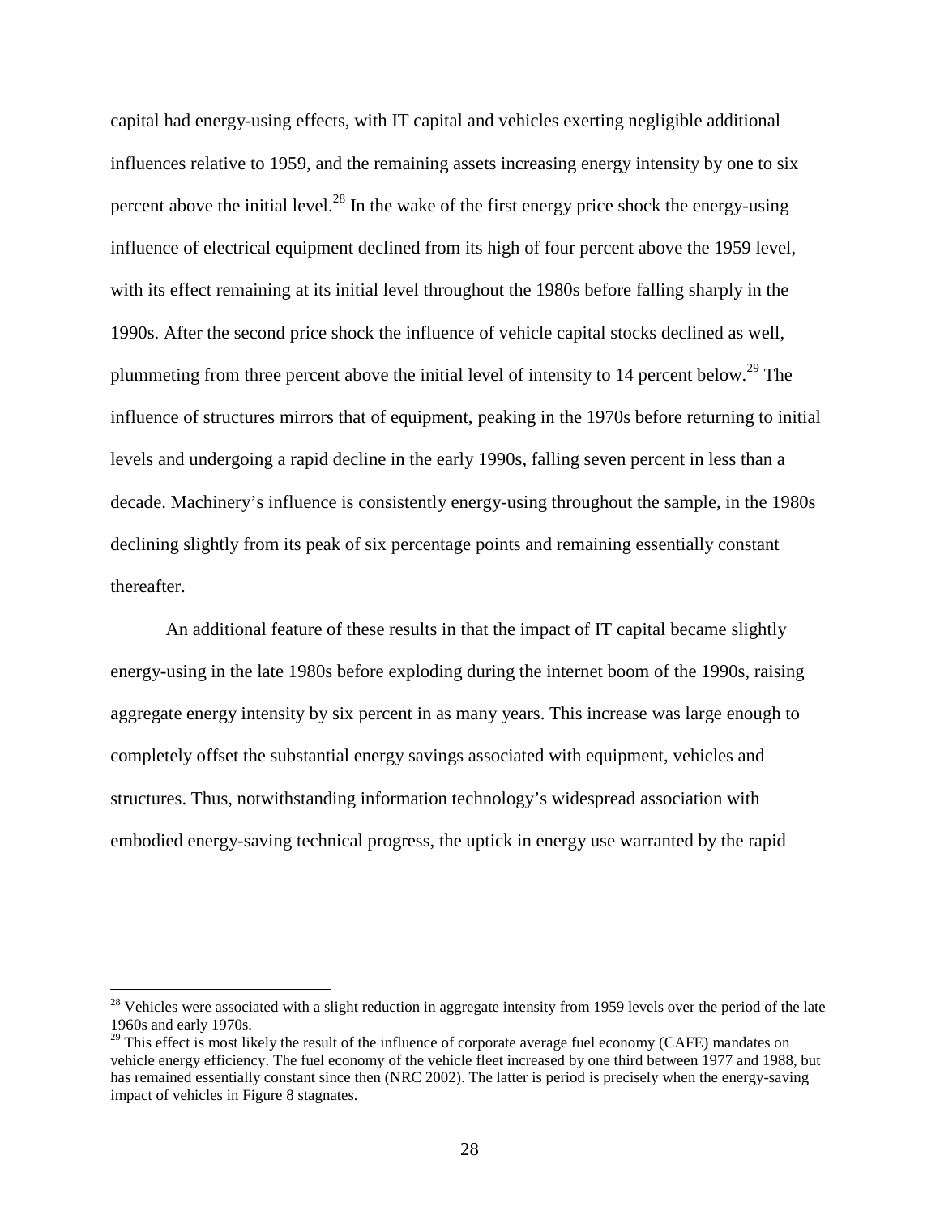capital had energy-using effects, with IT capital and vehicles exerting negligible additional influences relative to 1959, and the remaining assets increasing energy intensity by one to six percent above the initial level.[28] In the wake of the first energy price shock the energy-using influence of electrical equipment declined from its high of four percent above the 1959 level, with its effect remaining at its initial level throughout the 1980s before falling sharply in the 1990s. After the second price shock the influence of vehicle capital stocks declined as well, plummeting from three percent above the initial level of intensity to 14 percent below.[29] The influence of structures mirrors that of equipment, peaking in the 1970s before returning to initial levels and undergoing a rapid decline in the early 1990s, falling seven percent in less than a decade. Machinery's influence is consistently energy-using throughout the sample, in the 1980s declining slightly from its peak of six percentage points and remaining essentially constant thereafter.

An additional feature of these results in that the impact of IT capital became slightly energy-using in the late 1980s before exploding during the internet boom of the 1990s, raising aggregate energy intensity by six percent in as many years. This increase was large enough to completely offset the substantial energy savings associated with equipment, vehicles and structures. Thus, notwithstanding information technology's widespread association with embodied energy-saving technical progress, the uptick in energy use warranted by the rapid

---

[28] Vehicles were associated with a slight reduction in aggregate intensity from 1959 levels over the period of the late 1960s and early 1970s.

[29] This effect is most likely the result of the influence of corporate average fuel economy (CAFE) mandates on vehicle energy efficiency. The fuel economy of the vehicle fleet increased by one third between 1977 and 1988, but has remained essentially constant since then (NRC 2002). The latter is period is precisely when the energy-saving impact of vehicles in Figure 8 stagnates.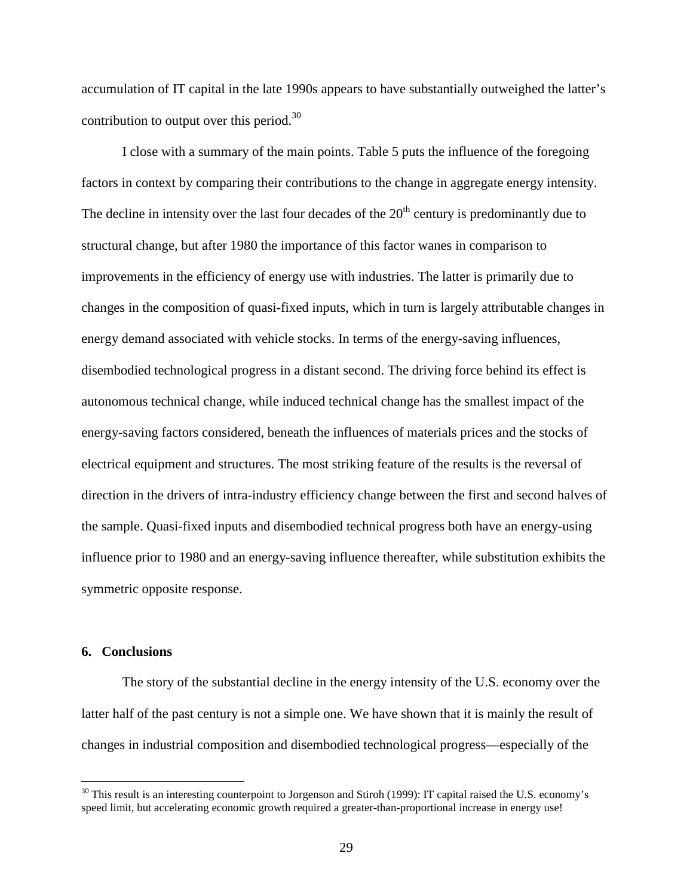accumulation of IT capital in the late 1990s appears to have substantially outweighed the latter's contribution to output over this period.[30]

I close with a summary of the main points. Table 5 puts the influence of the foregoing factors in context by comparing their contributions to the change in aggregate energy intensity. The decline in intensity over the last four decades of the 20th century is predominantly due to structural change, but after 1980 the importance of this factor wanes in comparison to improvements in the efficiency of energy use with industries. The latter is primarily due to changes in the composition of quasi-fixed inputs, which in turn is largely attributable changes in energy demand associated with vehicle stocks. In terms of the energy-saving influences, disembodied technological progress in a distant second. The driving force behind its effect is autonomous technical change, while induced technical change has the smallest impact of the energy-saving factors considered, beneath the influences of materials prices and the stocks of electrical equipment and structures. The most striking feature of the results is the reversal of direction in the drivers of intra-industry efficiency change between the first and second halves of the sample. Quasi-fixed inputs and disembodied technical progress both have an energy-using influence prior to 1980 and an energy-saving influence thereafter, while substitution exhibits the symmetric opposite response.

## 6. Conclusions

The story of the substantial decline in the energy intensity of the U.S. economy over the latter half of the past century is not a simple one. We have shown that it is mainly the result of changes in industrial composition and disembodied technological progress—especially of the

[30] This result is an interesting counterpoint to Jorgenson and Stiroh (1999): IT capital raised the U.S. economy's speed limit, but accelerating economic growth required a greater-than-proportional increase in energy use!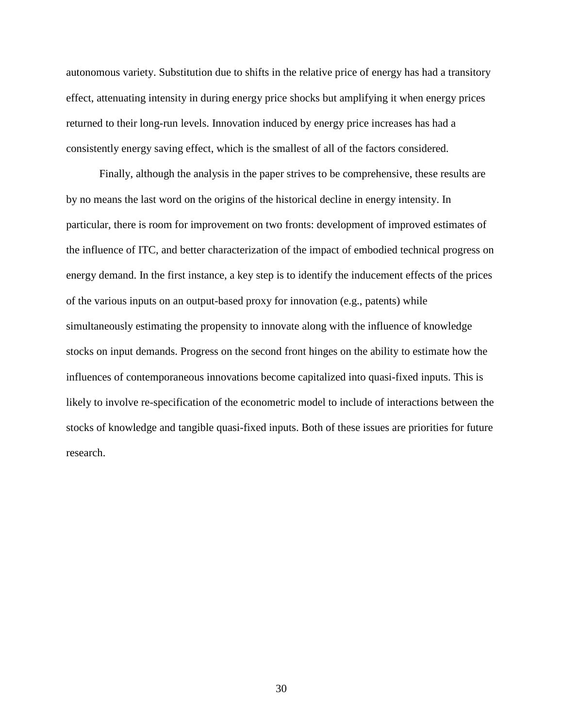autonomous variety. Substitution due to shifts in the relative price of energy has had a transitory effect, attenuating intensity in during energy price shocks but amplifying it when energy prices returned to their long-run levels. Innovation induced by energy price increases has had a consistently energy saving effect, which is the smallest of all of the factors considered.

Finally, although the analysis in the paper strives to be comprehensive, these results are by no means the last word on the origins of the historical decline in energy intensity. In particular, there is room for improvement on two fronts: development of improved estimates of the influence of ITC, and better characterization of the impact of embodied technical progress on energy demand. In the first instance, a key step is to identify the inducement effects of the prices of the various inputs on an output-based proxy for innovation (e.g., patents) while simultaneously estimating the propensity to innovate along with the influence of knowledge stocks on input demands. Progress on the second front hinges on the ability to estimate how the influences of contemporaneous innovations become capitalized into quasi-fixed inputs. This is likely to involve re-specification of the econometric model to include of interactions between the stocks of knowledge and tangible quasi-fixed inputs. Both of these issues are priorities for future research.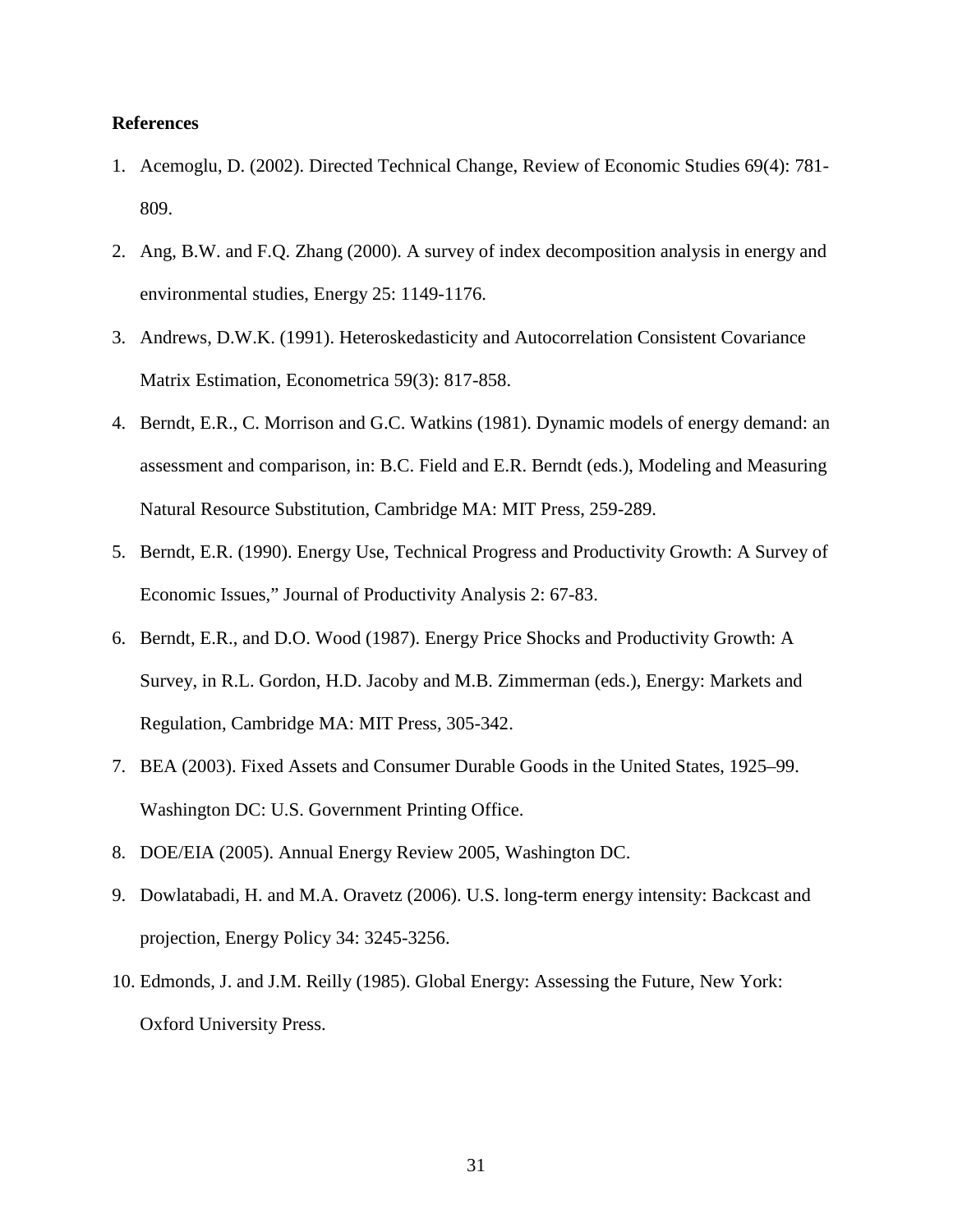**References**

1. Acemoglu, D. (2002). Directed Technical Change, Review of Economic Studies 69(4): 781-809.
2. Ang, B.W. and F.Q. Zhang (2000). A survey of index decomposition analysis in energy and environmental studies, Energy 25: 1149-1176.
3. Andrews, D.W.K. (1991). Heteroskedasticity and Autocorrelation Consistent Covariance Matrix Estimation, Econometrica 59(3): 817-858.
4. Berndt, E.R., C. Morrison and G.C. Watkins (1981). Dynamic models of energy demand: an assessment and comparison, in: B.C. Field and E.R. Berndt (eds.), Modeling and Measuring Natural Resource Substitution, Cambridge MA: MIT Press, 259-289.
5. Berndt, E.R. (1990). Energy Use, Technical Progress and Productivity Growth: A Survey of Economic Issues," Journal of Productivity Analysis 2: 67-83.
6. Berndt, E.R., and D.O. Wood (1987). Energy Price Shocks and Productivity Growth: A Survey, in R.L. Gordon, H.D. Jacoby and M.B. Zimmerman (eds.), Energy: Markets and Regulation, Cambridge MA: MIT Press, 305-342.
7. BEA (2003). Fixed Assets and Consumer Durable Goods in the United States, 1925–99. Washington DC: U.S. Government Printing Office.
8. DOE/EIA (2005). Annual Energy Review 2005, Washington DC.
9. Dowlatabadi, H. and M.A. Oravetz (2006). U.S. long-term energy intensity: Backcast and projection, Energy Policy 34: 3245-3256.
10. Edmonds, J. and J.M. Reilly (1985). Global Energy: Assessing the Future, New York: Oxford University Press.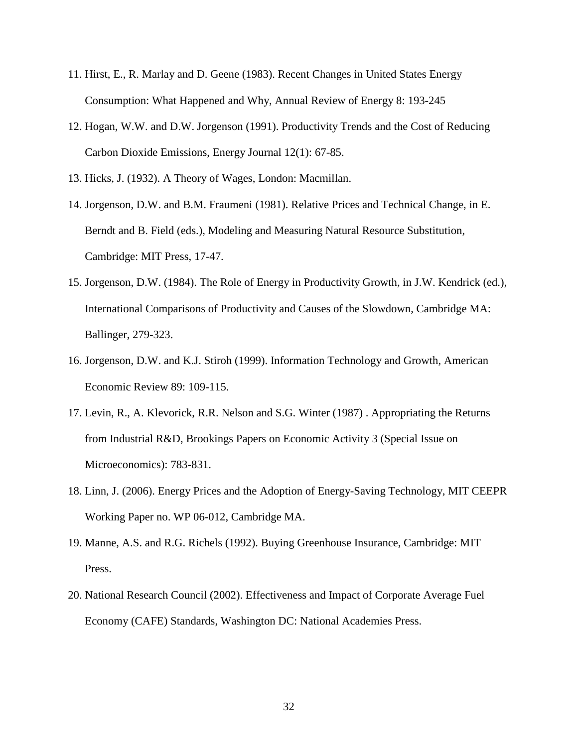11. Hirst, E., R. Marlay and D. Geene (1983). Recent Changes in United States Energy Consumption: What Happened and Why, Annual Review of Energy 8: 193-245
12. Hogan, W.W. and D.W. Jorgenson (1991). Productivity Trends and the Cost of Reducing Carbon Dioxide Emissions, Energy Journal 12(1): 67-85.
13. Hicks, J. (1932). A Theory of Wages, London: Macmillan.
14. Jorgenson, D.W. and B.M. Fraumeni (1981). Relative Prices and Technical Change, in E. Berndt and B. Field (eds.), Modeling and Measuring Natural Resource Substitution, Cambridge: MIT Press, 17-47.
15. Jorgenson, D.W. (1984). The Role of Energy in Productivity Growth, in J.W. Kendrick (ed.), International Comparisons of Productivity and Causes of the Slowdown, Cambridge MA: Ballinger, 279-323.
16. Jorgenson, D.W. and K.J. Stiroh (1999). Information Technology and Growth, American Economic Review 89: 109-115.
17. Levin, R., A. Klevorick, R.R. Nelson and S.G. Winter (1987) . Appropriating the Returns from Industrial R&D, Brookings Papers on Economic Activity 3 (Special Issue on Microeconomics): 783-831.
18. Linn, J. (2006). Energy Prices and the Adoption of Energy-Saving Technology, MIT CEEPR Working Paper no. WP 06-012, Cambridge MA.
19. Manne, A.S. and R.G. Richels (1992). Buying Greenhouse Insurance, Cambridge: MIT Press.
20. National Research Council (2002). Effectiveness and Impact of Corporate Average Fuel Economy (CAFE) Standards, Washington DC: National Academies Press.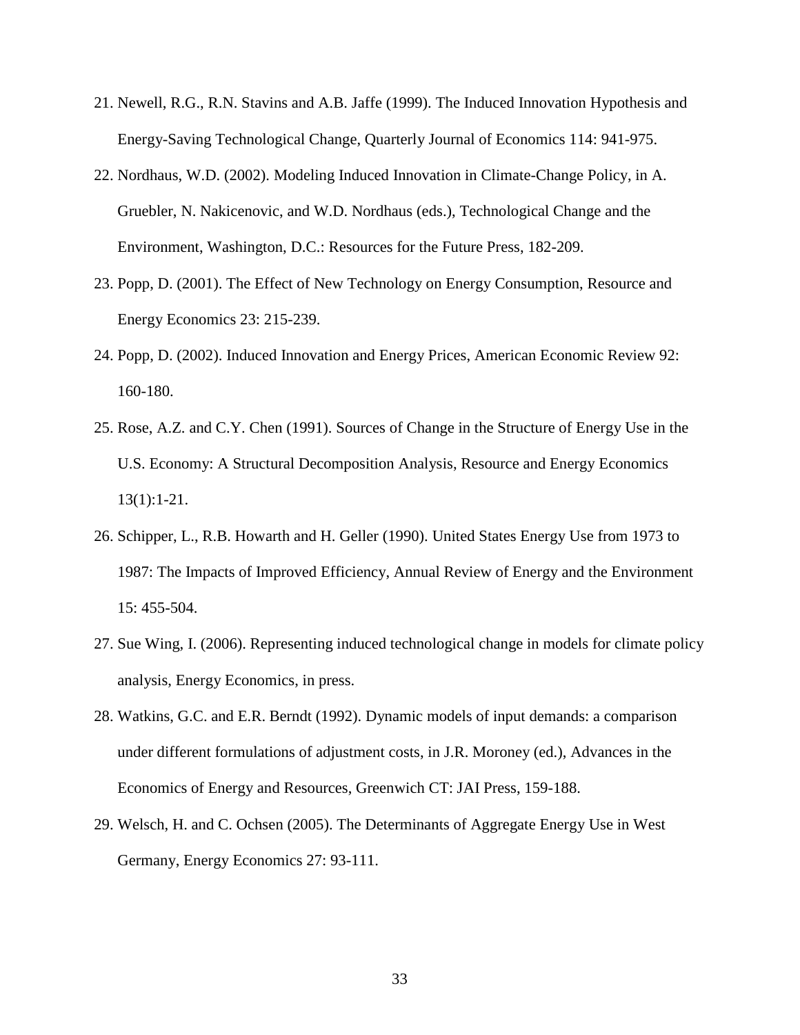21. Newell, R.G., R.N. Stavins and A.B. Jaffe (1999). The Induced Innovation Hypothesis and Energy-Saving Technological Change, Quarterly Journal of Economics 114: 941-975.
22. Nordhaus, W.D. (2002). Modeling Induced Innovation in Climate-Change Policy, in A. Gruebler, N. Nakicenovic, and W.D. Nordhaus (eds.), Technological Change and the Environment, Washington, D.C.: Resources for the Future Press, 182-209.
23. Popp, D. (2001). The Effect of New Technology on Energy Consumption, Resource and Energy Economics 23: 215-239.
24. Popp, D. (2002). Induced Innovation and Energy Prices, American Economic Review 92: 160-180.
25. Rose, A.Z. and C.Y. Chen (1991). Sources of Change in the Structure of Energy Use in the U.S. Economy: A Structural Decomposition Analysis, Resource and Energy Economics 13(1):1-21.
26. Schipper, L., R.B. Howarth and H. Geller (1990). United States Energy Use from 1973 to 1987: The Impacts of Improved Efficiency, Annual Review of Energy and the Environment 15: 455-504.
27. Sue Wing, I. (2006). Representing induced technological change in models for climate policy analysis, Energy Economics, in press.
28. Watkins, G.C. and E.R. Berndt (1992). Dynamic models of input demands: a comparison under different formulations of adjustment costs, in J.R. Moroney (ed.), Advances in the Economics of Energy and Resources, Greenwich CT: JAI Press, 159-188.
29. Welsch, H. and C. Ochsen (2005). The Determinants of Aggregate Energy Use in West Germany, Energy Economics 27: 93-111.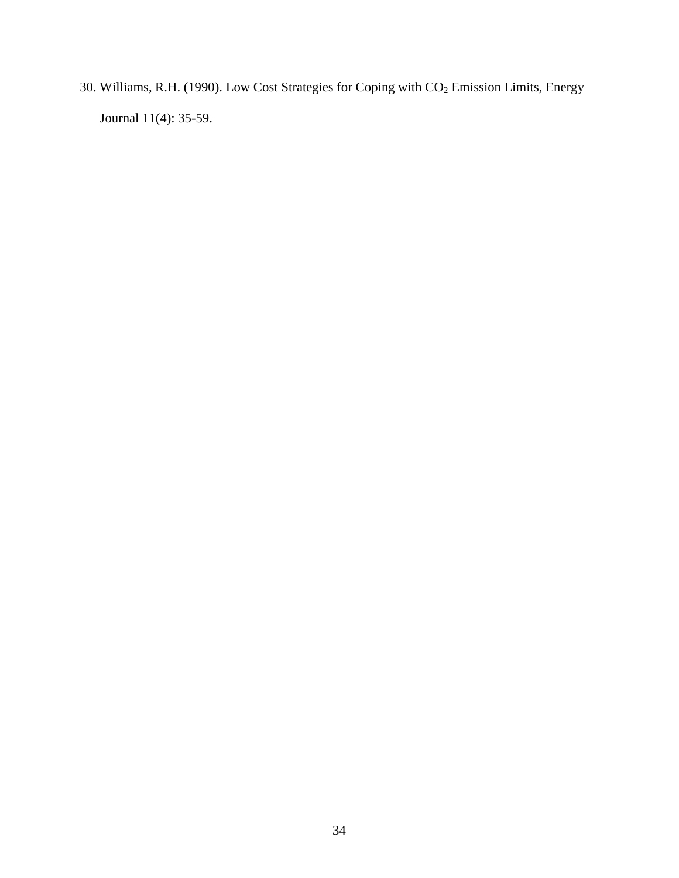30. Williams, R.H. (1990). Low Cost Strategies for Coping with $CO_2$ Emission Limits, Energy Journal 11(4): 35-59.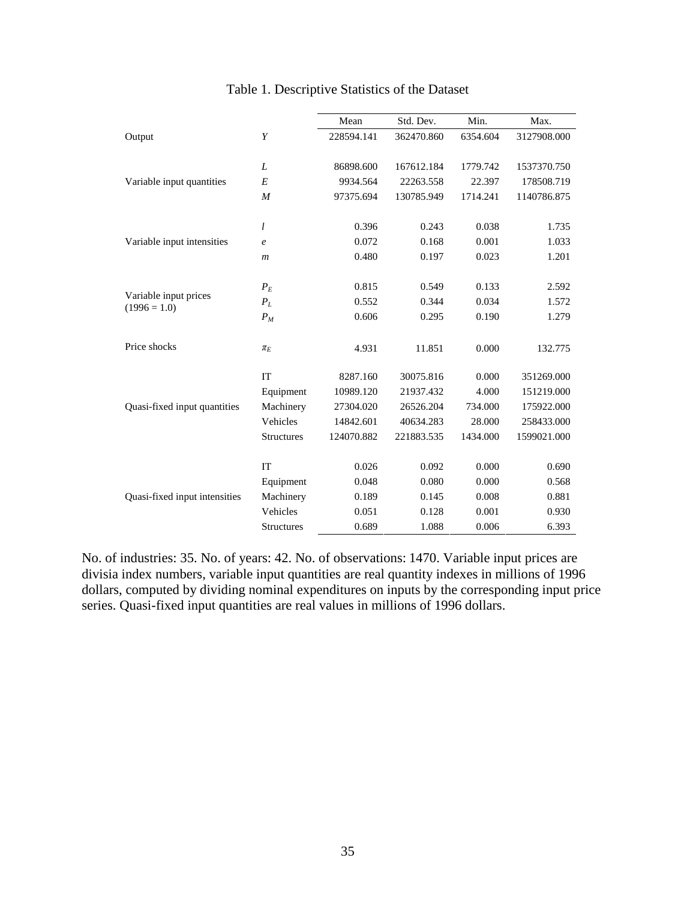# Table 1. Descriptive Statistics of the Dataset

| | | Mean | Std. Dev. | Min. | Max. |
|---|---|---|---|---|---|
| Output | $Y$ | 228594.141 | 362470.860 | 6354.604 | 3127908.000 |
| Variable input quantities | $L$ | 86898.600 | 167612.184 | 1779.742 | 1537370.750 |
| | $E$ | 9934.564 | 22263.558 | 22.397 | 178508.719 |
| | $M$ | 97375.694 | 130785.949 | 1714.241 | 1140786.875 |
| Variable input intensities | $l$ | 0.396 | 0.243 | 0.038 | 1.735 |
| | $e$ | 0.072 | 0.168 | 0.001 | 1.033 |
| | $m$ | 0.480 | 0.197 | 0.023 | 1.201 |
| Variable input prices (1996 = 1.0) | $P_E$ | 0.815 | 0.549 | 0.133 | 2.592 |
| | $P_L$ | 0.552 | 0.344 | 0.034 | 1.572 |
| | $P_M$ | 0.606 | 0.295 | 0.190 | 1.279 |
| Price shocks | $\pi_E$ | 4.931 | 11.851 | 0.000 | 132.775 |
| Quasi-fixed input quantities | IT | 8287.160 | 30075.816 | 0.000 | 351269.000 |
| | Equipment | 10989.120 | 21937.432 | 4.000 | 151219.000 |
| | Machinery | 27304.020 | 26526.204 | 734.000 | 175922.000 |
| | Vehicles | 14842.601 | 40634.283 | 28.000 | 258433.000 |
| | Structures | 124070.882 | 221883.535 | 1434.000 | 1599021.000 |
| Quasi-fixed input intensities | IT | 0.026 | 0.092 | 0.000 | 0.690 |
| | Equipment | 0.048 | 0.080 | 0.000 | 0.568 |
| | Machinery | 0.189 | 0.145 | 0.008 | 0.881 |
| | Vehicles | 0.051 | 0.128 | 0.001 | 0.930 |
| | Structures | 0.689 | 1.088 | 0.006 | 6.393 |

No. of industries: 35. No. of years: 42. No. of observations: 1470. Variable input prices are divisia index numbers, variable input quantities are real quantity indexes in millions of 1996 dollars, computed by dividing nominal expenditures on inputs by the corresponding input price series. Quasi-fixed input quantities are real values in millions of 1996 dollars.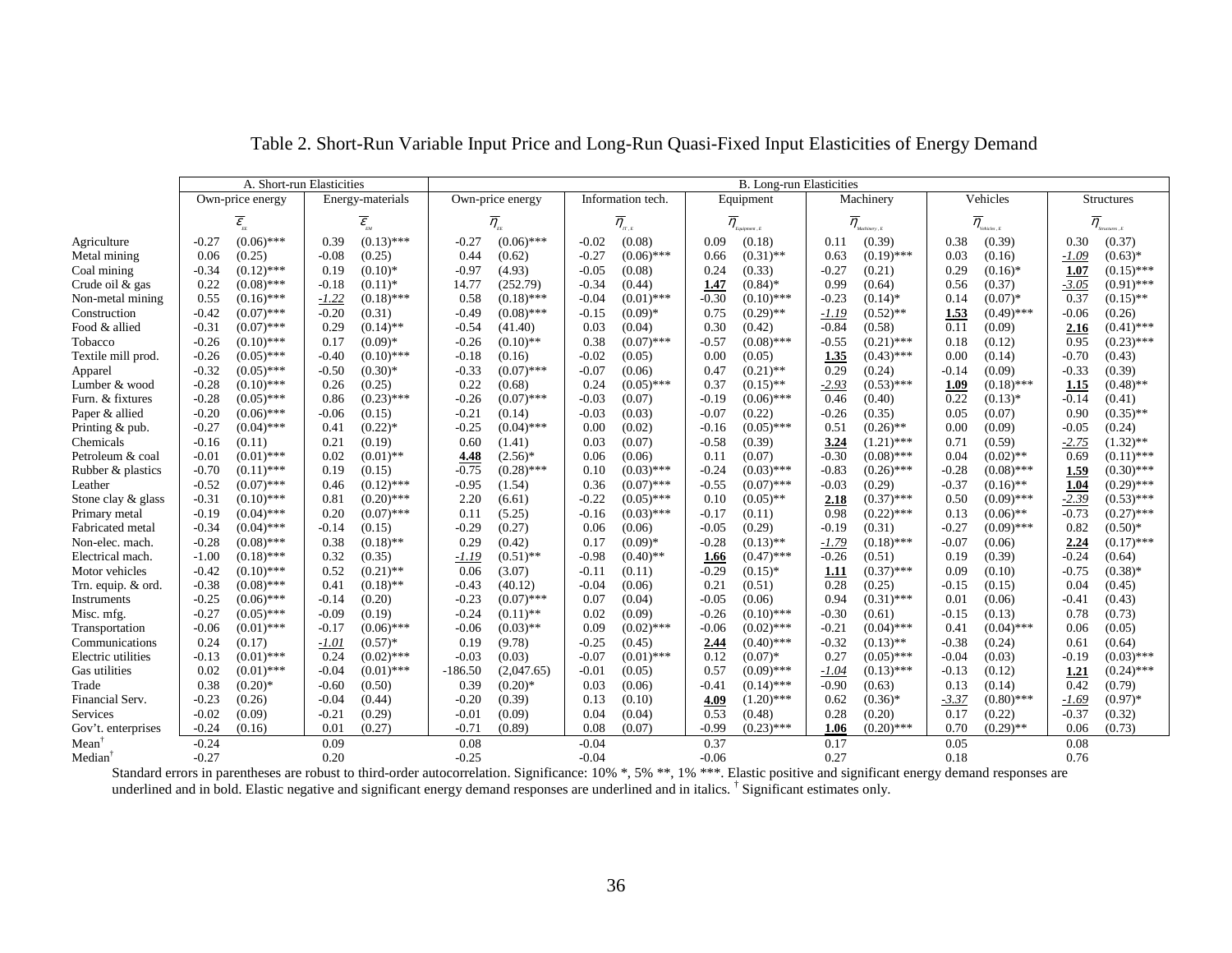# Table 2. Short-Run Variable Input Price and Long-Run Quasi-Fixed Input Elasticities of Energy Demand

| | A. Short-run Elasticities | | | | B. Long-run Elasticities | | | | | | | | | | | |
|---|---|---|---|---|---|---|---|---|---|---|---|---|---|---|---|---|
| | Own-price energy | | Energy-materials | | Own-price energy | | Information tech. | | Equipment | | Machinery | | Vehicles | | Structures | |
| | $\overline{\varepsilon}_{EE}$ | | $\overline{\varepsilon}_{EM}$ | | $\overline{\eta}_{EE}$ | | $\overline{\eta}_{IT,E}$ | | $\overline{\eta}_{Equipment,E}$ | | $\overline{\eta}_{Machinery,E}$ | | $\overline{\eta}_{Vehicles,E}$ | | $\overline{\eta}_{Structures,E}$ | |
| Agriculture | -0.27 | (0.06)*** | 0.39 | (0.13)*** | -0.27 | (0.06)*** | -0.02 | (0.08) | 0.09 | (0.18) | 0.11 | (0.39) | 0.38 | (0.39) | 0.30 | (0.37) |
| Metal mining | 0.06 | (0.25) | -0.08 | (0.25) | 0.44 | (0.62) | -0.27 | (0.06)*** | 0.66 | (0.31)** | 0.63 | (0.19)*** | 0.03 | (0.16) | *-1.09* | (0.63)* |
| Coal mining | -0.34 | (0.12)*** | 0.19 | (0.10)* | -0.97 | (4.93) | -0.05 | (0.08) | 0.24 | (0.33) | -0.27 | (0.21) | 0.29 | (0.16)* | **1.07** | (0.15)*** |
| Crude oil & gas | 0.22 | (0.08)*** | -0.18 | (0.11)* | 14.77 | (252.79) | -0.34 | (0.44) | **1.47** | (0.84)* | 0.99 | (0.64) | 0.56 | (0.37) | *-3.05* | (0.91)*** |
| Non-metal mining | 0.55 | (0.16)*** | *-1.22* | (0.18)*** | 0.58 | (0.18)*** | -0.04 | (0.01)*** | -0.30 | (0.10)*** | -0.23 | (0.14)* | 0.14 | (0.07)* | 0.37 | (0.15)** |
| Construction | -0.42 | (0.07)*** | -0.20 | (0.31) | -0.49 | (0.08)*** | -0.15 | (0.09)* | 0.75 | (0.29)** | *-1.19* | (0.52)** | **1.53** | (0.49)*** | -0.06 | (0.26) |
| Food & allied | -0.31 | (0.07)*** | 0.29 | (0.14)** | -0.54 | (41.40) | 0.03 | (0.04) | 0.30 | (0.42) | -0.84 | (0.58) | 0.11 | (0.09) | **2.16** | (0.41)*** |
| Tobacco | -0.26 | (0.10)*** | 0.17 | (0.09)* | -0.26 | (0.10)** | 0.38 | (0.07)*** | -0.57 | (0.08)*** | -0.55 | (0.21)*** | 0.18 | (0.12) | 0.95 | (0.23)*** |
| Textile mill prod. | -0.26 | (0.05)*** | -0.40 | (0.10)*** | -0.18 | (0.16) | -0.02 | (0.05) | 0.00 | (0.05) | **1.35** | (0.43)*** | 0.00 | (0.14) | -0.70 | (0.43) |
| Apparel | -0.32 | (0.05)*** | -0.50 | (0.30)* | -0.33 | (0.07)*** | -0.07 | (0.06) | 0.47 | (0.21)** | 0.29 | (0.24) | -0.14 | (0.09) | -0.33 | (0.39) |
| Lumber & wood | -0.28 | (0.10)*** | 0.26 | (0.25) | 0.22 | (0.68) | 0.24 | (0.05)*** | 0.37 | (0.15)** | *-2.93* | (0.53)*** | **1.09** | (0.18)*** | **1.15** | (0.48)** |
| Furn. & fixtures | -0.28 | (0.05)*** | 0.86 | (0.23)*** | -0.26 | (0.07)*** | -0.03 | (0.07) | -0.19 | (0.06)*** | 0.46 | (0.40) | 0.22 | (0.13)* | -0.14 | (0.41) |
| Paper & allied | -0.20 | (0.06)*** | -0.06 | (0.15) | -0.21 | (0.14) | -0.03 | (0.03) | -0.07 | (0.22) | -0.26 | (0.35) | 0.05 | (0.07) | 0.90 | (0.35)** |
| Printing & pub. | -0.27 | (0.04)*** | 0.41 | (0.22)* | -0.25 | (0.04)*** | 0.00 | (0.02) | -0.16 | (0.05)*** | 0.51 | (0.26)** | 0.00 | (0.09) | -0.05 | (0.24) |
| Chemicals | -0.16 | (0.11) | 0.21 | (0.19) | 0.60 | (1.41) | 0.03 | (0.07) | -0.58 | (0.39) | **3.24** | (1.21)*** | 0.71 | (0.59) | *-2.75* | (1.32)** |
| Petroleum & coal | -0.01 | (0.01)*** | 0.02 | (0.01)** | **4.48** | (2.56)* | 0.06 | (0.06) | 0.11 | (0.07) | -0.30 | (0.08)*** | 0.04 | (0.02)** | 0.69 | (0.11)*** |
| Rubber & plastics | -0.70 | (0.11)*** | 0.19 | (0.15) | -0.75 | (0.28)*** | 0.10 | (0.03)*** | -0.24 | (0.03)*** | -0.83 | (0.26)*** | -0.28 | (0.08)*** | **1.59** | (0.30)*** |
| Leather | -0.52 | (0.07)*** | 0.46 | (0.12)*** | -0.95 | (1.54) | 0.36 | (0.07)*** | -0.55 | (0.07)*** | -0.03 | (0.29) | -0.37 | (0.16)** | **1.04** | (0.29)*** |
| Stone clay & glass | -0.31 | (0.10)*** | 0.81 | (0.20)*** | 2.20 | (6.61) | -0.22 | (0.05)*** | 0.10 | (0.05)** | **2.18** | (0.37)*** | 0.50 | (0.09)*** | *-2.39* | (0.53)*** |
| Primary metal | -0.19 | (0.04)*** | 0.20 | (0.07)*** | 0.11 | (5.25) | -0.16 | (0.03)*** | -0.17 | (0.11) | 0.98 | (0.22)*** | 0.13 | (0.06)** | -0.73 | (0.27)*** |
| Fabricated metal | -0.34 | (0.04)*** | -0.14 | (0.15) | -0.29 | (0.27) | 0.06 | (0.06) | -0.05 | (0.29) | -0.19 | (0.31) | -0.27 | (0.09)*** | 0.82 | (0.50)* |
| Non-elec. mach. | -0.28 | (0.08)*** | 0.38 | (0.18)** | 0.29 | (0.42) | 0.17 | (0.09)* | -0.28 | (0.13)** | *-1.79* | (0.18)*** | -0.07 | (0.06) | **2.24** | (0.17)*** |
| Electrical mach. | -1.00 | (0.18)*** | 0.32 | (0.35) | *-1.19* | (0.51)** | -0.98 | (0.40)** | **1.66** | (0.47)*** | -0.26 | (0.51) | 0.19 | (0.39) | -0.24 | (0.64) |
| Motor vehicles | -0.42 | (0.10)*** | 0.52 | (0.21)** | 0.06 | (3.07) | -0.11 | (0.11) | -0.29 | (0.15)* | **1.11** | (0.37)*** | 0.09 | (0.10) | -0.75 | (0.38)* |
| Trn. equip. & ord. | -0.38 | (0.08)*** | 0.41 | (0.18)** | -0.43 | (40.12) | -0.04 | (0.06) | 0.21 | (0.51) | 0.28 | (0.25) | -0.15 | (0.15) | 0.04 | (0.45) |
| Instruments | -0.25 | (0.06)*** | -0.14 | (0.20) | -0.23 | (0.07)*** | 0.07 | (0.04) | -0.05 | (0.06) | 0.94 | (0.31)*** | 0.01 | (0.06) | -0.41 | (0.43) |
| Misc. mfg. | -0.27 | (0.05)*** | -0.09 | (0.19) | -0.24 | (0.11)** | 0.02 | (0.09) | -0.26 | (0.10)*** | -0.30 | (0.61) | -0.15 | (0.13) | 0.78 | (0.73) |
| Transportation | -0.06 | (0.01)*** | -0.17 | (0.06)*** | -0.06 | (0.03)** | 0.09 | (0.02)*** | -0.06 | (0.02)*** | -0.21 | (0.04)*** | 0.41 | (0.04)*** | 0.06 | (0.05) |
| Communications | 0.24 | (0.17) | *-1.01* | (0.57)* | 0.19 | (9.78) | -0.25 | (0.45) | **2.44** | (0.40)*** | -0.32 | (0.13)** | -0.38 | (0.24) | 0.61 | (0.64) |
| Electric utilities | -0.13 | (0.01)*** | 0.24 | (0.02)*** | -0.03 | (0.03) | -0.07 | (0.01)*** | 0.12 | (0.07)* | 0.27 | (0.05)*** | -0.04 | (0.03) | -0.19 | (0.03)*** |
| Gas utilities | 0.02 | (0.01)*** | -0.04 | (0.01)*** | -186.50 | (2,047.65) | -0.01 | (0.05) | 0.57 | (0.09)*** | *-1.04* | (0.13)*** | -0.13 | (0.12) | **1.21** | (0.24)*** |
| Trade | 0.38 | (0.20)* | -0.60 | (0.50) | 0.39 | (0.20)* | 0.03 | (0.06) | -0.41 | (0.14)*** | -0.90 | (0.63) | 0.13 | (0.14) | 0.42 | (0.79) |
| Financial Serv. | -0.23 | (0.26) | -0.04 | (0.44) | -0.20 | (0.39) | 0.13 | (0.10) | **4.09** | (1.20)*** | 0.62 | (0.36)* | *-3.37* | (0.80)*** | *-1.69* | (0.97)* |
| Services | -0.02 | (0.09) | -0.21 | (0.29) | -0.01 | (0.09) | 0.04 | (0.04) | 0.53 | (0.48) | 0.28 | (0.20) | 0.17 | (0.22) | -0.37 | (0.32) |
| Gov't. enterprises | -0.24 | (0.16) | 0.01 | (0.27) | -0.71 | (0.89) | 0.08 | (0.07) | -0.99 | (0.23)*** | **1.06** | (0.20)*** | 0.70 | (0.29)** | 0.06 | (0.73) |
| Mean† | -0.24 | | 0.09 | | 0.08 | | -0.04 | | 0.37 | | 0.17 | | 0.05 | | 0.08 | |
| Median† | -0.27 | | 0.20 | | -0.25 | | -0.04 | | -0.06 | | 0.27 | | 0.18 | | 0.76 | |

Standard errors in parentheses are robust to third-order autocorrelation. Significance: 10% *, 5% **, 1% ***. Elastic positive and significant energy demand responses are underlined and in bold. Elastic negative and significant energy demand responses are underlined and in italics. † Significant estimates only.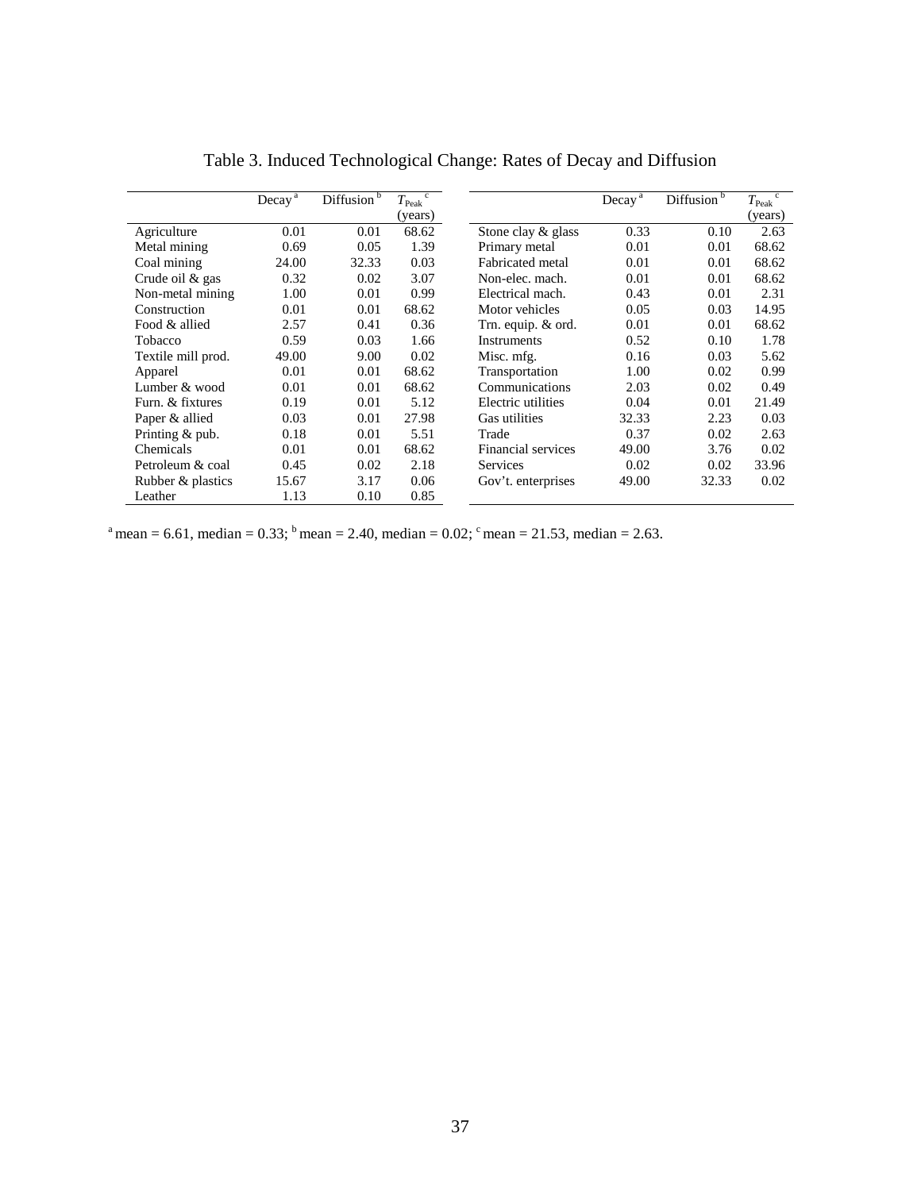# Table 3. Induced Technological Change: Rates of Decay and Diffusion

| | Decay [a] | Diffusion [b] | $T_{Peak}$ [c] (years) | | Decay [a] | Diffusion [b] | $T_{Peak}$ [c] (years) |
|---|---|---|---|---|---|---|---|
| Agriculture | 0.01 | 0.01 | 68.62 | Stone clay & glass | 0.33 | 0.10 | 2.63 |
| Metal mining | 0.69 | 0.05 | 1.39 | Primary metal | 0.01 | 0.01 | 68.62 |
| Coal mining | 24.00 | 32.33 | 0.03 | Fabricated metal | 0.01 | 0.01 | 68.62 |
| Crude oil & gas | 0.32 | 0.02 | 3.07 | Non-elec. mach. | 0.01 | 0.01 | 68.62 |
| Non-metal mining | 1.00 | 0.01 | 0.99 | Electrical mach. | 0.43 | 0.01 | 2.31 |
| Construction | 0.01 | 0.01 | 68.62 | Motor vehicles | 0.05 | 0.03 | 14.95 |
| Food & allied | 2.57 | 0.41 | 0.36 | Trn. equip. & ord. | 0.01 | 0.01 | 68.62 |
| Tobacco | 0.59 | 0.03 | 1.66 | Instruments | 0.52 | 0.10 | 1.78 |
| Textile mill prod. | 49.00 | 9.00 | 0.02 | Misc. mfg. | 0.16 | 0.03 | 5.62 |
| Apparel | 0.01 | 0.01 | 68.62 | Transportation | 1.00 | 0.02 | 0.99 |
| Lumber & wood | 0.01 | 0.01 | 68.62 | Communications | 2.03 | 0.02 | 0.49 |
| Furn. & fixtures | 0.19 | 0.01 | 5.12 | Electric utilities | 0.04 | 0.01 | 21.49 |
| Paper & allied | 0.03 | 0.01 | 27.98 | Gas utilities | 32.33 | 2.23 | 0.03 |
| Printing & pub. | 0.18 | 0.01 | 5.51 | Trade | 0.37 | 0.02 | 2.63 |
| Chemicals | 0.01 | 0.01 | 68.62 | Financial services | 49.00 | 3.76 | 0.02 |
| Petroleum & coal | 0.45 | 0.02 | 2.18 | Services | 0.02 | 0.02 | 33.96 |
| Rubber & plastics | 15.67 | 3.17 | 0.06 | Gov't. enterprises | 49.00 | 32.33 | 0.02 |
| Leather | 1.13 | 0.10 | 0.85 | | | | |

[a] mean = 6.61, median = 0.33; [b] mean = 2.40, median = 0.02; [c] mean = 21.53, median = 2.63.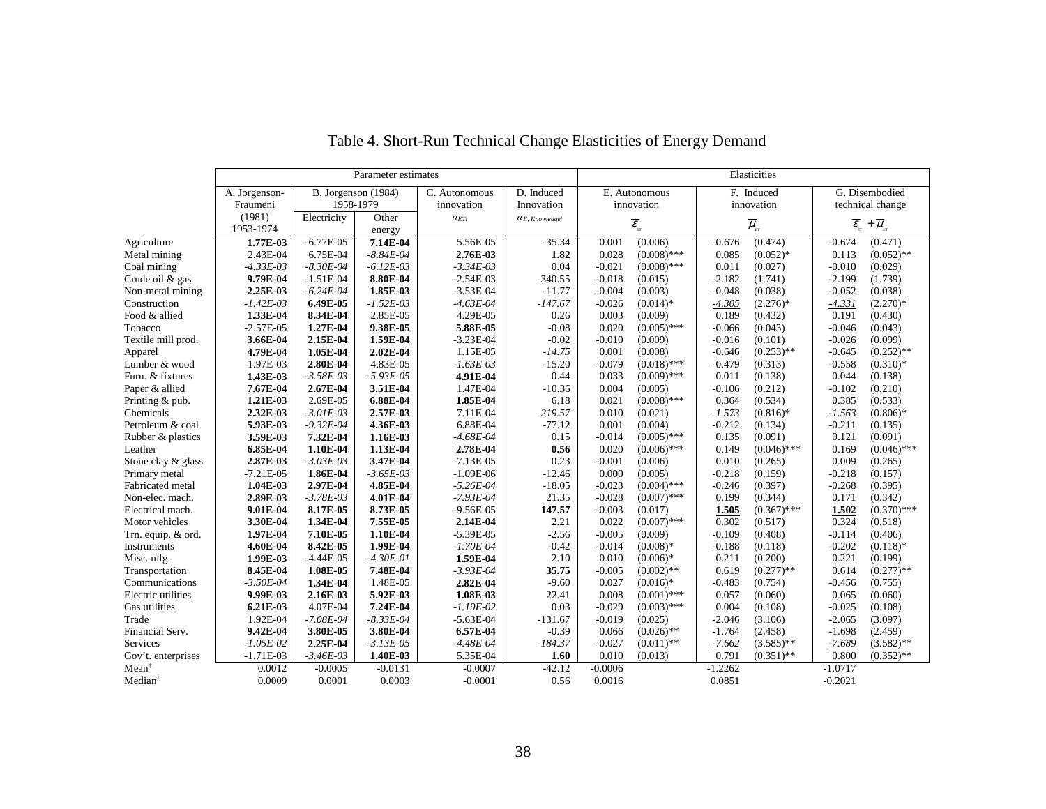# Table 4. Short-Run Technical Change Elasticities of Energy Demand

| | Parameter estimates | | | | | Elasticities | | | | | |
|---|---|---|---|---|---|---|---|---|---|---|---|
| | A. Jorgenson-Fraumeni (1981) 1953-1974 | B. Jorgenson (1984) 1958-1979 | | C. Autonomous innovation | D. Induced Innovation | E. Autonomous innovation | | F. Induced innovation | | G. Disembodied technical change | |
| | | Electricity | Other energy | $\alpha_{ETi}$ | $\alpha_{E,\,Knowledgei}$ | $\overline{\varepsilon}_{ET}$ | | $\overline{\mu}_{ET}$ | | $\overline{\varepsilon}_{ET}+\overline{\mu}_{ET}$ | |
| Agriculture | **1.77E-03** | -6.77E-05 | **7.14E-04** | 5.56E-05 | -35.34 | 0.001 | (0.006) | -0.676 | (0.474) | -0.674 | (0.471) |
| Metal mining | 2.43E-04 | 6.75E-04 | *-8.84E-04* | **2.76E-03** | **1.82** | 0.028 | (0.008)*** | 0.085 | (0.052)* | 0.113 | (0.052)** |
| Coal mining | *-4.33E-03* | *-8.30E-04* | *-6.12E-03* | *-3.34E-03* | 0.04 | -0.021 | (0.008)*** | 0.011 | (0.027) | -0.010 | (0.029) |
| Crude oil & gas | **9.79E-04** | -1.51E-04 | **8.80E-04** | -2.54E-03 | -340.55 | -0.018 | (0.015) | -2.182 | (1.741) | -2.199 | (1.739) |
| Non-metal mining | **2.25E-03** | *-6.24E-04* | **1.85E-03** | -3.53E-04 | -11.77 | -0.004 | (0.003) | -0.048 | (0.038) | -0.052 | (0.038) |
| Construction | *-1.42E-03* | **6.49E-05** | *-1.52E-03* | *-4.63E-04* | *-147.67* | -0.026 | (0.014)* | <u>*-4.305*</u> | (2.276)* | <u>*-4.331*</u> | (2.270)* |
| Food & allied | **1.33E-04** | **8.34E-04** | 2.85E-05 | 4.29E-05 | 0.26 | 0.003 | (0.009) | 0.189 | (0.432) | 0.191 | (0.430) |
| Tobacco | -2.57E-05 | **1.27E-04** | **9.38E-05** | **5.88E-05** | -0.08 | 0.020 | (0.005)*** | -0.066 | (0.043) | -0.046 | (0.043) |
| Textile mill prod. | **3.66E-04** | **2.15E-04** | **1.59E-04** | -3.23E-04 | -0.02 | -0.010 | (0.009) | -0.016 | (0.101) | -0.026 | (0.099) |
| Apparel | **4.79E-04** | **1.05E-04** | **2.02E-04** | 1.15E-05 | *-14.75* | 0.001 | (0.008) | -0.646 | (0.253)** | -0.645 | (0.252)** |
| Lumber & wood | 1.97E-03 | **2.80E-04** | 4.83E-05 | *-1.63E-03* | -15.20 | -0.079 | (0.018)*** | -0.479 | (0.313) | -0.558 | (0.310)* |
| Furn. & fixtures | **1.43E-03** | *-3.58E-03* | *-5.93E-05* | **4.91E-04** | 0.44 | 0.033 | (0.009)*** | 0.011 | (0.138) | 0.044 | (0.138) |
| Paper & allied | **7.67E-04** | **2.67E-04** | **3.51E-04** | 1.47E-04 | -10.36 | 0.004 | (0.005) | -0.106 | (0.212) | -0.102 | (0.210) |
| Printing & pub. | **1.21E-03** | 2.69E-05 | **6.88E-04** | **1.85E-04** | 6.18 | 0.021 | (0.008)*** | 0.364 | (0.534) | 0.385 | (0.533) |
| Chemicals | **2.32E-03** | *-3.01E-03* | **2.57E-03** | 7.11E-04 | *-219.57* | 0.010 | (0.021) | <u>*-1.573*</u> | (0.816)* | <u>*-1.563*</u> | (0.806)* |
| Petroleum & coal | **5.93E-03** | *-9.32E-04* | **4.36E-03** | 6.88E-04 | -77.12 | 0.001 | (0.004) | -0.212 | (0.134) | -0.211 | (0.135) |
| Rubber & plastics | **3.59E-03** | **7.32E-04** | **1.16E-03** | *-4.68E-04* | 0.15 | -0.014 | (0.005)*** | 0.135 | (0.091) | 0.121 | (0.091) |
| Leather | **6.85E-04** | **1.10E-04** | **1.13E-04** | **2.78E-04** | **0.56** | 0.020 | (0.006)*** | 0.149 | (0.046)*** | 0.169 | (0.046)*** |
| Stone clay & glass | **2.87E-03** | *-3.03E-03* | **3.47E-04** | -7.13E-05 | 0.23 | -0.001 | (0.006) | 0.010 | (0.265) | 0.009 | (0.265) |
| Primary metal | -7.21E-05 | **1.86E-04** | *-3.65E-03* | -1.09E-06 | -12.46 | 0.000 | (0.005) | -0.218 | (0.159) | -0.218 | (0.157) |
| Fabricated metal | **1.04E-03** | **2.97E-04** | **4.85E-04** | *-5.26E-04* | -18.05 | -0.023 | (0.004)*** | -0.246 | (0.397) | -0.268 | (0.395) |
| Non-elec. mach. | **2.89E-03** | *-3.78E-03* | **4.01E-04** | *-7.93E-04* | 21.35 | -0.028 | (0.007)*** | 0.199 | (0.344) | 0.171 | (0.342) |
| Electrical mach. | **9.01E-04** | **8.17E-05** | **8.73E-05** | -9.56E-05 | **147.57** | -0.003 | (0.017) | <u>**1.505**</u> | (0.367)*** | <u>**1.502**</u> | (0.370)*** |
| Motor vehicles | **3.30E-04** | **1.34E-04** | **7.55E-05** | **2.14E-04** | 2.21 | 0.022 | (0.007)*** | 0.302 | (0.517) | 0.324 | (0.518) |
| Trn. equip. & ord. | **1.97E-04** | **7.10E-05** | **1.10E-04** | -5.39E-05 | -2.56 | -0.005 | (0.009) | -0.109 | (0.408) | -0.114 | (0.406) |
| Instruments | **4.60E-04** | **8.42E-05** | **1.99E-04** | *-1.70E-04* | -0.42 | -0.014 | (0.008)* | -0.188 | (0.118) | -0.202 | (0.118)* |
| Misc. mfg. | **1.99E-03** | -4.44E-05 | *-4.30E-01* | **1.59E-04** | 2.10 | 0.010 | (0.006)* | 0.211 | (0.200) | 0.221 | (0.199) |
| Transportation | **8.45E-04** | **1.08E-05** | **7.48E-04** | *-3.93E-04* | **35.75** | -0.005 | (0.002)** | 0.619 | (0.277)** | 0.614 | (0.277)** |
| Communications | *-3.50E-04* | **1.34E-04** | 1.48E-05 | **2.82E-04** | -9.60 | 0.027 | (0.016)* | -0.483 | (0.754) | -0.456 | (0.755) |
| Electric utilities | **9.99E-03** | **2.16E-03** | **5.92E-03** | **1.08E-03** | 22.41 | 0.008 | (0.001)*** | 0.057 | (0.060) | 0.065 | (0.060) |
| Gas utilities | **6.21E-03** | 4.07E-04 | **7.24E-04** | *-1.19E-02* | 0.03 | -0.029 | (0.003)*** | 0.004 | (0.108) | -0.025 | (0.108) |
| Trade | 1.92E-04 | *-7.08E-04* | *-8.33E-04* | -5.63E-04 | -131.67 | -0.019 | (0.025) | -2.046 | (3.106) | -2.065 | (3.097) |
| Financial Serv. | **9.42E-04** | **3.80E-05** | **3.80E-04** | **6.57E-04** | -0.39 | 0.066 | (0.026)** | -1.764 | (2.458) | -1.698 | (2.459) |
| Services | *-1.05E-02* | **2.25E-04** | *-3.13E-05* | *-4.48E-04* | *-184.37* | -0.027 | (0.011)** | <u>*-7.662*</u> | (3.585)** | <u>*-7.689*</u> | (3.582)** |
| Gov't. enterprises | -1.71E-03 | *-3.46E-03* | **1.40E-03** | 5.35E-04 | **1.60** | 0.010 | (0.013) | 0.791 | (0.351)** | 0.800 | (0.352)** |
| Mean[†] | 0.0012 | -0.0005 | -0.0131 | -0.0007 | -42.12 | -0.0006 | | -1.2262 | | -1.0717 | |
| Median[†] | 0.0009 | 0.0001 | 0.0003 | -0.0001 | 0.56 | 0.0016 | | 0.0851 | | -0.2021 | |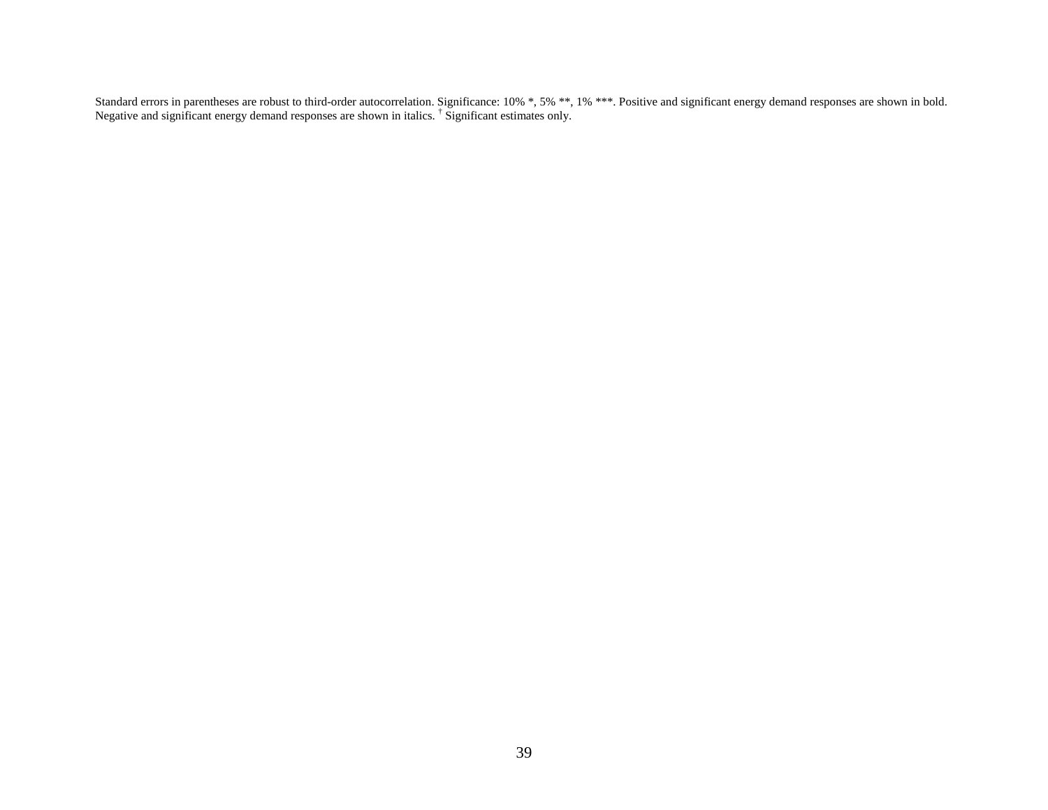Standard errors in parentheses are robust to third-order autocorrelation. Significance: 10% *, 5% **, 1% ***. Positive and significant energy demand responses are shown in bold. Negative and significant energy demand responses are shown in italics. † Significant estimates only.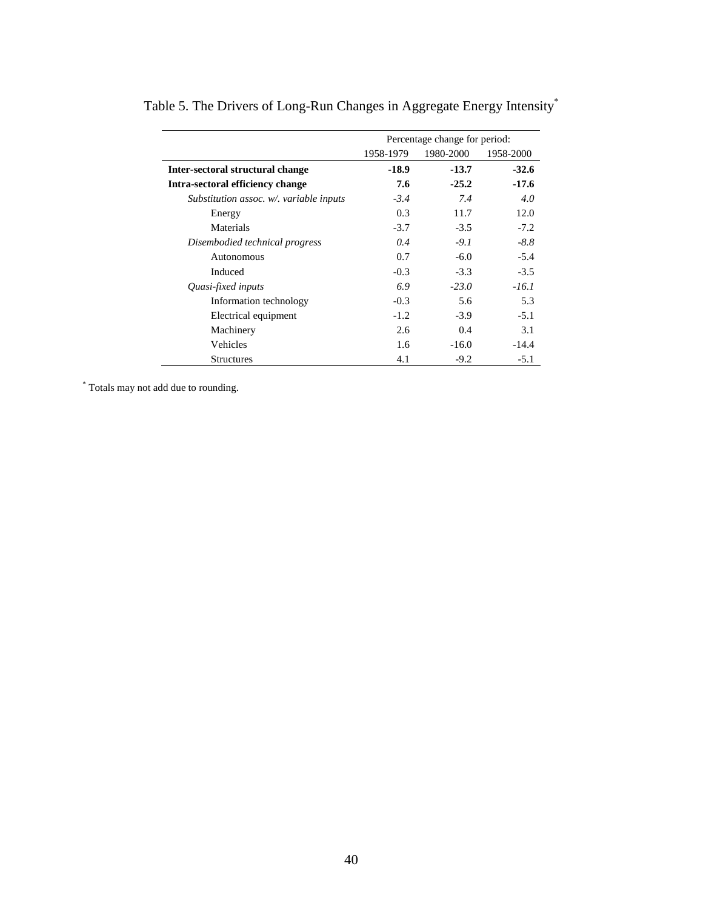# Table 5. The Drivers of Long-Run Changes in Aggregate Energy Intensity*

| | Percentage change for period: | | |
|---|---|---|---|
| | 1958-1979 | 1980-2000 | 1958-2000 |
| **Inter-sectoral structural change** | **-18.9** | **-13.7** | **-32.6** |
| **Intra-sectoral efficiency change** | **7.6** | **-25.2** | **-17.6** |
| *Substitution assoc. w/. variable inputs* | *-3.4* | *7.4* | *4.0* |
| Energy | 0.3 | 11.7 | 12.0 |
| Materials | -3.7 | -3.5 | -7.2 |
| *Disembodied technical progress* | *0.4* | *-9.1* | *-8.8* |
| Autonomous | 0.7 | -6.0 | -5.4 |
| Induced | -0.3 | -3.3 | -3.5 |
| *Quasi-fixed inputs* | *6.9* | *-23.0* | *-16.1* |
| Information technology | -0.3 | 5.6 | 5.3 |
| Electrical equipment | -1.2 | -3.9 | -5.1 |
| Machinery | 2.6 | 0.4 | 3.1 |
| Vehicles | 1.6 | -16.0 | -14.4 |
| Structures | 4.1 | -9.2 | -5.1 |

* Totals may not add due to rounding.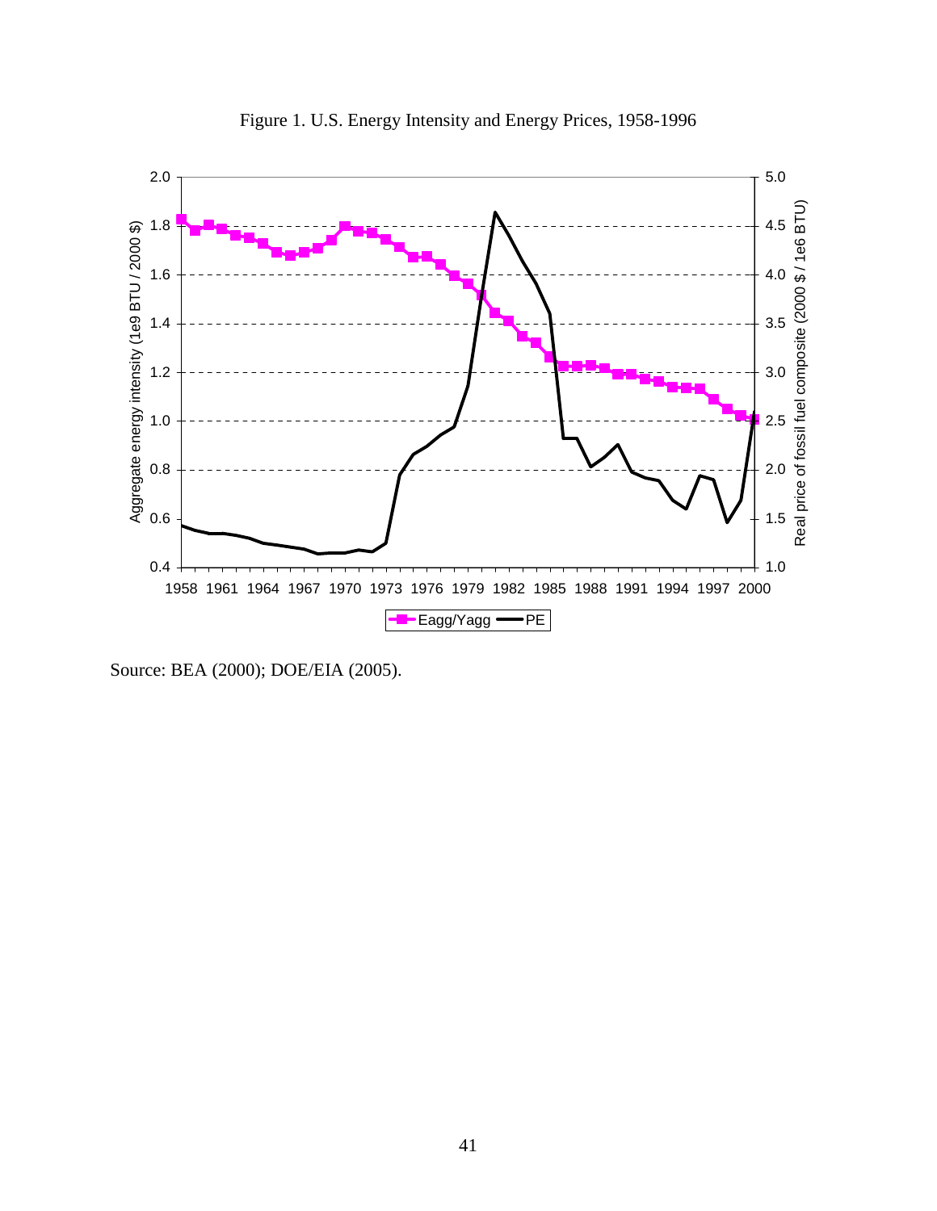Figure 1. U.S. Energy Intensity and Energy Prices, 1958-1996

Source: BEA (2000); DOE/EIA (2005).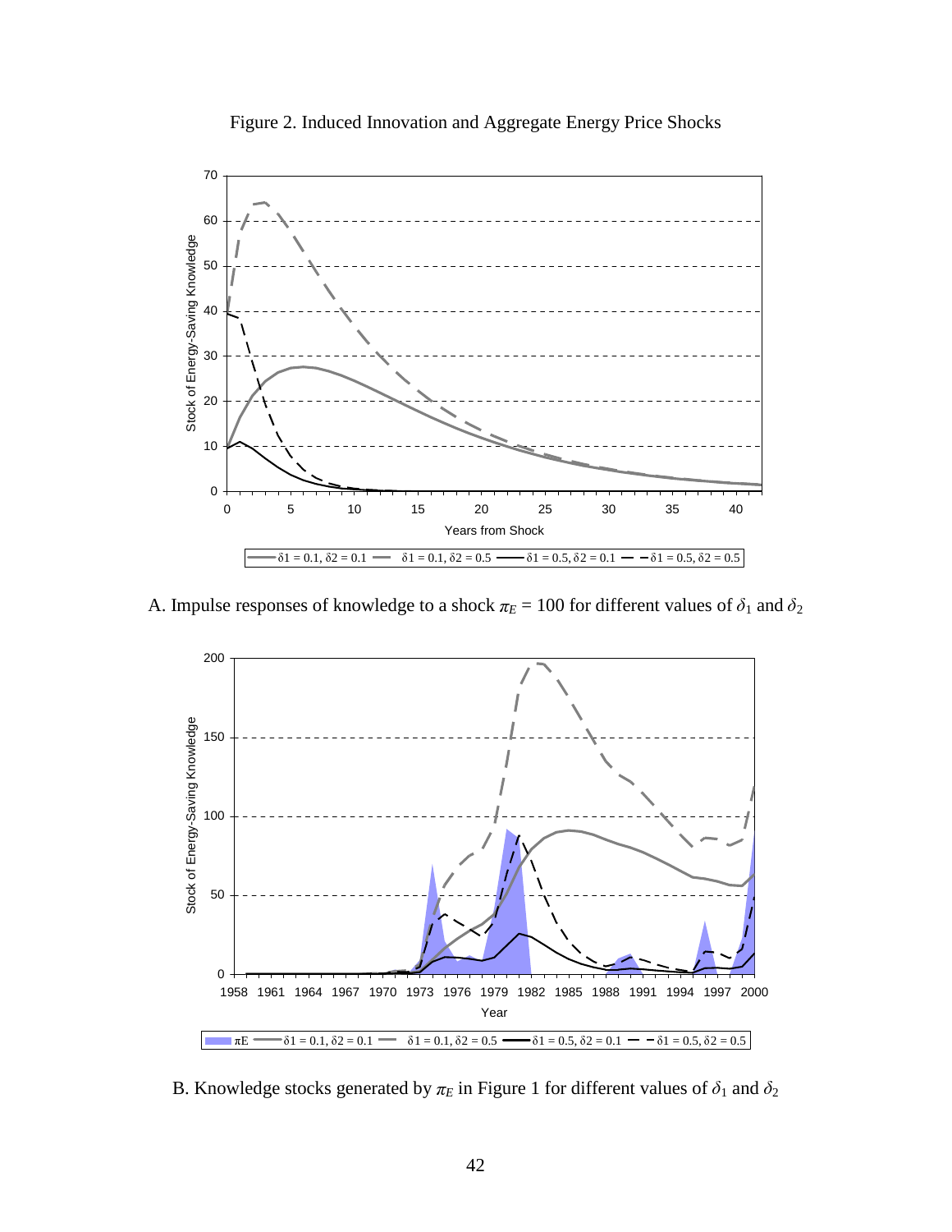Figure 2. Induced Innovation and Aggregate Energy Price Shocks

A. Impulse responses of knowledge to a shock $\pi_E = 100$ for different values of $\delta_1$ and $\delta_2$

B. Knowledge stocks generated by $\pi_E$ in Figure 1 for different values of $\delta_1$ and $\delta_2$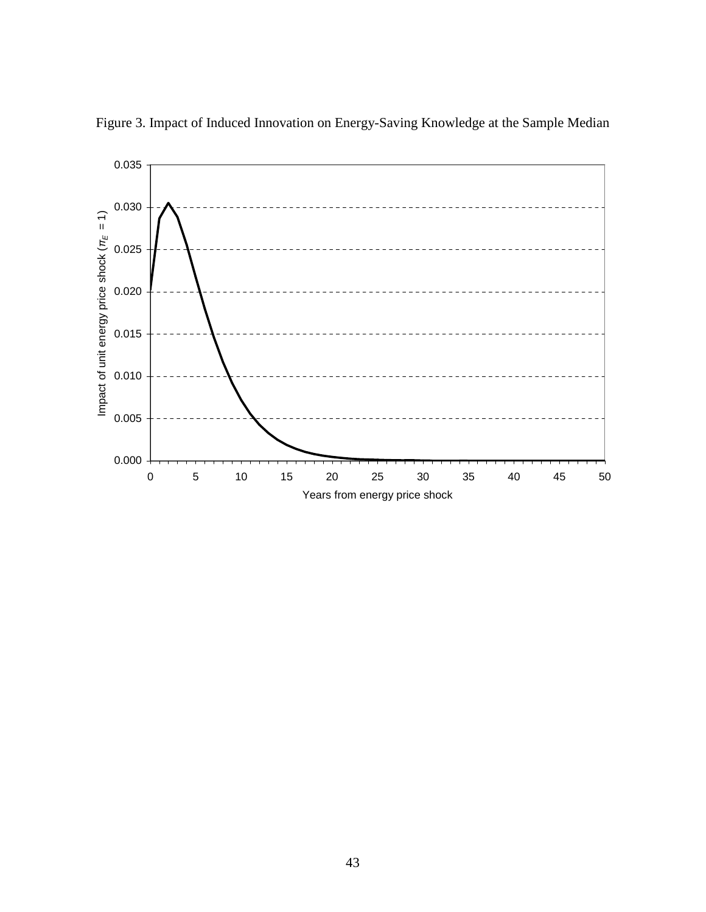Figure 3. Impact of Induced Innovation on Energy-Saving Knowledge at the Sample Median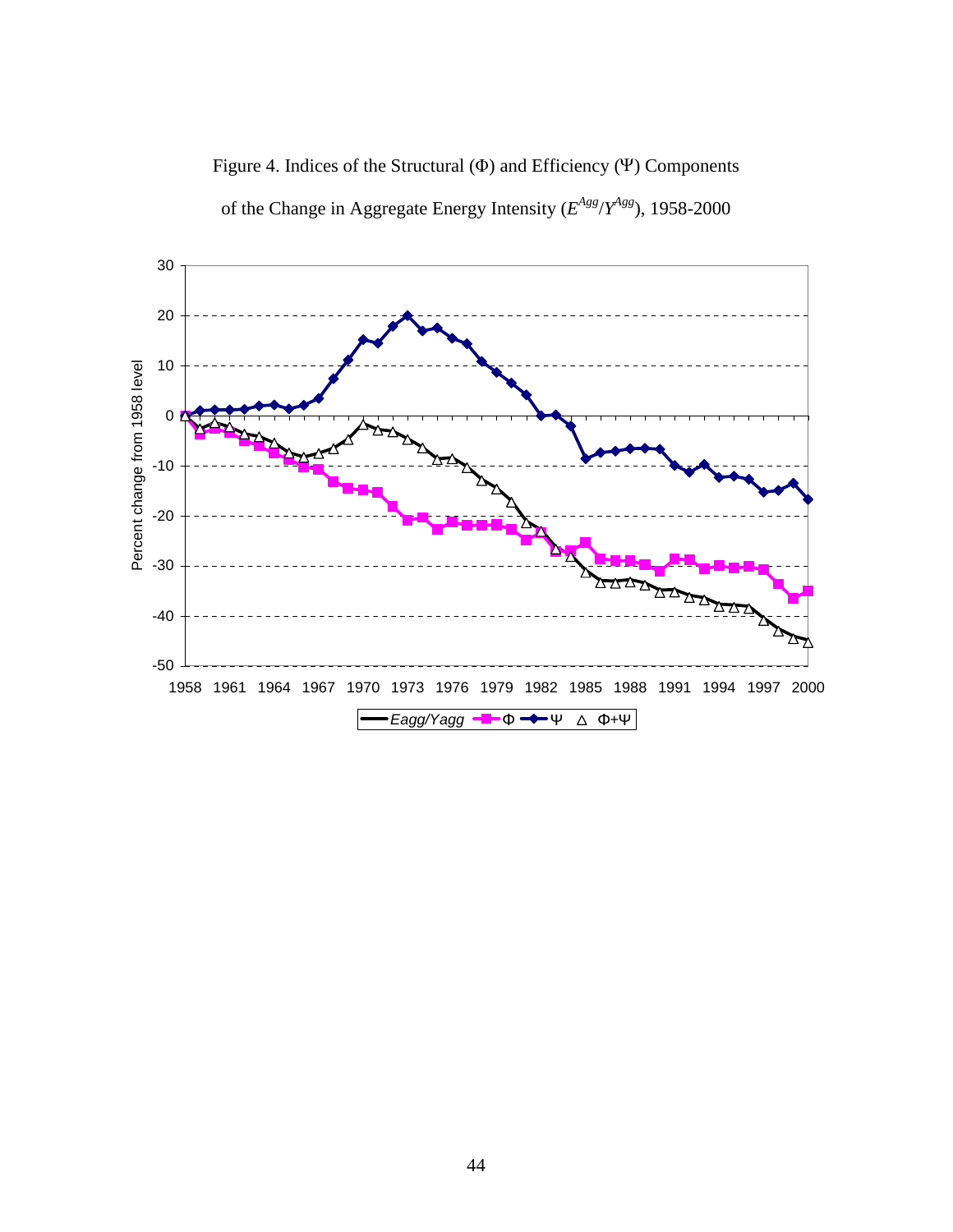Figure 4. Indices of the Structural (Φ) and Efficiency (Ψ) Components of the Change in Aggregate Energy Intensity ($E^{Agg}/Y^{Agg}$), 1958-2000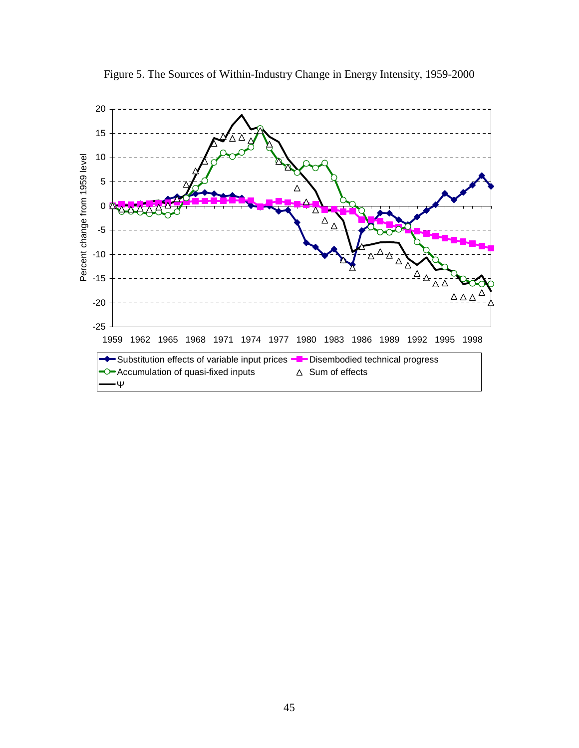Figure 5. The Sources of Within-Industry Change in Energy Intensity, 1959-2000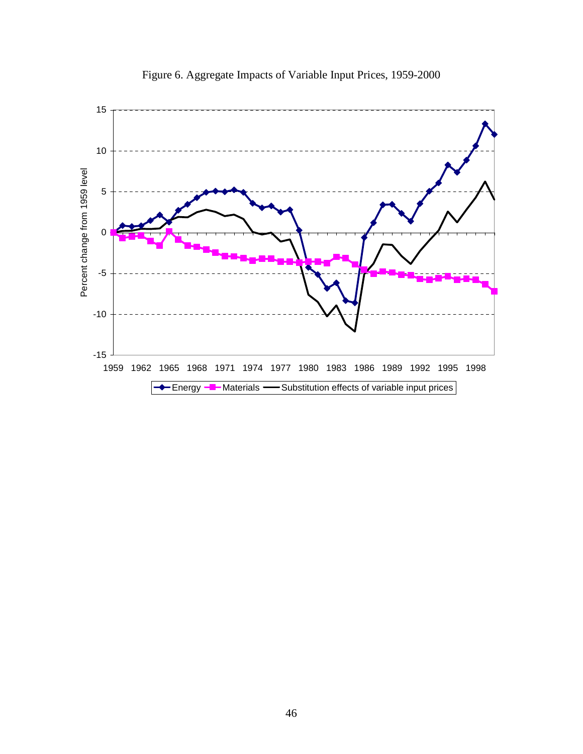Figure 6. Aggregate Impacts of Variable Input Prices, 1959-2000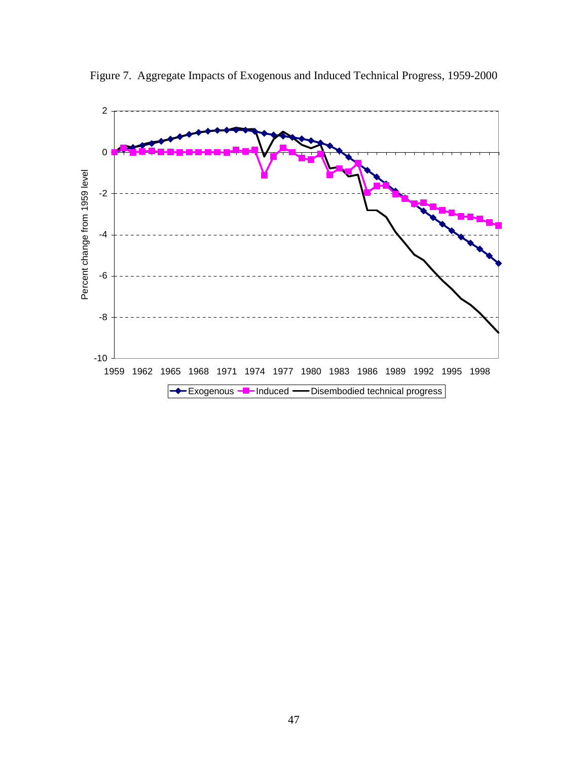Figure 7. Aggregate Impacts of Exogenous and Induced Technical Progress, 1959-2000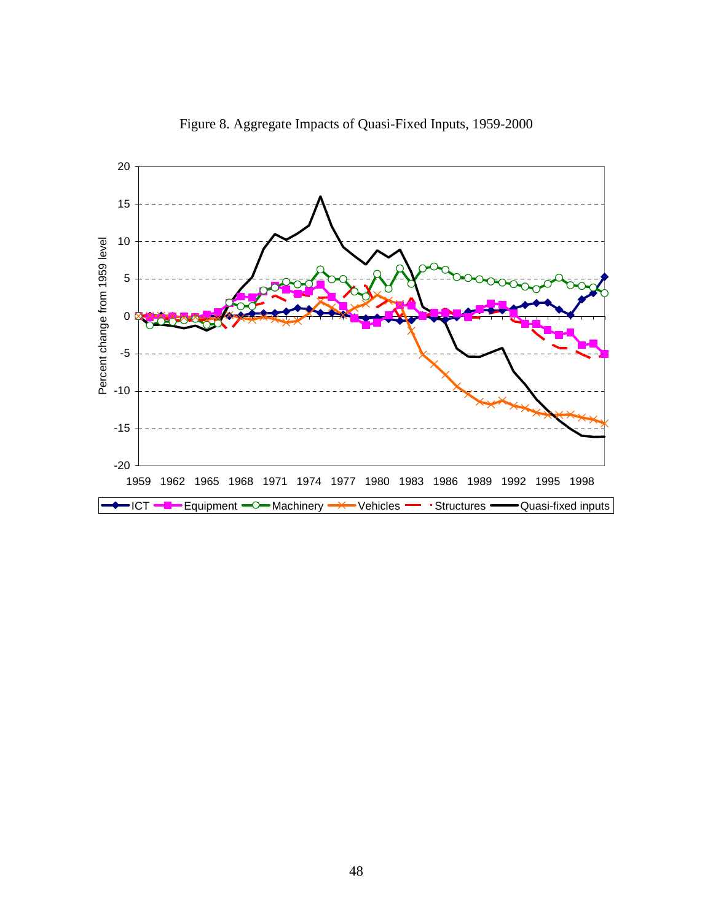Figure 8. Aggregate Impacts of Quasi-Fixed Inputs, 1959-2000

Percent change from 1959 level

20
15
10
5
0
-5
-10
-15
-20

1959 1962 1965 1968 1971 1974 1977 1980 1983 1986 1989 1992 1995 1998

ICT Equipment Machinery Vehicles Structures Quasi-fixed inputs